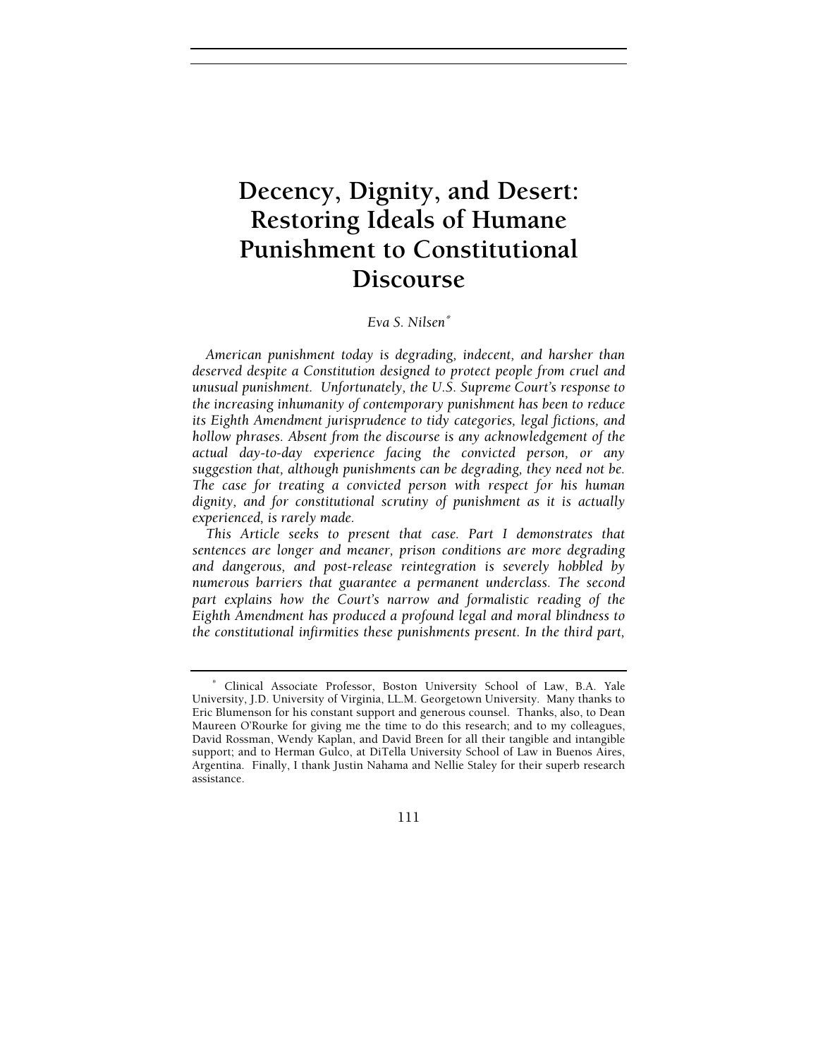# Decency, Dignity, and Desert: Restoring Ideals of Humane Punishment to Constitutional Discourse

*Eva S. Nilsen*[*]

*American punishment today is degrading, indecent, and harsher than deserved despite a Constitution designed to protect people from cruel and unusual punishment. Unfortunately, the U.S. Supreme Court's response to the increasing inhumanity of contemporary punishment has been to reduce its Eighth Amendment jurisprudence to tidy categories, legal fictions, and hollow phrases. Absent from the discourse is any acknowledgement of the actual day-to-day experience facing the convicted person, or any suggestion that, although punishments can be degrading, they need not be. The case for treating a convicted person with respect for his human dignity, and for constitutional scrutiny of punishment as it is actually experienced, is rarely made.*

*This Article seeks to present that case. Part I demonstrates that sentences are longer and meaner, prison conditions are more degrading and dangerous, and post-release reintegration is severely hobbled by numerous barriers that guarantee a permanent underclass. The second part explains how the Court's narrow and formalistic reading of the Eighth Amendment has produced a profound legal and moral blindness to the constitutional infirmities these punishments present. In the third part,*

---

[*] Clinical Associate Professor, Boston University School of Law, B.A. Yale University, J.D. University of Virginia, LL.M. Georgetown University. Many thanks to Eric Blumenson for his constant support and generous counsel. Thanks, also, to Dean Maureen O'Rourke for giving me the time to do this research; and to my colleagues, David Rossman, Wendy Kaplan, and David Breen for all their tangible and intangible support; and to Herman Gulco, at DiTella University School of Law in Buenos Aires, Argentina. Finally, I thank Justin Nahama and Nellie Staley for their superb research assistance.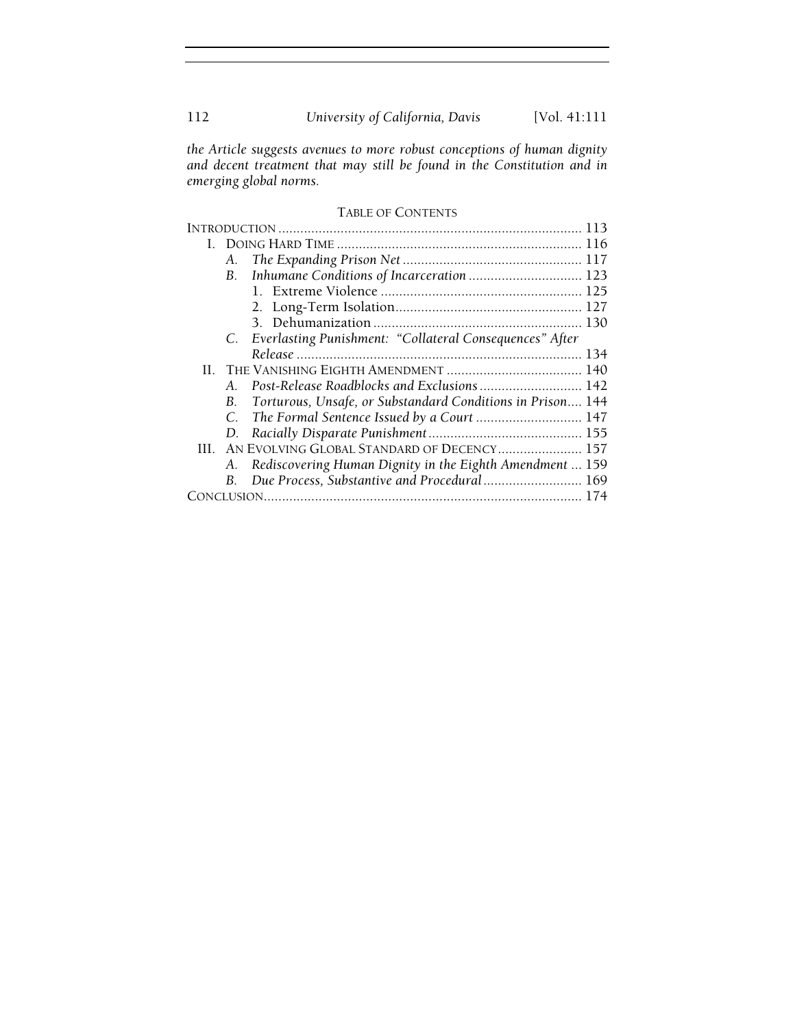*the Article suggests avenues to more robust conceptions of human dignity and decent treatment that may still be found in the Constitution and in emerging global norms.*

## TABLE OF CONTENTS

INTRODUCTION .................................................................................. 113

I. DOING HARD TIME .................................................................... 116

  A. *The Expanding Prison Net* ................................................. 117

  B. *Inhumane Conditions of Incarceration* ............................... 123

    1. Extreme Violence ....................................................... 125

    2. Long-Term Isolation................................................... 127

    3. Dehumanization ......................................................... 130

  C. *Everlasting Punishment: "Collateral Consequences" After Release* ............................................................................. 134

II. THE VANISHING EIGHTH AMENDMENT ..................................... 140

  A. *Post-Release Roadblocks and Exclusions* ............................ 142

  B. *Torturous, Unsafe, or Substandard Conditions in Prison*.... 144

  C. *The Formal Sentence Issued by a Court* ............................. 147

  D. *Racially Disparate Punishment* .......................................... 155

III. AN EVOLVING GLOBAL STANDARD OF DECENCY....................... 157

  A. *Rediscovering Human Dignity in the Eighth Amendment* ... 159

  B. *Due Process, Substantive and Procedural* ........................... 169

CONCLUSION...................................................................................... 174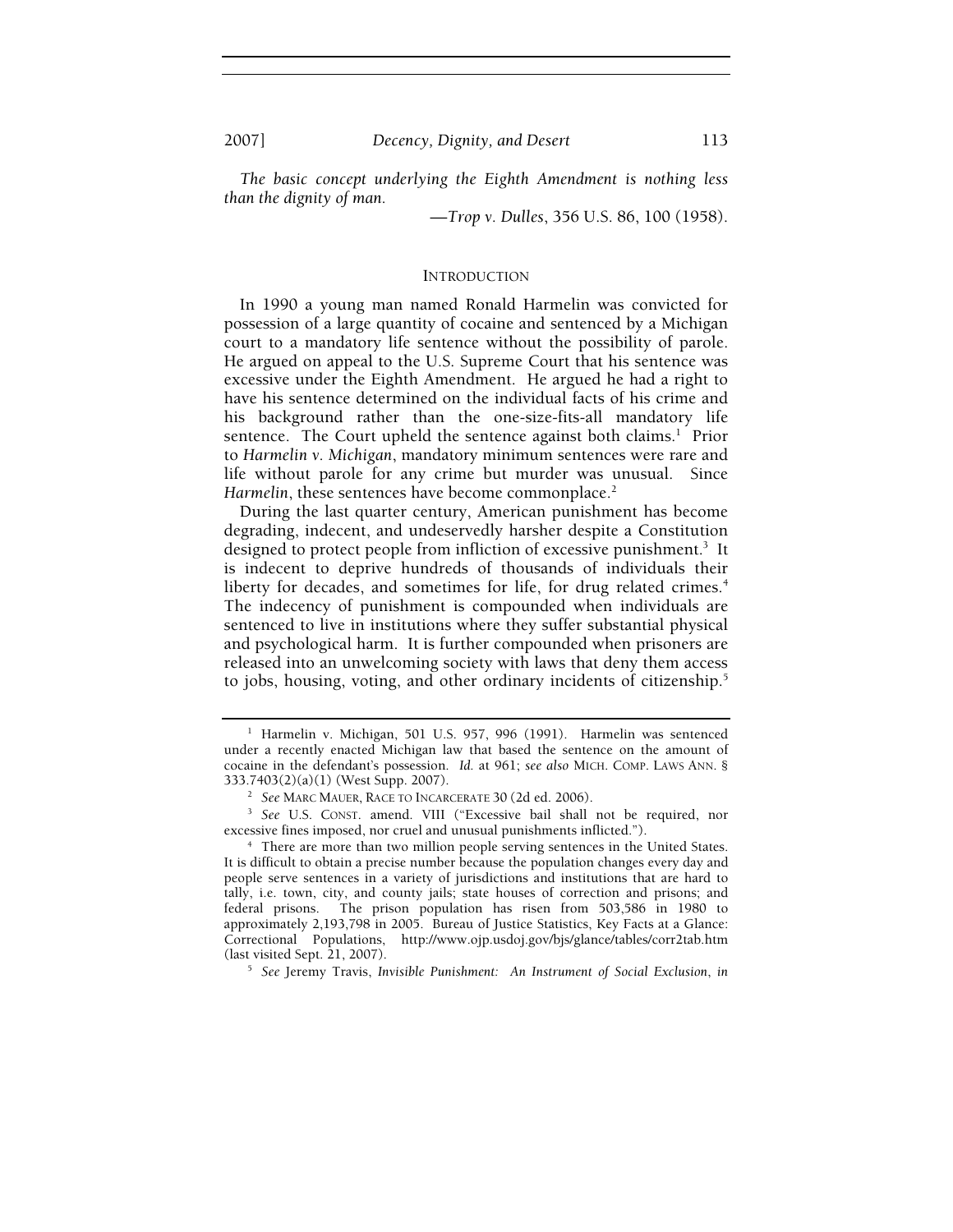*The basic concept underlying the Eighth Amendment is nothing less than the dignity of man.*

—*Trop v. Dulles*, 356 U.S. 86, 100 (1958).

## INTRODUCTION

In 1990 a young man named Ronald Harmelin was convicted for possession of a large quantity of cocaine and sentenced by a Michigan court to a mandatory life sentence without the possibility of parole. He argued on appeal to the U.S. Supreme Court that his sentence was excessive under the Eighth Amendment. He argued he had a right to have his sentence determined on the individual facts of his crime and his background rather than the one-size-fits-all mandatory life sentence. The Court upheld the sentence against both claims.[1] Prior to *Harmelin v. Michigan*, mandatory minimum sentences were rare and life without parole for any crime but murder was unusual. Since *Harmelin*, these sentences have become commonplace.[2]

During the last quarter century, American punishment has become degrading, indecent, and undeservedly harsher despite a Constitution designed to protect people from infliction of excessive punishment.[3] It is indecent to deprive hundreds of thousands of individuals their liberty for decades, and sometimes for life, for drug related crimes.[4] The indecency of punishment is compounded when individuals are sentenced to live in institutions where they suffer substantial physical and psychological harm. It is further compounded when prisoners are released into an unwelcoming society with laws that deny them access to jobs, housing, voting, and other ordinary incidents of citizenship.[5]

---

[1] Harmelin v. Michigan, 501 U.S. 957, 996 (1991). Harmelin was sentenced under a recently enacted Michigan law that based the sentence on the amount of cocaine in the defendant's possession. *Id.* at 961; *see also* MICH. COMP. LAWS ANN. § 333.7403(2)(a)(1) (West Supp. 2007).

[2] *See* MARC MAUER, RACE TO INCARCERATE 30 (2d ed. 2006).

[3] *See* U.S. CONST. amend. VIII ("Excessive bail shall not be required, nor excessive fines imposed, nor cruel and unusual punishments inflicted.").

[4] There are more than two million people serving sentences in the United States. It is difficult to obtain a precise number because the population changes every day and people serve sentences in a variety of jurisdictions and institutions that are hard to tally, i.e. town, city, and county jails; state houses of correction and prisons; and federal prisons. The prison population has risen from 503,586 in 1980 to approximately 2,193,798 in 2005. Bureau of Justice Statistics, Key Facts at a Glance: Correctional Populations, http://www.ojp.usdoj.gov/bjs/glance/tables/corr2tab.htm (last visited Sept. 21, 2007).

[5] *See* Jeremy Travis, *Invisible Punishment: An Instrument of Social Exclusion*, *in*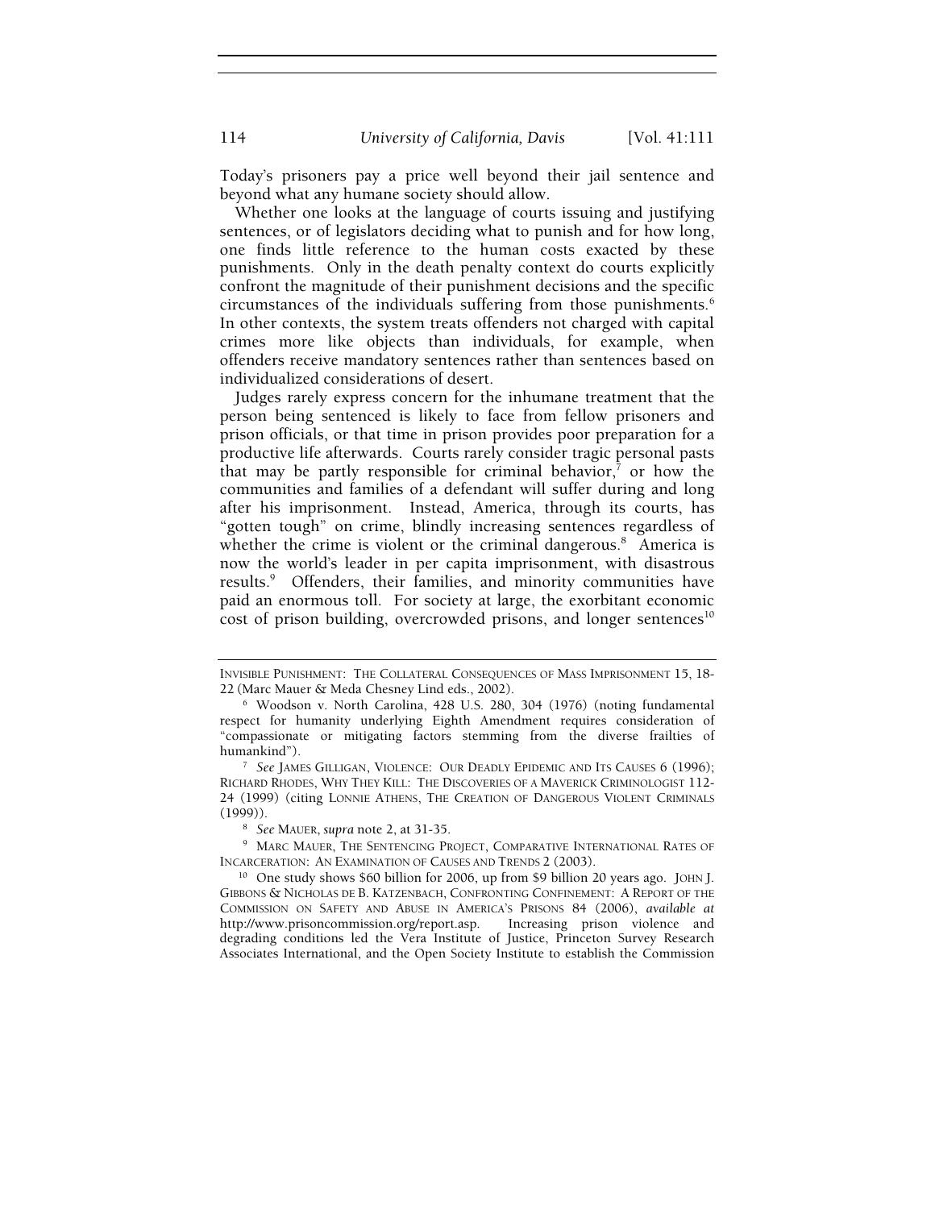Today's prisoners pay a price well beyond their jail sentence and beyond what any humane society should allow.

Whether one looks at the language of courts issuing and justifying sentences, or of legislators deciding what to punish and for how long, one finds little reference to the human costs exacted by these punishments. Only in the death penalty context do courts explicitly confront the magnitude of their punishment decisions and the specific circumstances of the individuals suffering from those punishments.[6] In other contexts, the system treats offenders not charged with capital crimes more like objects than individuals, for example, when offenders receive mandatory sentences rather than sentences based on individualized considerations of desert.

Judges rarely express concern for the inhumane treatment that the person being sentenced is likely to face from fellow prisoners and prison officials, or that time in prison provides poor preparation for a productive life afterwards. Courts rarely consider tragic personal pasts that may be partly responsible for criminal behavior,[7] or how the communities and families of a defendant will suffer during and long after his imprisonment. Instead, America, through its courts, has "gotten tough" on crime, blindly increasing sentences regardless of whether the crime is violent or the criminal dangerous.[8] America is now the world's leader in per capita imprisonment, with disastrous results.[9] Offenders, their families, and minority communities have paid an enormous toll. For society at large, the exorbitant economic cost of prison building, overcrowded prisons, and longer sentences[10]

---

INVISIBLE PUNISHMENT: THE COLLATERAL CONSEQUENCES OF MASS IMPRISONMENT 15, 18-22 (Marc Mauer & Meda Chesney Lind eds., 2002).

[6] Woodson v. North Carolina, 428 U.S. 280, 304 (1976) (noting fundamental respect for humanity underlying Eighth Amendment requires consideration of "compassionate or mitigating factors stemming from the diverse frailties of humankind").

[7] *See* JAMES GILLIGAN, VIOLENCE: OUR DEADLY EPIDEMIC AND ITS CAUSES 6 (1996); RICHARD RHODES, WHY THEY KILL: THE DISCOVERIES OF A MAVERICK CRIMINOLOGIST 112-24 (1999) (citing LONNIE ATHENS, THE CREATION OF DANGEROUS VIOLENT CRIMINALS (1999)).

[8] *See* MAUER, *supra* note 2, at 31-35.

[9] MARC MAUER, THE SENTENCING PROJECT, COMPARATIVE INTERNATIONAL RATES OF INCARCERATION: AN EXAMINATION OF CAUSES AND TRENDS 2 (2003).

[10] One study shows $60 billion for 2006, up from $9 billion 20 years ago. JOHN J. GIBBONS & NICHOLAS DE B. KATZENBACH, CONFRONTING CONFINEMENT: A REPORT OF THE COMMISSION ON SAFETY AND ABUSE IN AMERICA'S PRISONS 84 (2006), *available at* http://www.prisoncommission.org/report.asp. Increasing prison violence and degrading conditions led the Vera Institute of Justice, Princeton Survey Research Associates International, and the Open Society Institute to establish the Commission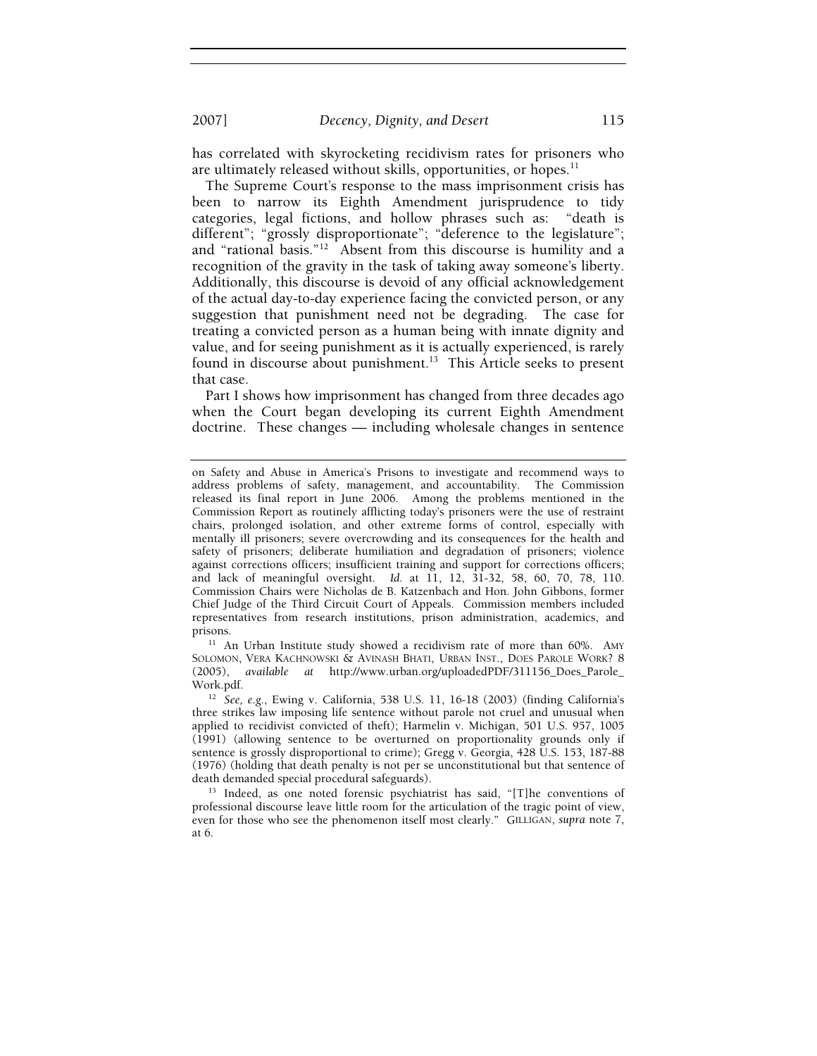has correlated with skyrocketing recidivism rates for prisoners who are ultimately released without skills, opportunities, or hopes.[11]

The Supreme Court's response to the mass imprisonment crisis has been to narrow its Eighth Amendment jurisprudence to tidy categories, legal fictions, and hollow phrases such as: "death is different"; "grossly disproportionate"; "deference to the legislature"; and "rational basis."[12] Absent from this discourse is humility and a recognition of the gravity in the task of taking away someone's liberty. Additionally, this discourse is devoid of any official acknowledgement of the actual day-to-day experience facing the convicted person, or any suggestion that punishment need not be degrading. The case for treating a convicted person as a human being with innate dignity and value, and for seeing punishment as it is actually experienced, is rarely found in discourse about punishment.[13] This Article seeks to present that case.

Part I shows how imprisonment has changed from three decades ago when the Court began developing its current Eighth Amendment doctrine. These changes — including wholesale changes in sentence

---

on Safety and Abuse in America's Prisons to investigate and recommend ways to address problems of safety, management, and accountability. The Commission released its final report in June 2006. Among the problems mentioned in the Commission Report as routinely afflicting today's prisoners were the use of restraint chairs, prolonged isolation, and other extreme forms of control, especially with mentally ill prisoners; severe overcrowding and its consequences for the health and safety of prisoners; deliberate humiliation and degradation of prisoners; violence against corrections officers; insufficient training and support for corrections officers; and lack of meaningful oversight. *Id.* at 11, 12, 31-32, 58, 60, 70, 78, 110. Commission Chairs were Nicholas de B. Katzenbach and Hon. John Gibbons, former Chief Judge of the Third Circuit Court of Appeals. Commission members included representatives from research institutions, prison administration, academics, and prisons.

[11] An Urban Institute study showed a recidivism rate of more than 60%. AMY SOLOMON, VERA KACHNOWSKI & AVINASH BHATI, URBAN INST., DOES PAROLE WORK? 8 (2005), *available at* http://www.urban.org/uploadedPDF/311156_Does_Parole_Work.pdf.

[12] *See, e.g.*, Ewing v. California, 538 U.S. 11, 16-18 (2003) (finding California's three strikes law imposing life sentence without parole not cruel and unusual when applied to recidivist convicted of theft); Harmelin v. Michigan, 501 U.S. 957, 1005 (1991) (allowing sentence to be overturned on proportionality grounds only if sentence is grossly disproportional to crime); Gregg v. Georgia, 428 U.S. 153, 187-88 (1976) (holding that death penalty is not per se unconstitutional but that sentence of death demanded special procedural safeguards).

[13] Indeed, as one noted forensic psychiatrist has said, "[T]he conventions of professional discourse leave little room for the articulation of the tragic point of view, even for those who see the phenomenon itself most clearly." GILLIGAN, *supra* note 7, at 6.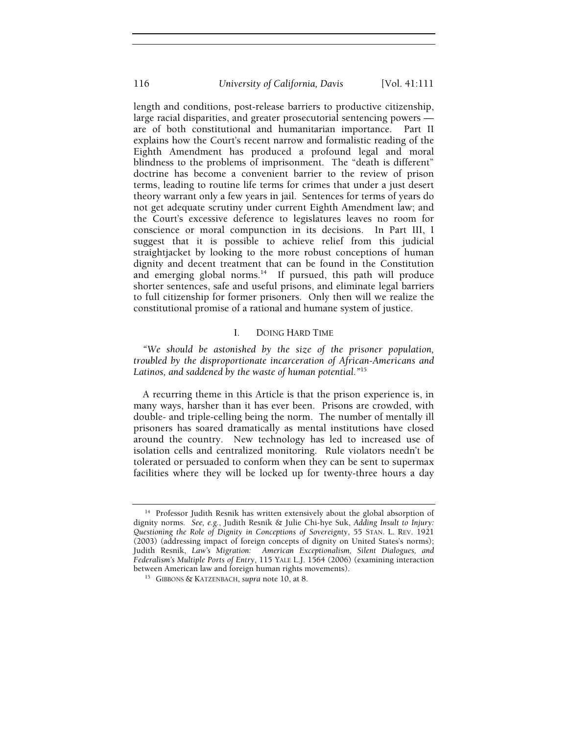length and conditions, post-release barriers to productive citizenship, large racial disparities, and greater prosecutorial sentencing powers — are of both constitutional and humanitarian importance. Part II explains how the Court's recent narrow and formalistic reading of the Eighth Amendment has produced a profound legal and moral blindness to the problems of imprisonment. The "death is different" doctrine has become a convenient barrier to the review of prison terms, leading to routine life terms for crimes that under a just desert theory warrant only a few years in jail. Sentences for terms of years do not get adequate scrutiny under current Eighth Amendment law; and the Court's excessive deference to legislatures leaves no room for conscience or moral compunction in its decisions. In Part III, I suggest that it is possible to achieve relief from this judicial straightjacket by looking to the more robust conceptions of human dignity and decent treatment that can be found in the Constitution and emerging global norms.[14] If pursued, this path will produce shorter sentences, safe and useful prisons, and eliminate legal barriers to full citizenship for former prisoners. Only then will we realize the constitutional promise of a rational and humane system of justice.

## I. DOING HARD TIME

*"We should be astonished by the size of the prisoner population, troubled by the disproportionate incarceration of African-Americans and Latinos, and saddened by the waste of human potential."*[15]

A recurring theme in this Article is that the prison experience is, in many ways, harsher than it has ever been. Prisons are crowded, with double- and triple-celling being the norm. The number of mentally ill prisoners has soared dramatically as mental institutions have closed around the country. New technology has led to increased use of isolation cells and centralized monitoring. Rule violators needn't be tolerated or persuaded to conform when they can be sent to supermax facilities where they will be locked up for twenty-three hours a day

---

[14] Professor Judith Resnik has written extensively about the global absorption of dignity norms. *See, e.g.*, Judith Resnik & Julie Chi-hye Suk, *Adding Insult to Injury: Questioning the Role of Dignity in Conceptions of Sovereignty*, 55 STAN. L. REV. 1921 (2003) (addressing impact of foreign concepts of dignity on United States's norms); Judith Resnik, *Law's Migration: American Exceptionalism, Silent Dialogues, and Federalism's Multiple Ports of Entry*, 115 YALE L.J. 1564 (2006) (examining interaction between American law and foreign human rights movements).

[15] GIBBONS & KATZENBACH, *supra* note 10, at 8.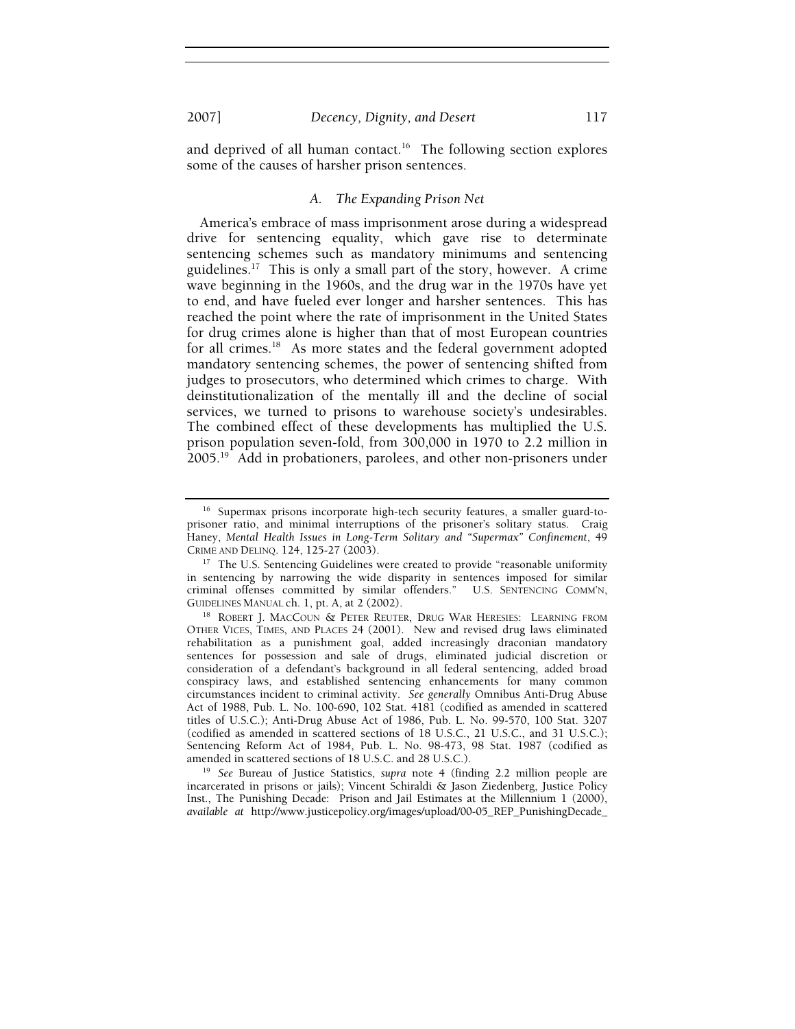and deprived of all human contact.[16] The following section explores some of the causes of harsher prison sentences.

### *A. The Expanding Prison Net*

America's embrace of mass imprisonment arose during a widespread drive for sentencing equality, which gave rise to determinate sentencing schemes such as mandatory minimums and sentencing guidelines.[17] This is only a small part of the story, however. A crime wave beginning in the 1960s, and the drug war in the 1970s have yet to end, and have fueled ever longer and harsher sentences. This has reached the point where the rate of imprisonment in the United States for drug crimes alone is higher than that of most European countries for all crimes.[18] As more states and the federal government adopted mandatory sentencing schemes, the power of sentencing shifted from judges to prosecutors, who determined which crimes to charge. With deinstitutionalization of the mentally ill and the decline of social services, we turned to prisons to warehouse society's undesirables. The combined effect of these developments has multiplied the U.S. prison population seven-fold, from 300,000 in 1970 to 2.2 million in 2005.[19] Add in probationers, parolees, and other non-prisoners under

---

[16] Supermax prisons incorporate high-tech security features, a smaller guard-to-prisoner ratio, and minimal interruptions of the prisoner's solitary status. Craig Haney, *Mental Health Issues in Long-Term Solitary and "Supermax" Confinement*, 49 CRIME AND DELINQ. 124, 125-27 (2003).

[17] The U.S. Sentencing Guidelines were created to provide "reasonable uniformity in sentencing by narrowing the wide disparity in sentences imposed for similar criminal offenses committed by similar offenders." U.S. SENTENCING COMM'N, GUIDELINES MANUAL ch. 1, pt. A, at 2 (2002).

[18] ROBERT J. MACCOUN & PETER REUTER, DRUG WAR HERESIES: LEARNING FROM OTHER VICES, TIMES, AND PLACES 24 (2001). New and revised drug laws eliminated rehabilitation as a punishment goal, added increasingly draconian mandatory sentences for possession and sale of drugs, eliminated judicial discretion or consideration of a defendant's background in all federal sentencing, added broad conspiracy laws, and established sentencing enhancements for many common circumstances incident to criminal activity. *See generally* Omnibus Anti-Drug Abuse Act of 1988, Pub. L. No. 100-690, 102 Stat. 4181 (codified as amended in scattered titles of U.S.C.); Anti-Drug Abuse Act of 1986, Pub. L. No. 99-570, 100 Stat. 3207 (codified as amended in scattered sections of 18 U.S.C., 21 U.S.C., and 31 U.S.C.); Sentencing Reform Act of 1984, Pub. L. No. 98-473, 98 Stat. 1987 (codified as amended in scattered sections of 18 U.S.C. and 28 U.S.C.).

[19] *See* Bureau of Justice Statistics, *supra* note 4 (finding 2.2 million people are incarcerated in prisons or jails); Vincent Schiraldi & Jason Ziedenberg, Justice Policy Inst., The Punishing Decade: Prison and Jail Estimates at the Millennium 1 (2000), *available at* http://www.justicepolicy.org/images/upload/00-05_REP_PunishingDecade_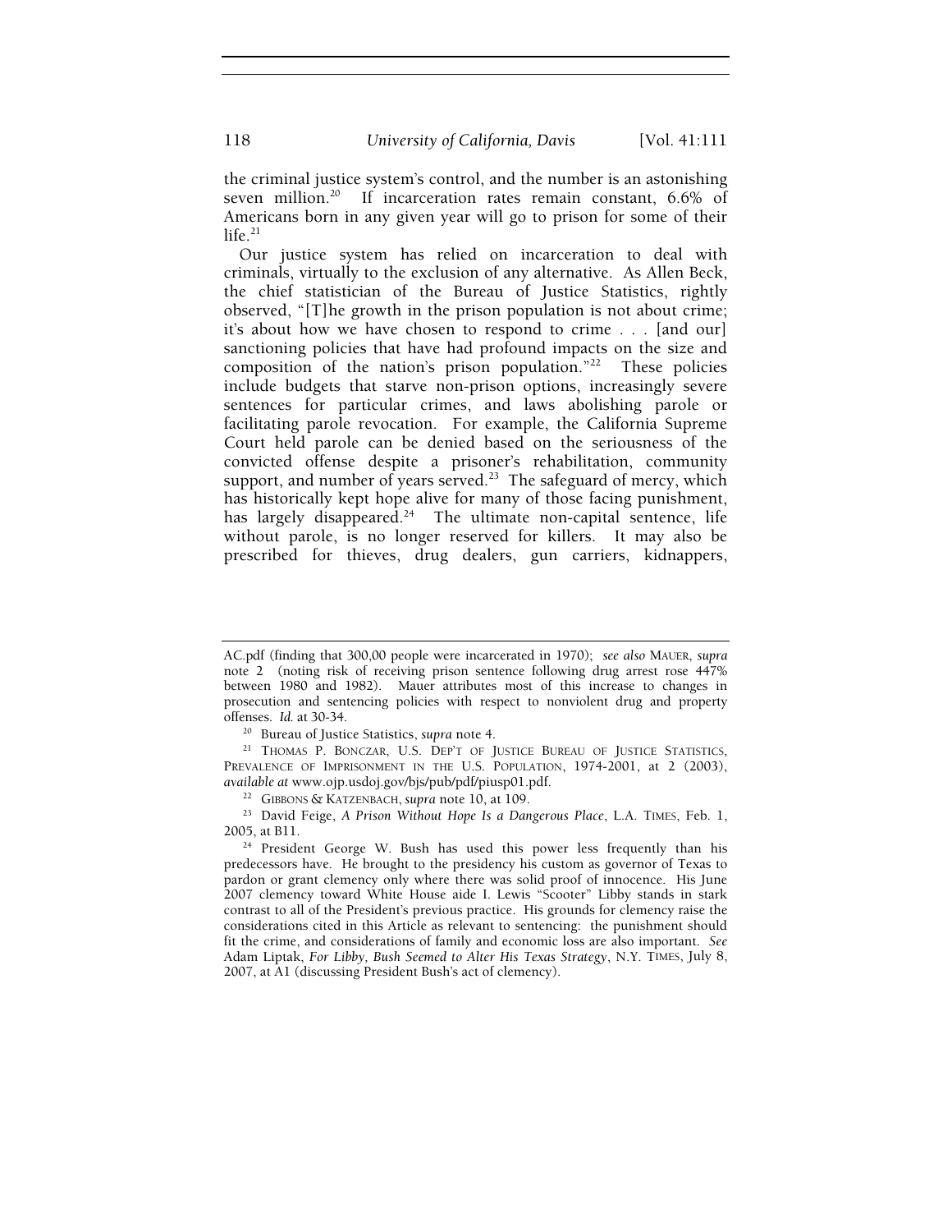the criminal justice system's control, and the number is an astonishing seven million.[20] If incarceration rates remain constant, 6.6% of Americans born in any given year will go to prison for some of their life.[21]

Our justice system has relied on incarceration to deal with criminals, virtually to the exclusion of any alternative. As Allen Beck, the chief statistician of the Bureau of Justice Statistics, rightly observed, "[T]he growth in the prison population is not about crime; it's about how we have chosen to respond to crime . . . [and our] sanctioning policies that have had profound impacts on the size and composition of the nation's prison population."[22] These policies include budgets that starve non-prison options, increasingly severe sentences for particular crimes, and laws abolishing parole or facilitating parole revocation. For example, the California Supreme Court held parole can be denied based on the seriousness of the convicted offense despite a prisoner's rehabilitation, community support, and number of years served.[23] The safeguard of mercy, which has historically kept hope alive for many of those facing punishment, has largely disappeared.[24] The ultimate non-capital sentence, life without parole, is no longer reserved for killers. It may also be prescribed for thieves, drug dealers, gun carriers, kidnappers,

---

AC.pdf (finding that 300,00 people were incarcerated in 1970); *see also* MAUER, *supra* note 2 (noting risk of receiving prison sentence following drug arrest rose 447% between 1980 and 1982). Mauer attributes most of this increase to changes in prosecution and sentencing policies with respect to nonviolent drug and property offenses. *Id.* at 30-34.

[20] Bureau of Justice Statistics, *supra* note 4.

[21] THOMAS P. BONCZAR, U.S. DEP'T OF JUSTICE BUREAU OF JUSTICE STATISTICS, PREVALENCE OF IMPRISONMENT IN THE U.S. POPULATION, 1974-2001, at 2 (2003), *available at* www.ojp.usdoj.gov/bjs/pub/pdf/piusp01.pdf.

[22] GIBBONS & KATZENBACH, *supra* note 10, at 109.

[23] David Feige, *A Prison Without Hope Is a Dangerous Place*, L.A. TIMES, Feb. 1, 2005, at B11.

[24] President George W. Bush has used this power less frequently than his predecessors have. He brought to the presidency his custom as governor of Texas to pardon or grant clemency only where there was solid proof of innocence. His June 2007 clemency toward White House aide I. Lewis "Scooter" Libby stands in stark contrast to all of the President's previous practice. His grounds for clemency raise the considerations cited in this Article as relevant to sentencing: the punishment should fit the crime, and considerations of family and economic loss are also important. *See* Adam Liptak, *For Libby, Bush Seemed to Alter His Texas Strategy*, N.Y. TIMES, July 8, 2007, at A1 (discussing President Bush's act of clemency).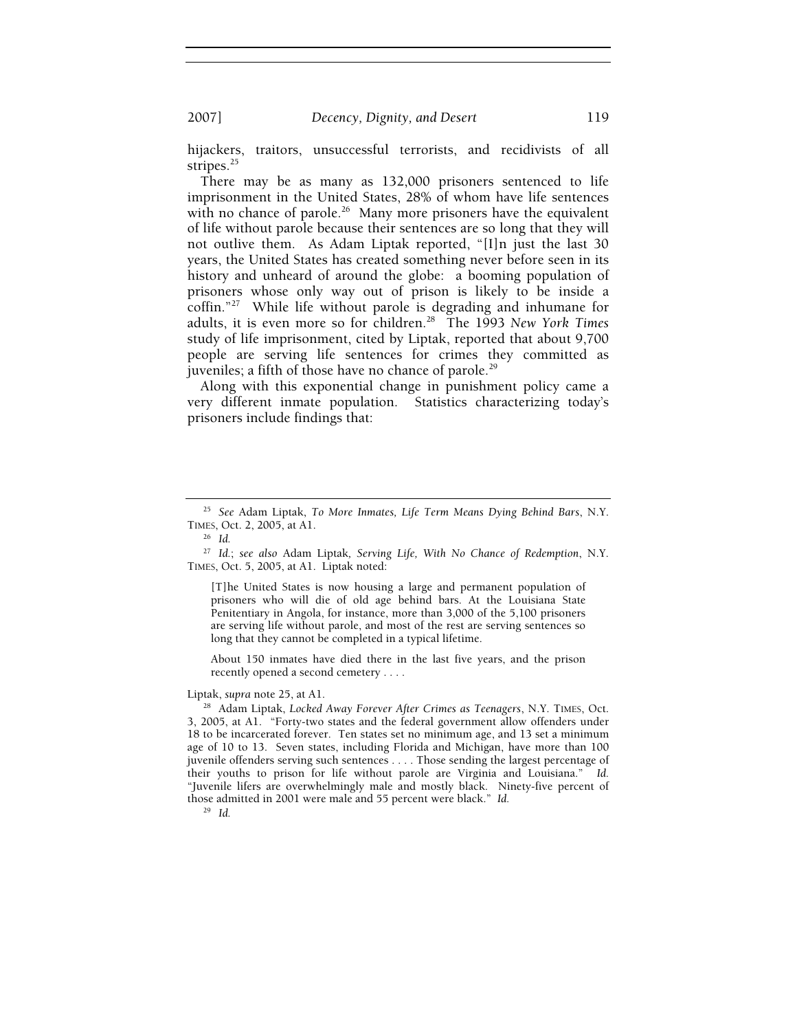hijackers, traitors, unsuccessful terrorists, and recidivists of all stripes.[25]

There may be as many as 132,000 prisoners sentenced to life imprisonment in the United States, 28% of whom have life sentences with no chance of parole.[26] Many more prisoners have the equivalent of life without parole because their sentences are so long that they will not outlive them. As Adam Liptak reported, "[I]n just the last 30 years, the United States has created something never before seen in its history and unheard of around the globe: a booming population of prisoners whose only way out of prison is likely to be inside a coffin."[27] While life without parole is degrading and inhumane for adults, it is even more so for children.[28] The 1993 *New York Times* study of life imprisonment, cited by Liptak, reported that about 9,700 people are serving life sentences for crimes they committed as juveniles; a fifth of those have no chance of parole.[29]

Along with this exponential change in punishment policy came a very different inmate population. Statistics characterizing today's prisoners include findings that:

---

[25] *See* Adam Liptak, *To More Inmates, Life Term Means Dying Behind Bars*, N.Y. TIMES, Oct. 2, 2005, at A1.

[26] *Id.*

[27] *Id.*; *see also* Adam Liptak, *Serving Life, With No Chance of Redemption*, N.Y. TIMES, Oct. 5, 2005, at A1. Liptak noted:

> [T]he United States is now housing a large and permanent population of prisoners who will die of old age behind bars. At the Louisiana State Penitentiary in Angola, for instance, more than 3,000 of the 5,100 prisoners are serving life without parole, and most of the rest are serving sentences so long that they cannot be completed in a typical lifetime.
>
> About 150 inmates have died there in the last five years, and the prison recently opened a second cemetery . . . .

Liptak, *supra* note 25, at A1.

[28] Adam Liptak, *Locked Away Forever After Crimes as Teenagers*, N.Y. TIMES, Oct. 3, 2005, at A1. "Forty-two states and the federal government allow offenders under 18 to be incarcerated forever. Ten states set no minimum age, and 13 set a minimum age of 10 to 13. Seven states, including Florida and Michigan, have more than 100 juvenile offenders serving such sentences . . . . Those sending the largest percentage of their youths to prison for life without parole are Virginia and Louisiana." *Id.* "Juvenile lifers are overwhelmingly male and mostly black. Ninety-five percent of those admitted in 2001 were male and 55 percent were black." *Id.*

[29] *Id.*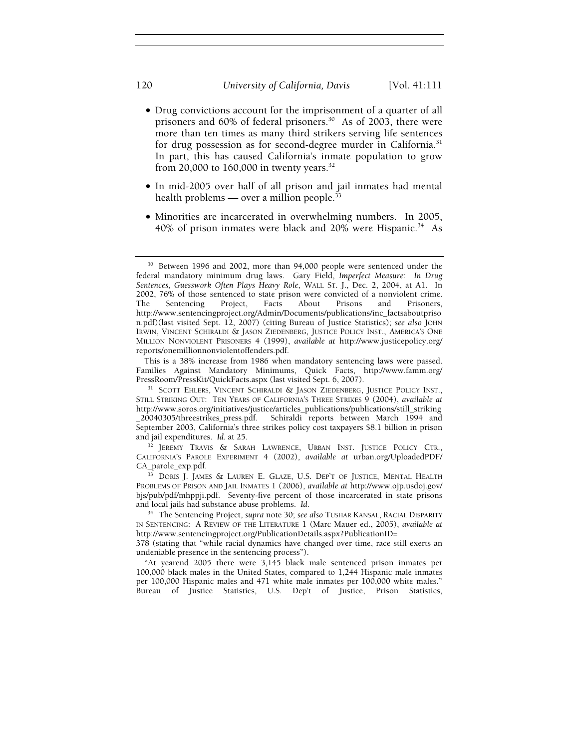- Drug convictions account for the imprisonment of a quarter of all prisoners and 60% of federal prisoners.[30] As of 2003, there were more than ten times as many third strikers serving life sentences for drug possession as for second-degree murder in California.[31] In part, this has caused California's inmate population to grow from 20,000 to 160,000 in twenty years.[32]

- In mid-2005 over half of all prison and jail inmates had mental health problems — over a million people.[33]

- Minorities are incarcerated in overwhelming numbers. In 2005, 40% of prison inmates were black and 20% were Hispanic.[34] As

---

[30] Between 1996 and 2002, more than 94,000 people were sentenced under the federal mandatory minimum drug laws. Gary Field, *Imperfect Measure: In Drug Sentences, Guesswork Often Plays Heavy Role*, WALL ST. J., Dec. 2, 2004, at A1. In 2002, 76% of those sentenced to state prison were convicted of a nonviolent crime. The Sentencing Project, Facts About Prisons and Prisoners, http://www.sentencingproject.org/Admin/Documents/publications/inc_factsaboutprison.pdf)(last visited Sept. 12, 2007) (citing Bureau of Justice Statistics); *see also* JOHN IRWIN, VINCENT SCHIRALDI & JASON ZIEDENBERG, JUSTICE POLICY INST., AMERICA'S ONE MILLION NONVIOLENT PRISONERS 4 (1999), *available at* http://www.justicepolicy.org/reports/onemillionnonviolentoffenders.pdf.

This is a 38% increase from 1986 when mandatory sentencing laws were passed. Families Against Mandatory Minimums, Quick Facts, http://www.famm.org/PressRoom/PressKit/QuickFacts.aspx (last visited Sept. 6, 2007).

[31] SCOTT EHLERS, VINCENT SCHIRALDI & JASON ZIEDENBERG, JUSTICE POLICY INST., STILL STRIKING OUT: TEN YEARS OF CALIFORNIA'S THREE STRIKES 9 (2004), *available at* http://www.soros.org/initiatives/justice/articles_publications/publications/still_striking_20040305/threestrikes_press.pdf. Schiraldi reports between March 1994 and September 2003, California's three strikes policy cost taxpayers $8.1 billion in prison and jail expenditures. *Id.* at 25.

[32] JEREMY TRAVIS & SARAH LAWRENCE, URBAN INST. JUSTICE POLICY CTR., CALIFORNIA'S PAROLE EXPERIMENT 4 (2002), *available at* urban.org/UploadedPDF/CA_parole_exp.pdf.

[33] DORIS J. JAMES & LAUREN E. GLAZE, U.S. DEP'T OF JUSTICE, MENTAL HEALTH PROBLEMS OF PRISON AND JAIL INMATES 1 (2006), *available at* http://www.ojp.usdoj.gov/bjs/pub/pdf/mhppji.pdf. Seventy-five percent of those incarcerated in state prisons and local jails had substance abuse problems. *Id.*

[34] The Sentencing Project, *supra* note 30; *see also* TUSHAR KANSAL, RACIAL DISPARITY IN SENTENCING: A REVIEW OF THE LITERATURE 1 (Marc Mauer ed., 2005), *available at* http://www.sentencingproject.org/PublicationDetails.aspx?PublicationID=378 (stating that "while racial dynamics have changed over time, race still exerts an undeniable presence in the sentencing process").

"At yearend 2005 there were 3,145 black male sentenced prison inmates per 100,000 black males in the United States, compared to 1,244 Hispanic male inmates per 100,000 Hispanic males and 471 white male inmates per 100,000 white males." Bureau of Justice Statistics, U.S. Dep't of Justice, Prison Statistics,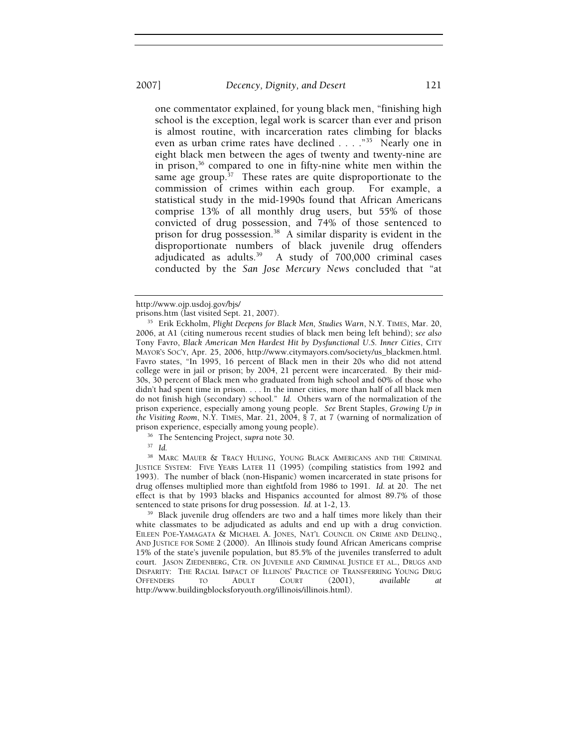one commentator explained, for young black men, "finishing high school is the exception, legal work is scarcer than ever and prison is almost routine, with incarceration rates climbing for blacks even as urban crime rates have declined . . . ."[35] Nearly one in eight black men between the ages of twenty and twenty-nine are in prison,[36] compared to one in fifty-nine white men within the same age group.[37] These rates are quite disproportionate to the commission of crimes within each group. For example, a statistical study in the mid-1990s found that African Americans comprise 13% of all monthly drug users, but 55% of those convicted of drug possession, and 74% of those sentenced to prison for drug possession.[38] A similar disparity is evident in the disproportionate numbers of black juvenile drug offenders adjudicated as adults.[39] A study of 700,000 criminal cases conducted by the *San Jose Mercury News* concluded that "at

---

http://www.ojp.usdoj.gov/bjs/prisons.htm (last visited Sept. 21, 2007).

[35] Erik Eckholm, *Plight Deepens for Black Men, Studies Warn*, N.Y. TIMES, Mar. 20, 2006, at A1 (citing numerous recent studies of black men being left behind); *see also* Tony Favro, *Black American Men Hardest Hit by Dysfunctional U.S. Inner Cities*, CITY MAYOR'S SOC'Y, Apr. 25, 2006, http://www.citymayors.com/society/us_blackmen.html. Favro states, "In 1995, 16 percent of Black men in their 20s who did not attend college were in jail or prison; by 2004, 21 percent were incarcerated. By their mid-30s, 30 percent of Black men who graduated from high school and 60% of those who didn't had spent time in prison. . . . In the inner cities, more than half of all black men do not finish high (secondary) school." *Id.* Others warn of the normalization of the prison experience, especially among young people. *See* Brent Staples, *Growing Up in the Visiting Room*, N.Y. TIMES, Mar. 21, 2004, § 7, at 7 (warning of normalization of prison experience, especially among young people).

[36] The Sentencing Project, *supra* note 30.

[37] *Id.*

[38] MARC MAUER & TRACY HULING, YOUNG BLACK AMERICANS AND THE CRIMINAL JUSTICE SYSTEM: FIVE YEARS LATER 11 (1995) (compiling statistics from 1992 and 1993). The number of black (non-Hispanic) women incarcerated in state prisons for drug offenses multiplied more than eightfold from 1986 to 1991. *Id.* at 20. The net effect is that by 1993 blacks and Hispanics accounted for almost 89.7% of those sentenced to state prisons for drug possession. *Id.* at 1-2, 13.

[39] Black juvenile drug offenders are two and a half times more likely than their white classmates to be adjudicated as adults and end up with a drug conviction. EILEEN POE-YAMAGATA & MICHAEL A. JONES, NAT'L COUNCIL ON CRIME AND DELINQ., AND JUSTICE FOR SOME 2 (2000). An Illinois study found African Americans comprise 15% of the state's juvenile population, but 85.5% of the juveniles transferred to adult court. JASON ZIEDENBERG, CTR. ON JUVENILE AND CRIMINAL JUSTICE ET AL., DRUGS AND DISPARITY: THE RACIAL IMPACT OF ILLINOIS' PRACTICE OF TRANSFERRING YOUNG DRUG OFFENDERS TO ADULT COURT (2001), *available at* http://www.buildingblocksforyouth.org/illinois/illinois.html).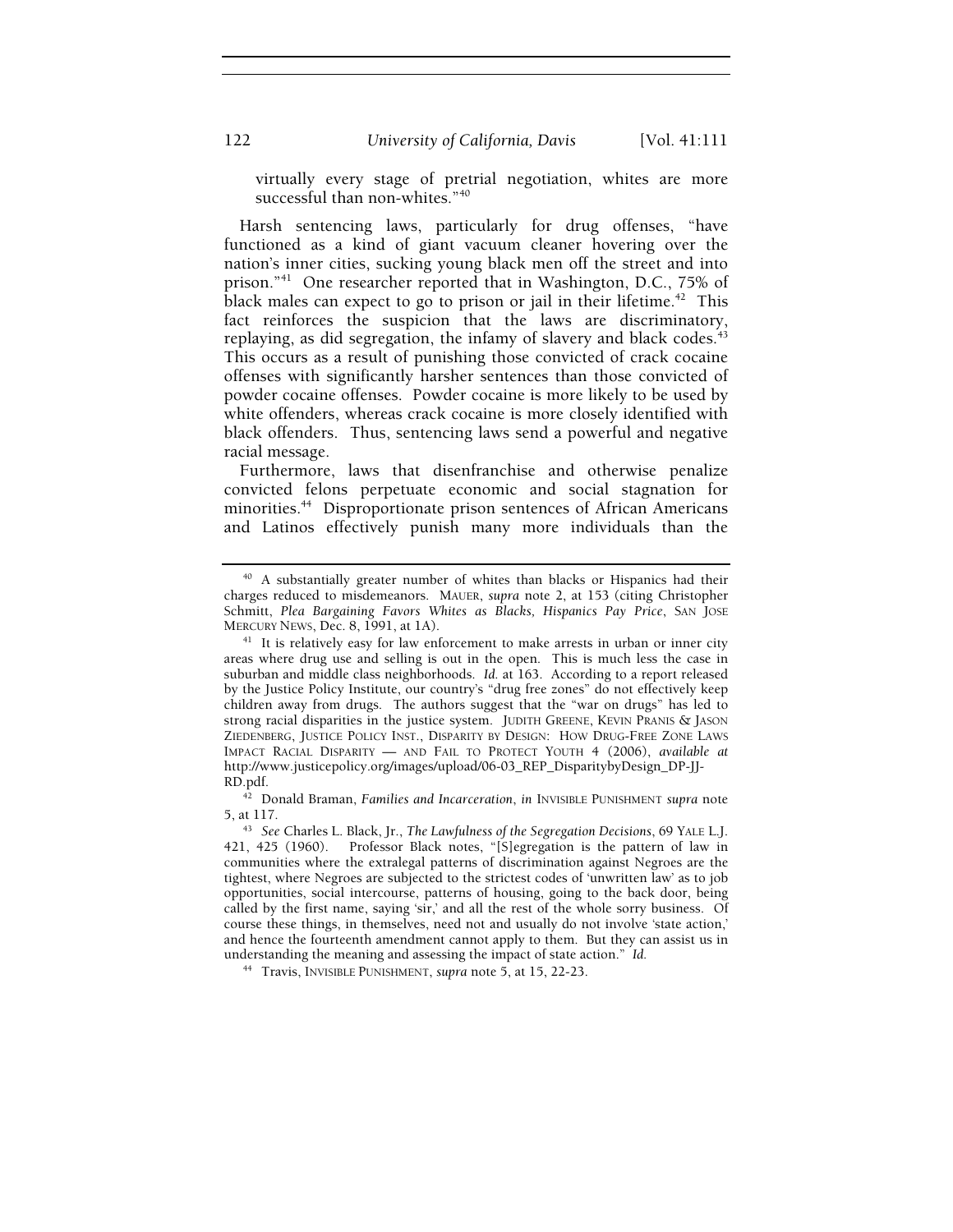virtually every stage of pretrial negotiation, whites are more successful than non-whites."[40]

Harsh sentencing laws, particularly for drug offenses, "have functioned as a kind of giant vacuum cleaner hovering over the nation's inner cities, sucking young black men off the street and into prison."[41] One researcher reported that in Washington, D.C., 75% of black males can expect to go to prison or jail in their lifetime.[42] This fact reinforces the suspicion that the laws are discriminatory, replaying, as did segregation, the infamy of slavery and black codes.[43] This occurs as a result of punishing those convicted of crack cocaine offenses with significantly harsher sentences than those convicted of powder cocaine offenses. Powder cocaine is more likely to be used by white offenders, whereas crack cocaine is more closely identified with black offenders. Thus, sentencing laws send a powerful and negative racial message.

Furthermore, laws that disenfranchise and otherwise penalize convicted felons perpetuate economic and social stagnation for minorities.[44] Disproportionate prison sentences of African Americans and Latinos effectively punish many more individuals than the

---

[40] A substantially greater number of whites than blacks or Hispanics had their charges reduced to misdemeanors. MAUER, *supra* note 2, at 153 (citing Christopher Schmitt, *Plea Bargaining Favors Whites as Blacks, Hispanics Pay Price*, SAN JOSE MERCURY NEWS, Dec. 8, 1991, at 1A).

[41] It is relatively easy for law enforcement to make arrests in urban or inner city areas where drug use and selling is out in the open. This is much less the case in suburban and middle class neighborhoods. *Id.* at 163. According to a report released by the Justice Policy Institute, our country's "drug free zones" do not effectively keep children away from drugs. The authors suggest that the "war on drugs" has led to strong racial disparities in the justice system. JUDITH GREENE, KEVIN PRANIS & JASON ZIEDENBERG, JUSTICE POLICY INST., DISPARITY BY DESIGN: HOW DRUG-FREE ZONE LAWS IMPACT RACIAL DISPARITY — AND FAIL TO PROTECT YOUTH 4 (2006), *available at* http://www.justicepolicy.org/images/upload/06-03_REP_DisparitybyDesign_DP-JJ-RD.pdf.

[42] Donald Braman, *Families and Incarceration*, *in* INVISIBLE PUNISHMENT *supra* note 5, at 117.

[43] *See* Charles L. Black, Jr., *The Lawfulness of the Segregation Decisions*, 69 YALE L.J. 421, 425 (1960). Professor Black notes, "[S]egregation is the pattern of law in communities where the extralegal patterns of discrimination against Negroes are the tightest, where Negroes are subjected to the strictest codes of 'unwritten law' as to job opportunities, social intercourse, patterns of housing, going to the back door, being called by the first name, saying 'sir,' and all the rest of the whole sorry business. Of course these things, in themselves, need not and usually do not involve 'state action,' and hence the fourteenth amendment cannot apply to them. But they can assist us in understanding the meaning and assessing the impact of state action." *Id.*

[44] Travis, INVISIBLE PUNISHMENT, *supra* note 5, at 15, 22-23.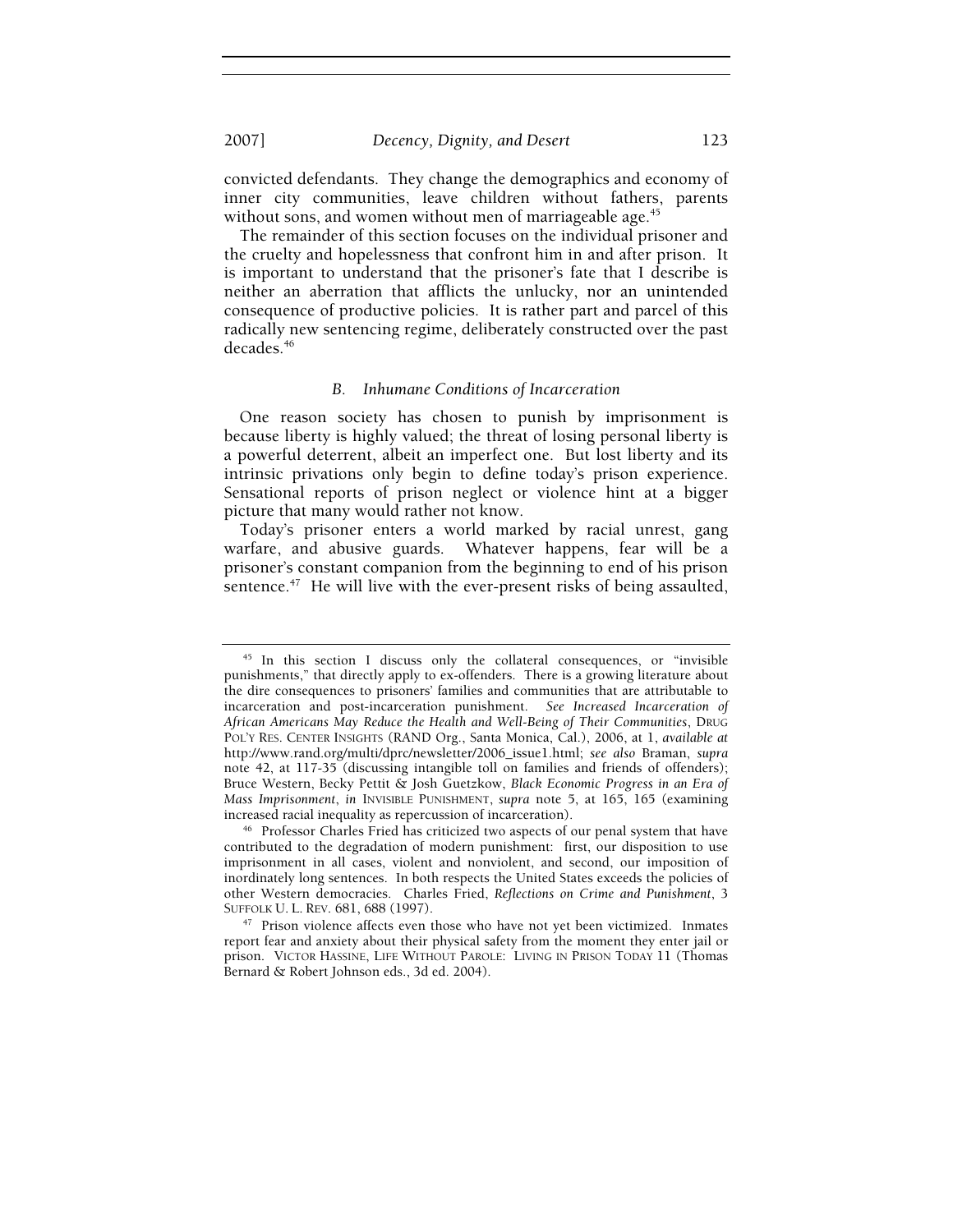convicted defendants. They change the demographics and economy of inner city communities, leave children without fathers, parents without sons, and women without men of marriageable age.[45]

The remainder of this section focuses on the individual prisoner and the cruelty and hopelessness that confront him in and after prison. It is important to understand that the prisoner's fate that I describe is neither an aberration that afflicts the unlucky, nor an unintended consequence of productive policies. It is rather part and parcel of this radically new sentencing regime, deliberately constructed over the past decades.[46]

### *B. Inhumane Conditions of Incarceration*

One reason society has chosen to punish by imprisonment is because liberty is highly valued; the threat of losing personal liberty is a powerful deterrent, albeit an imperfect one. But lost liberty and its intrinsic privations only begin to define today's prison experience. Sensational reports of prison neglect or violence hint at a bigger picture that many would rather not know.

Today's prisoner enters a world marked by racial unrest, gang warfare, and abusive guards. Whatever happens, fear will be a prisoner's constant companion from the beginning to end of his prison sentence.[47] He will live with the ever-present risks of being assaulted,

---

[45] In this section I discuss only the collateral consequences, or "invisible punishments," that directly apply to ex-offenders. There is a growing literature about the dire consequences to prisoners' families and communities that are attributable to incarceration and post-incarceration punishment. *See Increased Incarceration of African Americans May Reduce the Health and Well-Being of Their Communities*, DRUG POL'Y RES. CENTER INSIGHTS (RAND Org., Santa Monica, Cal.), 2006, at 1, *available at* http://www.rand.org/multi/dprc/newsletter/2006_issue1.html; *see also* Braman, *supra* note 42, at 117-35 (discussing intangible toll on families and friends of offenders); Bruce Western, Becky Pettit & Josh Guetzkow, *Black Economic Progress in an Era of Mass Imprisonment*, *in* INVISIBLE PUNISHMENT, *supra* note 5, at 165, 165 (examining increased racial inequality as repercussion of incarceration).

[46] Professor Charles Fried has criticized two aspects of our penal system that have contributed to the degradation of modern punishment: first, our disposition to use imprisonment in all cases, violent and nonviolent, and second, our imposition of inordinately long sentences. In both respects the United States exceeds the policies of other Western democracies. Charles Fried, *Reflections on Crime and Punishment*, 3 SUFFOLK U. L. REV. 681, 688 (1997).

[47] Prison violence affects even those who have not yet been victimized. Inmates report fear and anxiety about their physical safety from the moment they enter jail or prison. VICTOR HASSINE, LIFE WITHOUT PAROLE: LIVING IN PRISON TODAY 11 (Thomas Bernard & Robert Johnson eds., 3d ed. 2004).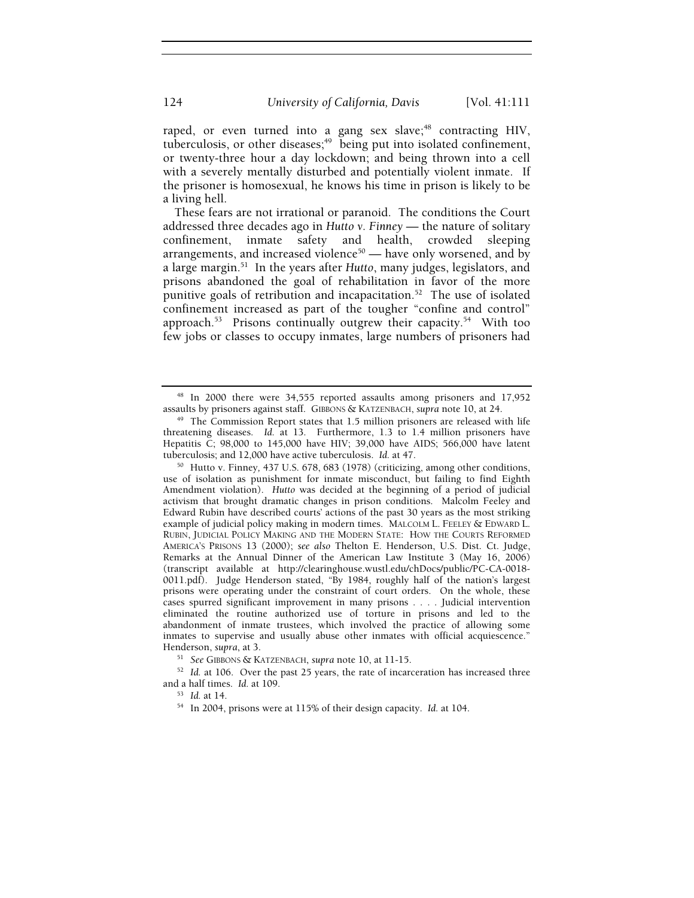raped, or even turned into a gang sex slave;[48] contracting HIV, tuberculosis, or other diseases;[49] being put into isolated confinement, or twenty-three hour a day lockdown; and being thrown into a cell with a severely mentally disturbed and potentially violent inmate. If the prisoner is homosexual, he knows his time in prison is likely to be a living hell.

These fears are not irrational or paranoid. The conditions the Court addressed three decades ago in *Hutto v. Finney* — the nature of solitary confinement, inmate safety and health, crowded sleeping arrangements, and increased violence[50] — have only worsened, and by a large margin.[51] In the years after *Hutto*, many judges, legislators, and prisons abandoned the goal of rehabilitation in favor of the more punitive goals of retribution and incapacitation.[52] The use of isolated confinement increased as part of the tougher "confine and control" approach.[53] Prisons continually outgrew their capacity.[54] With too few jobs or classes to occupy inmates, large numbers of prisoners had

---

[48] In 2000 there were 34,555 reported assaults among prisoners and 17,952 assaults by prisoners against staff. GIBBONS & KATZENBACH, *supra* note 10, at 24.

[49] The Commission Report states that 1.5 million prisoners are released with life threatening diseases. *Id.* at 13. Furthermore, 1.3 to 1.4 million prisoners have Hepatitis C; 98,000 to 145,000 have HIV; 39,000 have AIDS; 566,000 have latent tuberculosis; and 12,000 have active tuberculosis. *Id.* at 47.

[50] Hutto v. Finney, 437 U.S. 678, 683 (1978) (criticizing, among other conditions, use of isolation as punishment for inmate misconduct, but failing to find Eighth Amendment violation). *Hutto* was decided at the beginning of a period of judicial activism that brought dramatic changes in prison conditions. Malcolm Feeley and Edward Rubin have described courts' actions of the past 30 years as the most striking example of judicial policy making in modern times. MALCOLM L. FEELEY & EDWARD L. RUBIN, JUDICIAL POLICY MAKING AND THE MODERN STATE: HOW THE COURTS REFORMED AMERICA'S PRISONS 13 (2000); *see also* Thelton E. Henderson, U.S. Dist. Ct. Judge, Remarks at the Annual Dinner of the American Law Institute 3 (May 16, 2006) (transcript available at http://clearinghouse.wustl.edu/chDocs/public/PC-CA-0018-0011.pdf). Judge Henderson stated, "By 1984, roughly half of the nation's largest prisons were operating under the constraint of court orders. On the whole, these cases spurred significant improvement in many prisons . . . . Judicial intervention eliminated the routine authorized use of torture in prisons and led to the abandonment of inmate trustees, which involved the practice of allowing some inmates to supervise and usually abuse other inmates with official acquiescence." Henderson, *supra*, at 3.

[51] *See* GIBBONS & KATZENBACH, *supra* note 10, at 11-15.

[52] *Id.* at 106. Over the past 25 years, the rate of incarceration has increased three and a half times. *Id.* at 109.

[53] *Id.* at 14.

[54] In 2004, prisons were at 115% of their design capacity. *Id.* at 104.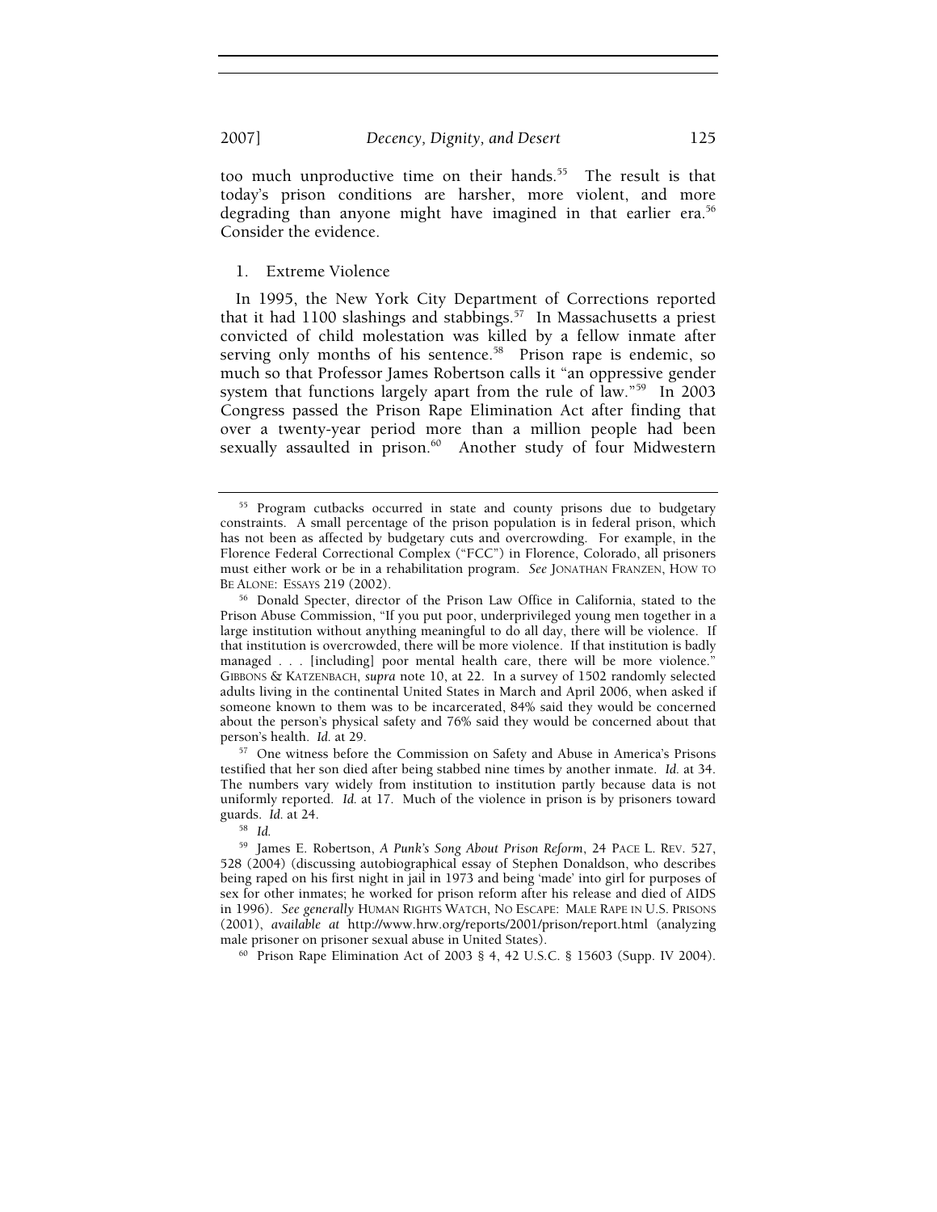too much unproductive time on their hands.[55] The result is that today's prison conditions are harsher, more violent, and more degrading than anyone might have imagined in that earlier era.[56] Consider the evidence.

### 1. Extreme Violence

In 1995, the New York City Department of Corrections reported that it had 1100 slashings and stabbings.[57] In Massachusetts a priest convicted of child molestation was killed by a fellow inmate after serving only months of his sentence.[58] Prison rape is endemic, so much so that Professor James Robertson calls it "an oppressive gender system that functions largely apart from the rule of law."[59] In 2003 Congress passed the Prison Rape Elimination Act after finding that over a twenty-year period more than a million people had been sexually assaulted in prison.[60] Another study of four Midwestern

---

[55] Program cutbacks occurred in state and county prisons due to budgetary constraints. A small percentage of the prison population is in federal prison, which has not been as affected by budgetary cuts and overcrowding. For example, in the Florence Federal Correctional Complex ("FCC") in Florence, Colorado, all prisoners must either work or be in a rehabilitation program. *See* JONATHAN FRANZEN, HOW TO BE ALONE: ESSAYS 219 (2002).

[56] Donald Specter, director of the Prison Law Office in California, stated to the Prison Abuse Commission, "If you put poor, underprivileged young men together in a large institution without anything meaningful to do all day, there will be violence. If that institution is overcrowded, there will be more violence. If that institution is badly managed . . . [including] poor mental health care, there will be more violence." GIBBONS & KATZENBACH, *supra* note 10, at 22. In a survey of 1502 randomly selected adults living in the continental United States in March and April 2006, when asked if someone known to them was to be incarcerated, 84% said they would be concerned about the person's physical safety and 76% said they would be concerned about that person's health. *Id.* at 29.

[57] One witness before the Commission on Safety and Abuse in America's Prisons testified that her son died after being stabbed nine times by another inmate. *Id.* at 34. The numbers vary widely from institution to institution partly because data is not uniformly reported. *Id.* at 17. Much of the violence in prison is by prisoners toward guards. *Id.* at 24.

[58] *Id.*

[59] James E. Robertson, *A Punk's Song About Prison Reform*, 24 PACE L. REV. 527, 528 (2004) (discussing autobiographical essay of Stephen Donaldson, who describes being raped on his first night in jail in 1973 and being 'made' into girl for purposes of sex for other inmates; he worked for prison reform after his release and died of AIDS in 1996). *See generally* HUMAN RIGHTS WATCH, NO ESCAPE: MALE RAPE IN U.S. PRISONS (2001), *available at* http://www.hrw.org/reports/2001/prison/report.html (analyzing male prisoner on prisoner sexual abuse in United States).

[60] Prison Rape Elimination Act of 2003 § 4, 42 U.S.C. § 15603 (Supp. IV 2004).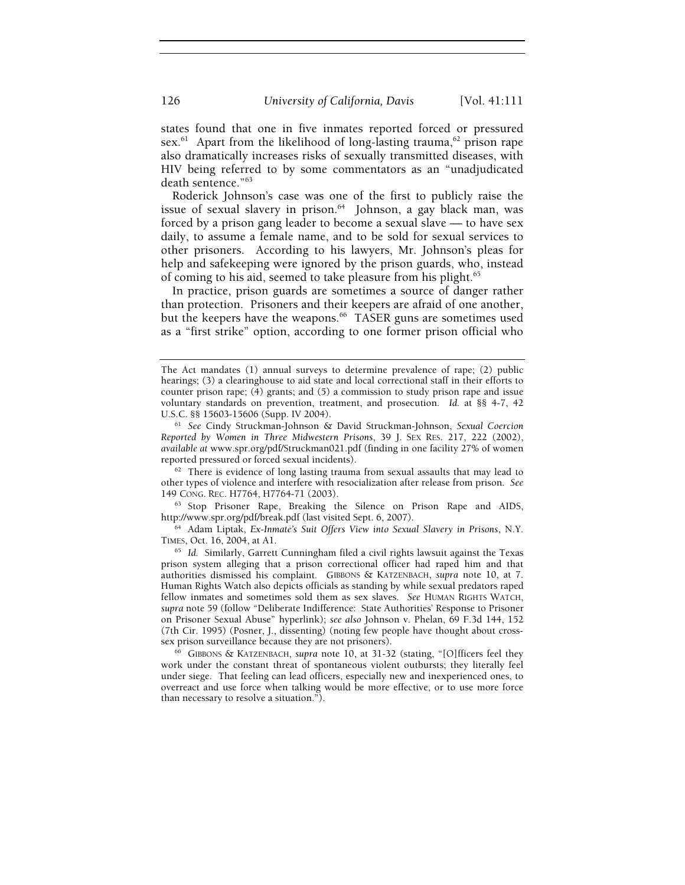states found that one in five inmates reported forced or pressured sex.[61] Apart from the likelihood of long-lasting trauma,[62] prison rape also dramatically increases risks of sexually transmitted diseases, with HIV being referred to by some commentators as an "unadjudicated death sentence."[63]

Roderick Johnson's case was one of the first to publicly raise the issue of sexual slavery in prison.[64] Johnson, a gay black man, was forced by a prison gang leader to become a sexual slave — to have sex daily, to assume a female name, and to be sold for sexual services to other prisoners. According to his lawyers, Mr. Johnson's pleas for help and safekeeping were ignored by the prison guards, who, instead of coming to his aid, seemed to take pleasure from his plight.[65]

In practice, prison guards are sometimes a source of danger rather than protection. Prisoners and their keepers are afraid of one another, but the keepers have the weapons.[66] TASER guns are sometimes used as a "first strike" option, according to one former prison official who

---

The Act mandates (1) annual surveys to determine prevalence of rape; (2) public hearings; (3) a clearinghouse to aid state and local correctional staff in their efforts to counter prison rape; (4) grants; and (5) a commission to study prison rape and issue voluntary standards on prevention, treatment, and prosecution. *Id.* at §§ 4-7, 42 U.S.C. §§ 15603-15606 (Supp. IV 2004).

[61] *See* Cindy Struckman-Johnson & David Struckman-Johnson, *Sexual Coercion Reported by Women in Three Midwestern Prisons*, 39 J. SEX RES. 217, 222 (2002), *available at* www.spr.org/pdf/Struckman021.pdf (finding in one facility 27% of women reported pressured or forced sexual incidents).

[62] There is evidence of long lasting trauma from sexual assaults that may lead to other types of violence and interfere with resocialization after release from prison. *See* 149 CONG. REC. H7764, H7764-71 (2003).

[63] Stop Prisoner Rape, Breaking the Silence on Prison Rape and AIDS, http://www.spr.org/pdf/break.pdf (last visited Sept. 6, 2007).

[64] Adam Liptak, *Ex-Inmate's Suit Offers View into Sexual Slavery in Prisons*, N.Y. TIMES, Oct. 16, 2004, at A1.

[65] *Id.* Similarly, Garrett Cunningham filed a civil rights lawsuit against the Texas prison system alleging that a prison correctional officer had raped him and that authorities dismissed his complaint. GIBBONS & KATZENBACH, *supra* note 10, at 7. Human Rights Watch also depicts officials as standing by while sexual predators raped fellow inmates and sometimes sold them as sex slaves. *See* HUMAN RIGHTS WATCH, *supra* note 59 (follow "Deliberate Indifference: State Authorities' Response to Prisoner on Prisoner Sexual Abuse" hyperlink); *see also* Johnson v. Phelan, 69 F.3d 144, 152 (7th Cir. 1995) (Posner, J., dissenting) (noting few people have thought about cross-sex prison surveillance because they are not prisoners).

[66] GIBBONS & KATZENBACH, *supra* note 10, at 31-32 (stating, "[O]fficers feel they work under the constant threat of spontaneous violent outbursts; they literally feel under siege. That feeling can lead officers, especially new and inexperienced ones, to overreact and use force when talking would be more effective, or to use more force than necessary to resolve a situation.").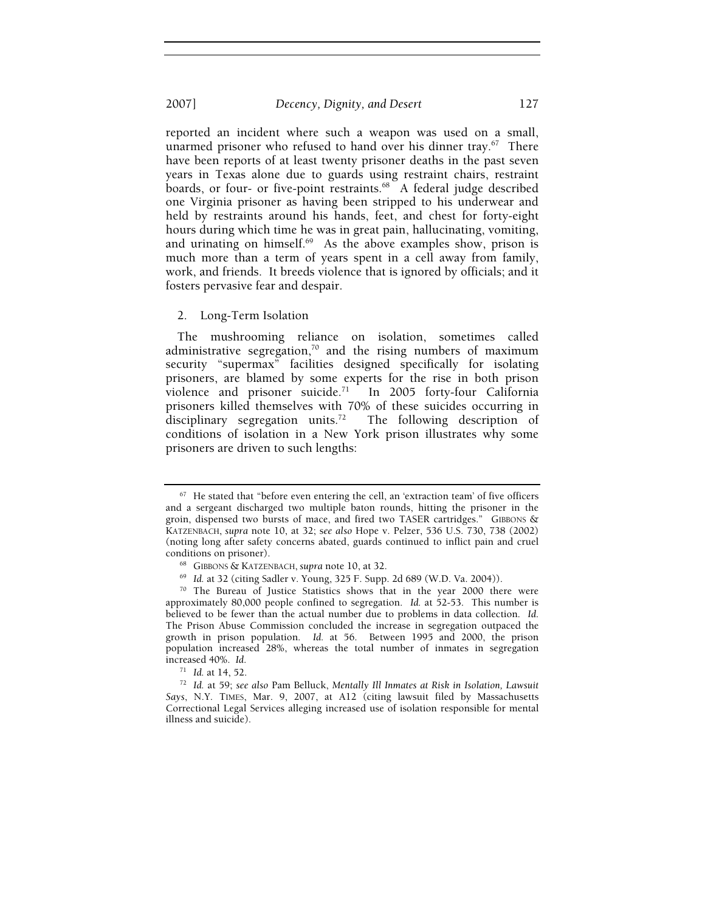reported an incident where such a weapon was used on a small, unarmed prisoner who refused to hand over his dinner tray.[67] There have been reports of at least twenty prisoner deaths in the past seven years in Texas alone due to guards using restraint chairs, restraint boards, or four- or five-point restraints.[68] A federal judge described one Virginia prisoner as having been stripped to his underwear and held by restraints around his hands, feet, and chest for forty-eight hours during which time he was in great pain, hallucinating, vomiting, and urinating on himself.[69] As the above examples show, prison is much more than a term of years spent in a cell away from family, work, and friends. It breeds violence that is ignored by officials; and it fosters pervasive fear and despair.

### 2. Long-Term Isolation

The mushrooming reliance on isolation, sometimes called administrative segregation,[70] and the rising numbers of maximum security "supermax" facilities designed specifically for isolating prisoners, are blamed by some experts for the rise in both prison violence and prisoner suicide.[71] In 2005 forty-four California prisoners killed themselves with 70% of these suicides occurring in disciplinary segregation units.[72] The following description of conditions of isolation in a New York prison illustrates why some prisoners are driven to such lengths:

---

[67] He stated that "before even entering the cell, an 'extraction team' of five officers and a sergeant discharged two multiple baton rounds, hitting the prisoner in the groin, dispensed two bursts of mace, and fired two TASER cartridges." GIBBONS & KATZENBACH, *supra* note 10, at 32; *see also* Hope v. Pelzer, 536 U.S. 730, 738 (2002) (noting long after safety concerns abated, guards continued to inflict pain and cruel conditions on prisoner).

[68] GIBBONS & KATZENBACH, *supra* note 10, at 32.

[69] *Id.* at 32 (citing Sadler v. Young, 325 F. Supp. 2d 689 (W.D. Va. 2004)).

[70] The Bureau of Justice Statistics shows that in the year 2000 there were approximately 80,000 people confined to segregation. *Id.* at 52-53. This number is believed to be fewer than the actual number due to problems in data collection. *Id.* The Prison Abuse Commission concluded the increase in segregation outpaced the growth in prison population. *Id.* at 56. Between 1995 and 2000, the prison population increased 28%, whereas the total number of inmates in segregation increased 40%. *Id.*

[71] *Id.* at 14, 52.

[72] *Id.* at 59; *see also* Pam Belluck, *Mentally Ill Inmates at Risk in Isolation, Lawsuit Says*, N.Y. TIMES, Mar. 9, 2007, at A12 (citing lawsuit filed by Massachusetts Correctional Legal Services alleging increased use of isolation responsible for mental illness and suicide).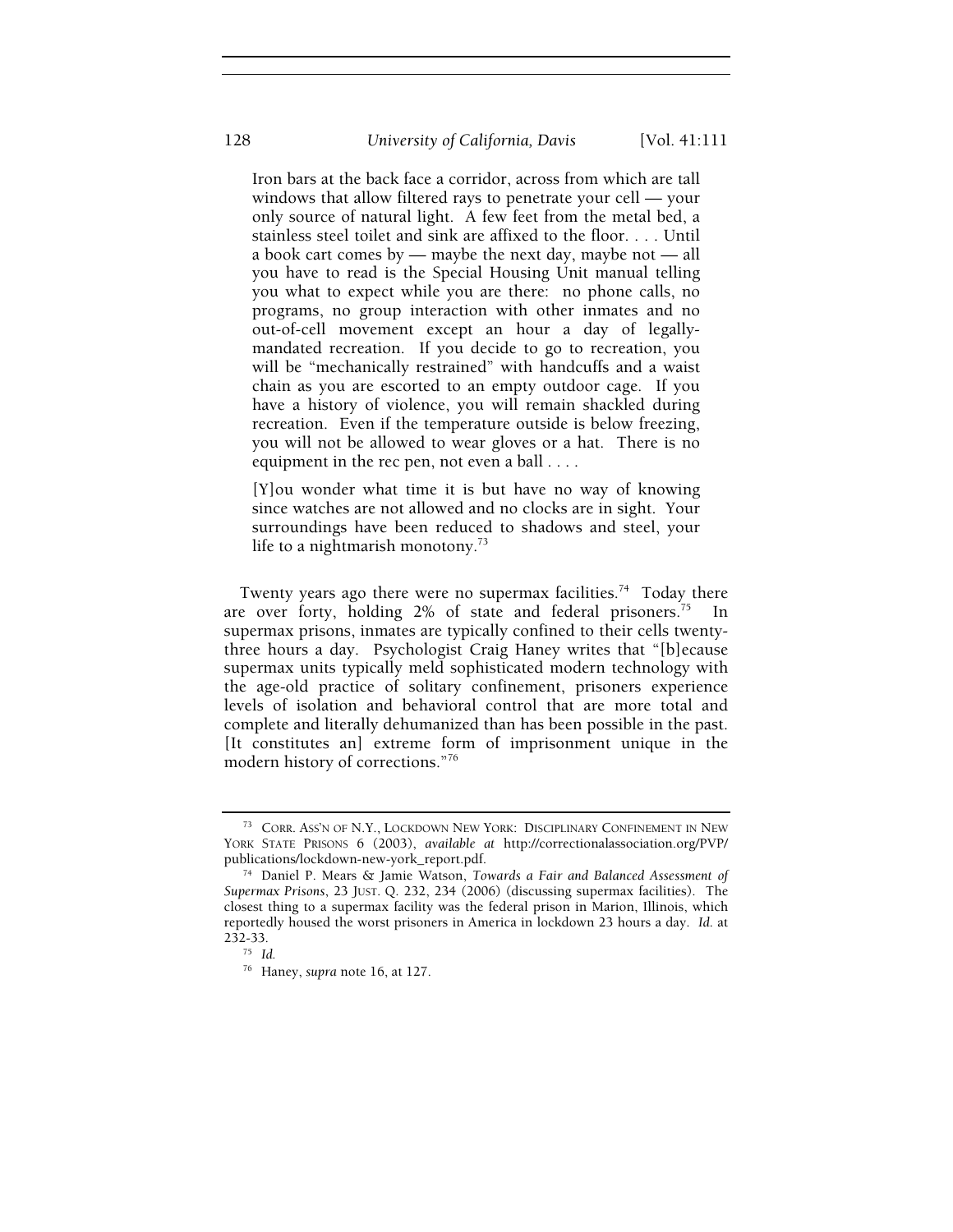> Iron bars at the back face a corridor, across from which are tall windows that allow filtered rays to penetrate your cell — your only source of natural light. A few feet from the metal bed, a stainless steel toilet and sink are affixed to the floor. . . . Until a book cart comes by — maybe the next day, maybe not — all you have to read is the Special Housing Unit manual telling you what to expect while you are there: no phone calls, no programs, no group interaction with other inmates and no out-of-cell movement except an hour a day of legally-mandated recreation. If you decide to go to recreation, you will be "mechanically restrained" with handcuffs and a waist chain as you are escorted to an empty outdoor cage. If you have a history of violence, you will remain shackled during recreation. Even if the temperature outside is below freezing, you will not be allowed to wear gloves or a hat. There is no equipment in the rec pen, not even a ball . . . .
>
> [Y]ou wonder what time it is but have no way of knowing since watches are not allowed and no clocks are in sight. Your surroundings have been reduced to shadows and steel, your life to a nightmarish monotony.[73]

Twenty years ago there were no supermax facilities.[74] Today there are over forty, holding 2% of state and federal prisoners.[75] In supermax prisons, inmates are typically confined to their cells twenty-three hours a day. Psychologist Craig Haney writes that "[b]ecause supermax units typically meld sophisticated modern technology with the age-old practice of solitary confinement, prisoners experience levels of isolation and behavioral control that are more total and complete and literally dehumanized than has been possible in the past. [It constitutes an] extreme form of imprisonment unique in the modern history of corrections."[76]

---

[73] CORR. ASS'N OF N.Y., LOCKDOWN NEW YORK: DISCIPLINARY CONFINEMENT IN NEW YORK STATE PRISONS 6 (2003), *available at* http://correctionalassociation.org/PVP/publications/lockdown-new-york_report.pdf.

[74] Daniel P. Mears & Jamie Watson, *Towards a Fair and Balanced Assessment of Supermax Prisons*, 23 JUST. Q. 232, 234 (2006) (discussing supermax facilities). The closest thing to a supermax facility was the federal prison in Marion, Illinois, which reportedly housed the worst prisoners in America in lockdown 23 hours a day. *Id.* at 232-33.

[75] *Id.*

[76] Haney, *supra* note 16, at 127.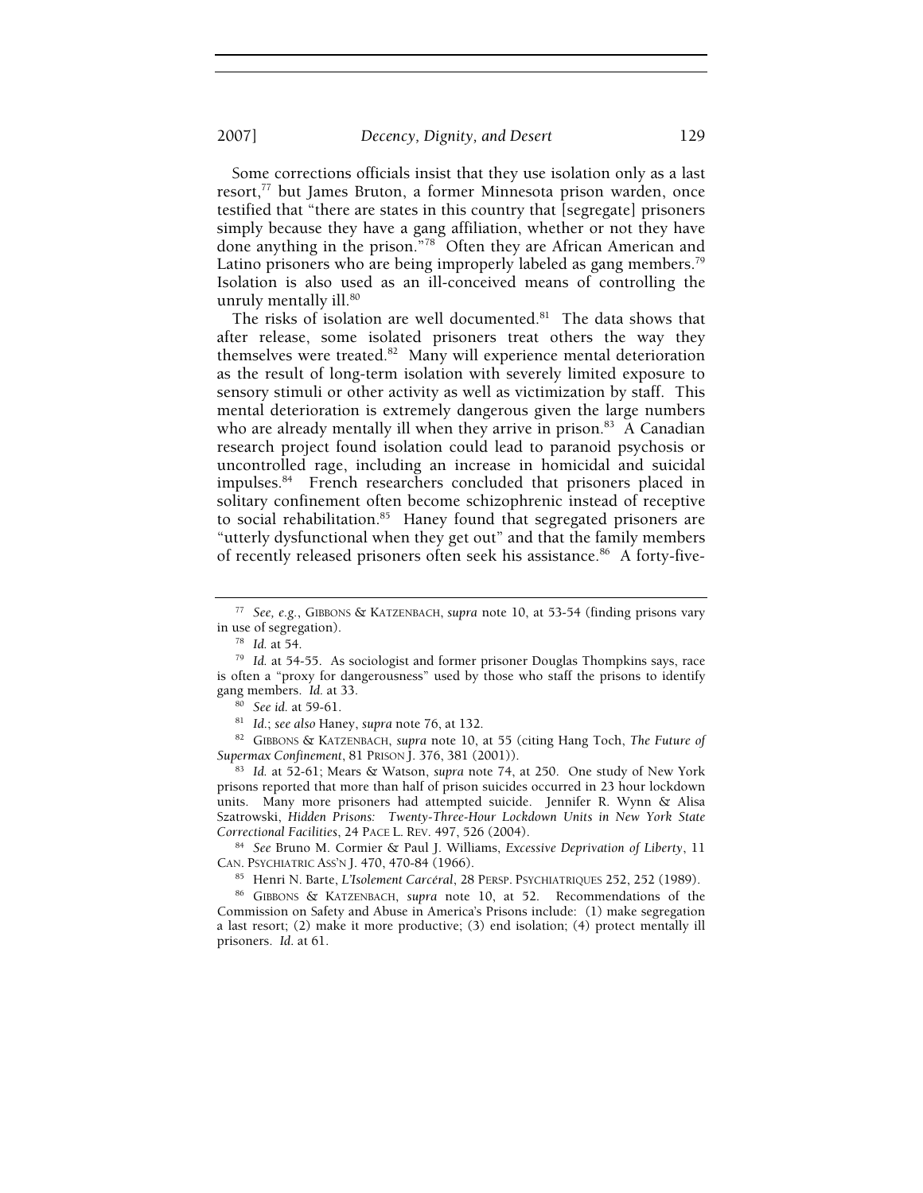Some corrections officials insist that they use isolation only as a last resort,[77] but James Bruton, a former Minnesota prison warden, once testified that "there are states in this country that [segregate] prisoners simply because they have a gang affiliation, whether or not they have done anything in the prison."[78] Often they are African American and Latino prisoners who are being improperly labeled as gang members.[79] Isolation is also used as an ill-conceived means of controlling the unruly mentally ill.[80]

The risks of isolation are well documented.[81] The data shows that after release, some isolated prisoners treat others the way they themselves were treated.[82] Many will experience mental deterioration as the result of long-term isolation with severely limited exposure to sensory stimuli or other activity as well as victimization by staff. This mental deterioration is extremely dangerous given the large numbers who are already mentally ill when they arrive in prison.[83] A Canadian research project found isolation could lead to paranoid psychosis or uncontrolled rage, including an increase in homicidal and suicidal impulses.[84] French researchers concluded that prisoners placed in solitary confinement often become schizophrenic instead of receptive to social rehabilitation.[85] Haney found that segregated prisoners are "utterly dysfunctional when they get out" and that the family members of recently released prisoners often seek his assistance.[86] A forty-five-

---

[77] *See, e.g.*, GIBBONS & KATZENBACH, *supra* note 10, at 53-54 (finding prisons vary in use of segregation).

[78] *Id.* at 54.

[79] *Id.* at 54-55. As sociologist and former prisoner Douglas Thompkins says, race is often a "proxy for dangerousness" used by those who staff the prisons to identify gang members. *Id.* at 33.

[80] *See id.* at 59-61.

[81] *Id.*; *see also* Haney, *supra* note 76, at 132.

[82] GIBBONS & KATZENBACH, *supra* note 10, at 55 (citing Hang Toch, *The Future of Supermax Confinement*, 81 PRISON J. 376, 381 (2001)).

[83] *Id.* at 52-61; Mears & Watson, *supra* note 74, at 250. One study of New York prisons reported that more than half of prison suicides occurred in 23 hour lockdown units. Many more prisoners had attempted suicide. Jennifer R. Wynn & Alisa Szatrowski, *Hidden Prisons: Twenty-Three-Hour Lockdown Units in New York State Correctional Facilities*, 24 PACE L. REV. 497, 526 (2004).

[84] *See* Bruno M. Cormier & Paul J. Williams, *Excessive Deprivation of Liberty*, 11 CAN. PSYCHIATRIC ASS'N J. 470, 470-84 (1966).

[85] Henri N. Barte, *L'Isolement Carcéral*, 28 PERSP. PSYCHIATRIQUES 252, 252 (1989).

[86] GIBBONS & KATZENBACH, *supra* note 10, at 52. Recommendations of the Commission on Safety and Abuse in America's Prisons include: (1) make segregation a last resort; (2) make it more productive; (3) end isolation; (4) protect mentally ill prisoners. *Id.* at 61.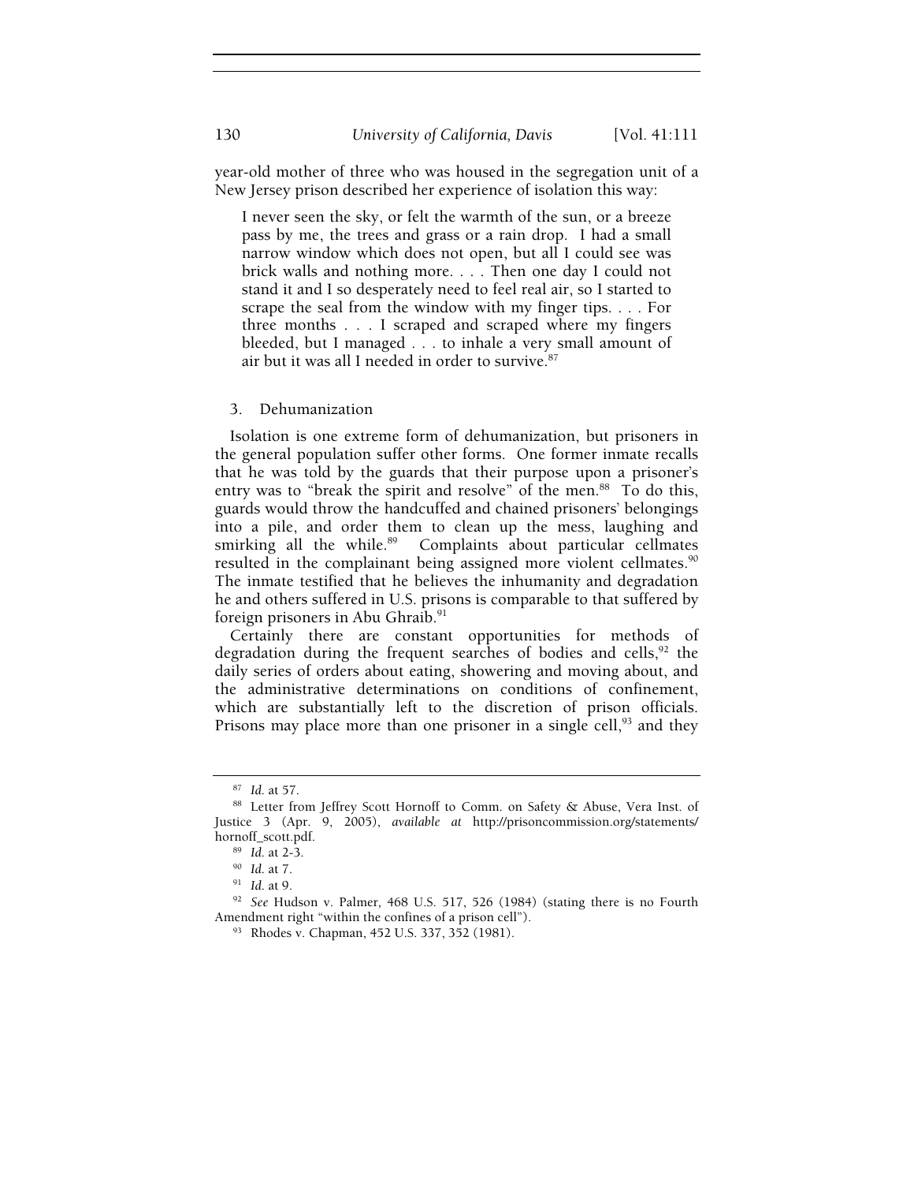year-old mother of three who was housed in the segregation unit of a New Jersey prison described her experience of isolation this way:

> I never seen the sky, or felt the warmth of the sun, or a breeze pass by me, the trees and grass or a rain drop. I had a small narrow window which does not open, but all I could see was brick walls and nothing more. . . . Then one day I could not stand it and I so desperately need to feel real air, so I started to scrape the seal from the window with my finger tips. . . . For three months . . . I scraped and scraped where my fingers bleeded, but I managed . . . to inhale a very small amount of air but it was all I needed in order to survive.[87]

### 3. Dehumanization

Isolation is one extreme form of dehumanization, but prisoners in the general population suffer other forms. One former inmate recalls that he was told by the guards that their purpose upon a prisoner's entry was to "break the spirit and resolve" of the men.[88] To do this, guards would throw the handcuffed and chained prisoners' belongings into a pile, and order them to clean up the mess, laughing and smirking all the while.[89] Complaints about particular cellmates resulted in the complainant being assigned more violent cellmates.[90] The inmate testified that he believes the inhumanity and degradation he and others suffered in U.S. prisons is comparable to that suffered by foreign prisoners in Abu Ghraib.[91]

Certainly there are constant opportunities for methods of degradation during the frequent searches of bodies and cells,[92] the daily series of orders about eating, showering and moving about, and the administrative determinations on conditions of confinement, which are substantially left to the discretion of prison officials. Prisons may place more than one prisoner in a single cell,[93] and they

---

[87] *Id.* at 57.

[88] Letter from Jeffrey Scott Hornoff to Comm. on Safety & Abuse, Vera Inst. of Justice 3 (Apr. 9, 2005), *available at* http://prisoncommission.org/statements/hornoff_scott.pdf.

[89] *Id.* at 2-3.

[90] *Id.* at 7.

[91] *Id.* at 9.

[92] *See* Hudson v. Palmer, 468 U.S. 517, 526 (1984) (stating there is no Fourth Amendment right "within the confines of a prison cell").

[93] Rhodes v. Chapman, 452 U.S. 337, 352 (1981).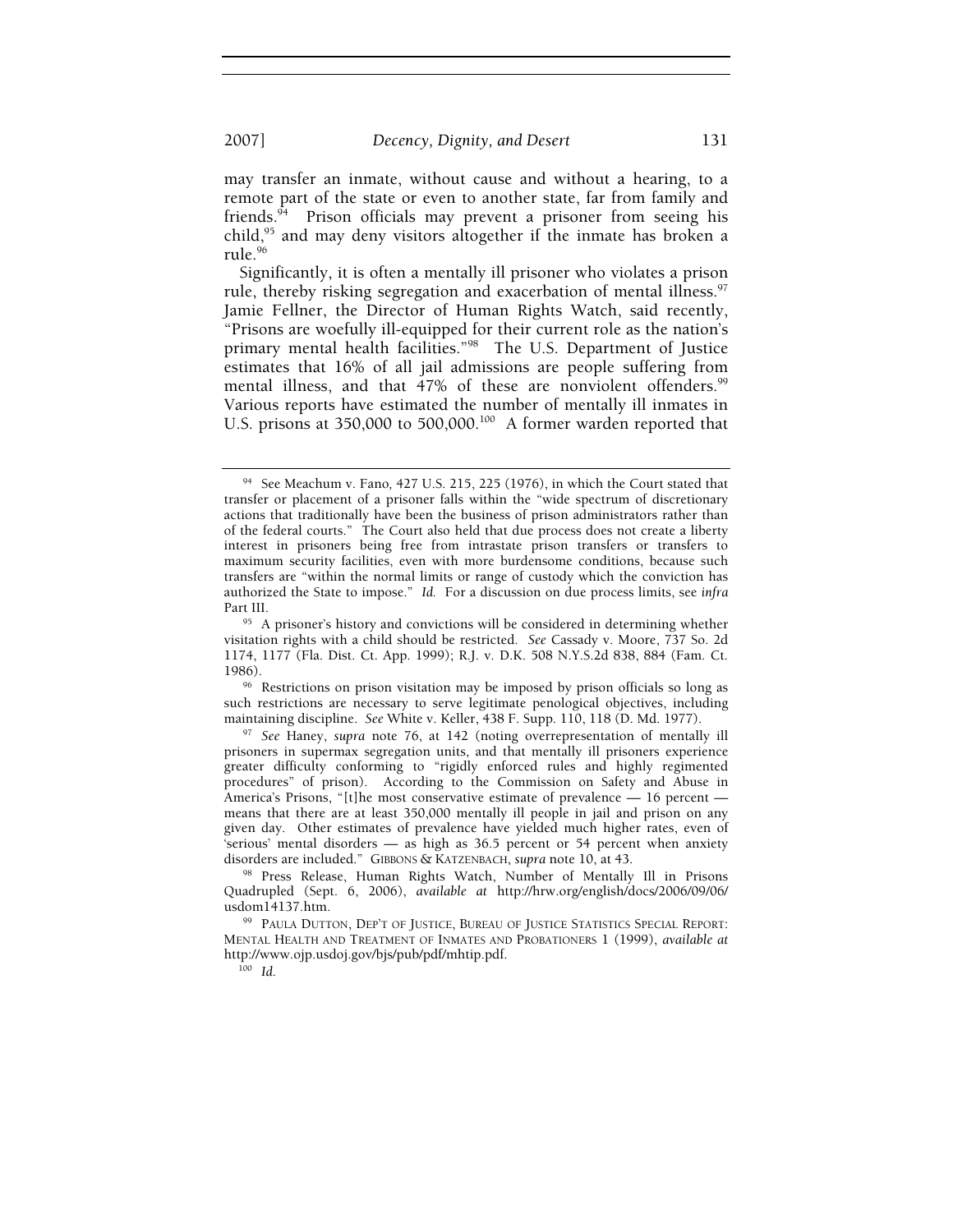may transfer an inmate, without cause and without a hearing, to a remote part of the state or even to another state, far from family and friends.[94] Prison officials may prevent a prisoner from seeing his child,[95] and may deny visitors altogether if the inmate has broken a rule.[96]

Significantly, it is often a mentally ill prisoner who violates a prison rule, thereby risking segregation and exacerbation of mental illness.[97] Jamie Fellner, the Director of Human Rights Watch, said recently, "Prisons are woefully ill-equipped for their current role as the nation's primary mental health facilities."[98] The U.S. Department of Justice estimates that 16% of all jail admissions are people suffering from mental illness, and that 47% of these are nonviolent offenders.[99] Various reports have estimated the number of mentally ill inmates in U.S. prisons at 350,000 to 500,000.[100] A former warden reported that

---

[94] See Meachum v. Fano, 427 U.S. 215, 225 (1976), in which the Court stated that transfer or placement of a prisoner falls within the "wide spectrum of discretionary actions that traditionally have been the business of prison administrators rather than of the federal courts." The Court also held that due process does not create a liberty interest in prisoners being free from intrastate prison transfers or transfers to maximum security facilities, even with more burdensome conditions, because such transfers are "within the normal limits or range of custody which the conviction has authorized the State to impose." *Id.* For a discussion on due process limits, see *infra* Part III.

[95] A prisoner's history and convictions will be considered in determining whether visitation rights with a child should be restricted. *See* Cassady v. Moore, 737 So. 2d 1174, 1177 (Fla. Dist. Ct. App. 1999); R.J. v. D.K. 508 N.Y.S.2d 838, 884 (Fam. Ct. 1986).

[96] Restrictions on prison visitation may be imposed by prison officials so long as such restrictions are necessary to serve legitimate penological objectives, including maintaining discipline. *See* White v. Keller, 438 F. Supp. 110, 118 (D. Md. 1977).

[97] *See* Haney, *supra* note 76, at 142 (noting overrepresentation of mentally ill prisoners in supermax segregation units, and that mentally ill prisoners experience greater difficulty conforming to "rigidly enforced rules and highly regimented procedures" of prison). According to the Commission on Safety and Abuse in America's Prisons, "[t]he most conservative estimate of prevalence — 16 percent — means that there are at least 350,000 mentally ill people in jail and prison on any given day. Other estimates of prevalence have yielded much higher rates, even of 'serious' mental disorders — as high as 36.5 percent or 54 percent when anxiety disorders are included." GIBBONS & KATZENBACH, *supra* note 10, at 43.

[98] Press Release, Human Rights Watch, Number of Mentally Ill in Prisons Quadrupled (Sept. 6, 2006), *available at* http://hrw.org/english/docs/2006/09/06/usdom14137.htm.

[99] PAULA DUTTON, DEP'T OF JUSTICE, BUREAU OF JUSTICE STATISTICS SPECIAL REPORT: MENTAL HEALTH AND TREATMENT OF INMATES AND PROBATIONERS 1 (1999), *available at* http://www.ojp.usdoj.gov/bjs/pub/pdf/mhtip.pdf.

[100] *Id.*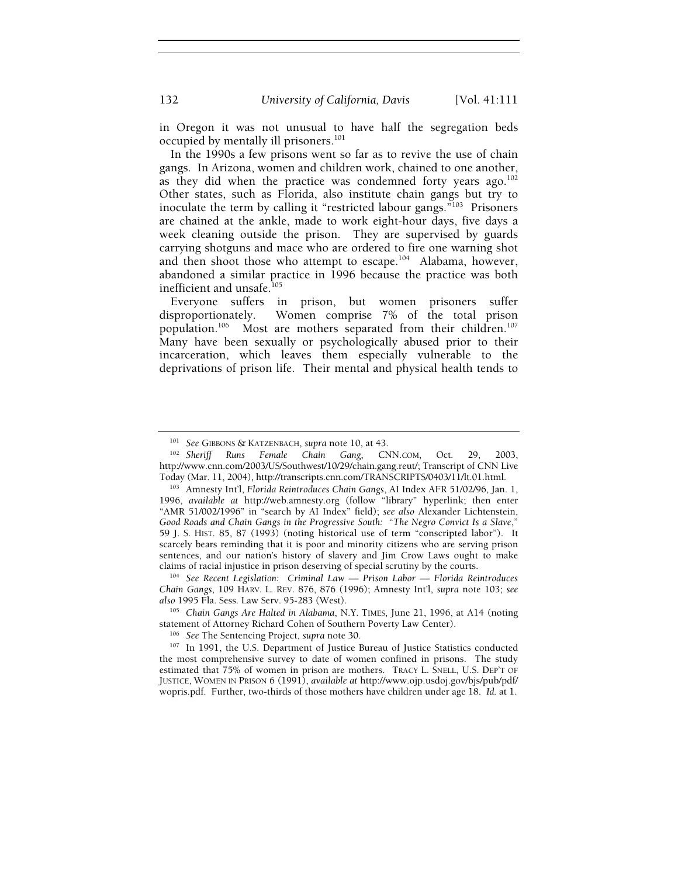in Oregon it was not unusual to have half the segregation beds occupied by mentally ill prisoners.[101]

In the 1990s a few prisons went so far as to revive the use of chain gangs. In Arizona, women and children work, chained to one another, as they did when the practice was condemned forty years ago.[102] Other states, such as Florida, also institute chain gangs but try to inoculate the term by calling it "restricted labour gangs."[103] Prisoners are chained at the ankle, made to work eight-hour days, five days a week cleaning outside the prison. They are supervised by guards carrying shotguns and mace who are ordered to fire one warning shot and then shoot those who attempt to escape.[104] Alabama, however, abandoned a similar practice in 1996 because the practice was both inefficient and unsafe.[105]

Everyone suffers in prison, but women prisoners suffer disproportionately. Women comprise 7% of the total prison population.[106] Most are mothers separated from their children.[107] Many have been sexually or psychologically abused prior to their incarceration, which leaves them especially vulnerable to the deprivations of prison life. Their mental and physical health tends to

---

[101] *See* GIBBONS & KATZENBACH, *supra* note 10, at 43.

[102] *Sheriff Runs Female Chain Gang*, CNN.COM, Oct. 29, 2003, http://www.cnn.com/2003/US/Southwest/10/29/chain.gang.reut/; Transcript of CNN Live Today (Mar. 11, 2004), http://transcripts.cnn.com/TRANSCRIPTS/0403/11/lt.01.html.

[103] Amnesty Int'l, *Florida Reintroduces Chain Gangs*, AI Index AFR 51/02/96, Jan. 1, 1996, *available at* http://web.amnesty.org (follow "library" hyperlink; then enter "AMR 51/002/1996" in "search by AI Index" field); *see also* Alexander Lichtenstein, *Good Roads and Chain Gangs in the Progressive South: "The Negro Convict Is a Slave*," 59 J. S. HIST. 85, 87 (1993) (noting historical use of term "conscripted labor"). It scarcely bears reminding that it is poor and minority citizens who are serving prison sentences, and our nation's history of slavery and Jim Crow Laws ought to make claims of racial injustice in prison deserving of special scrutiny by the courts.

[104] *See Recent Legislation: Criminal Law — Prison Labor — Florida Reintroduces Chain Gangs*, 109 HARV. L. REV. 876, 876 (1996); Amnesty Int'l, *supra* note 103; *see also* 1995 Fla. Sess. Law Serv. 95-283 (West).

[105] *Chain Gangs Are Halted in Alabama*, N.Y. TIMES, June 21, 1996, at A14 (noting statement of Attorney Richard Cohen of Southern Poverty Law Center).

[106] *See* The Sentencing Project, *supra* note 30.

[107] In 1991, the U.S. Department of Justice Bureau of Justice Statistics conducted the most comprehensive survey to date of women confined in prisons. The study estimated that 75% of women in prison are mothers. TRACY L. SNELL, U.S. DEP'T OF JUSTICE, WOMEN IN PRISON 6 (1991), *available at* http://www.ojp.usdoj.gov/bjs/pub/pdf/wopris.pdf. Further, two-thirds of those mothers have children under age 18. *Id.* at 1.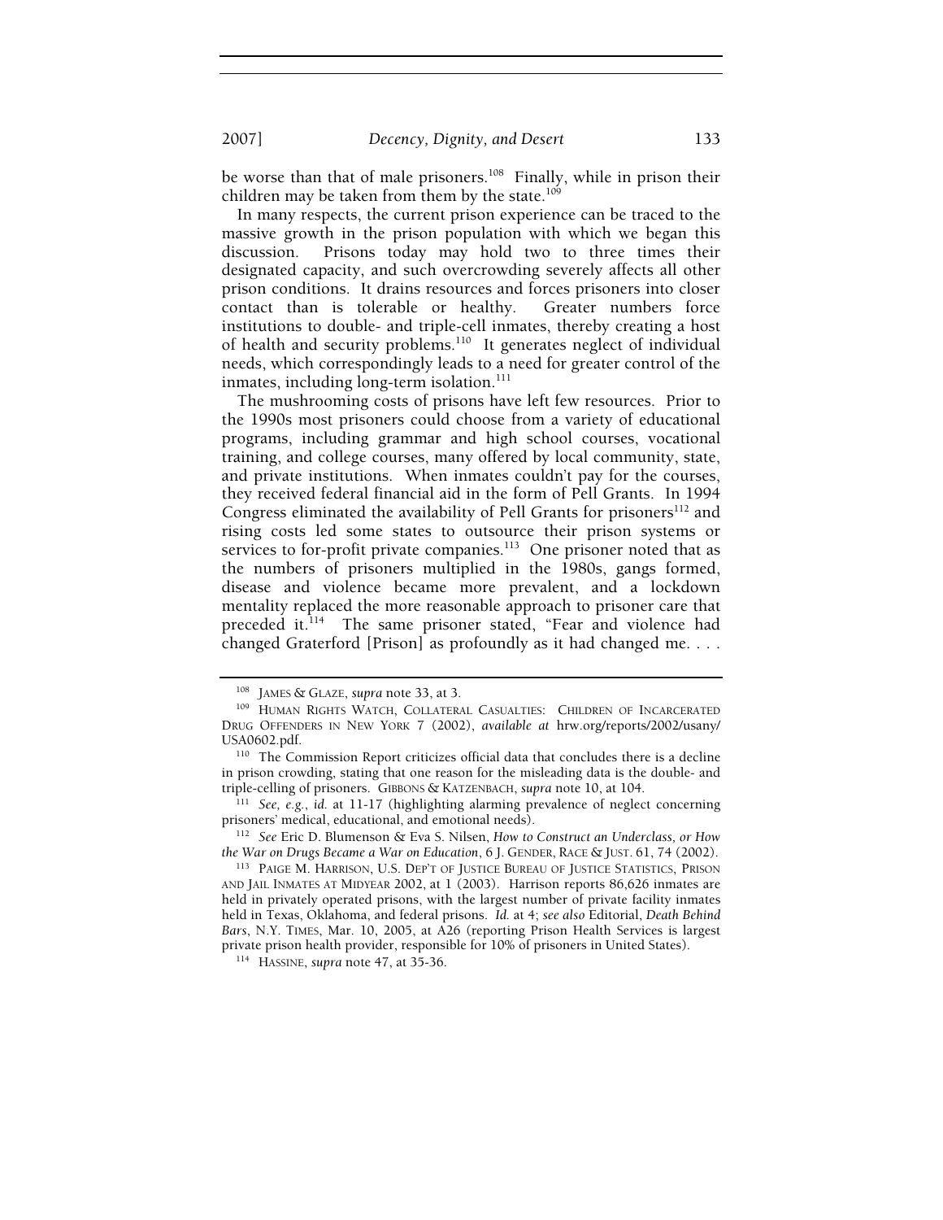be worse than that of male prisoners.[108] Finally, while in prison their children may be taken from them by the state.[109]

In many respects, the current prison experience can be traced to the massive growth in the prison population with which we began this discussion. Prisons today may hold two to three times their designated capacity, and such overcrowding severely affects all other prison conditions. It drains resources and forces prisoners into closer contact than is tolerable or healthy. Greater numbers force institutions to double- and triple-cell inmates, thereby creating a host of health and security problems.[110] It generates neglect of individual needs, which correspondingly leads to a need for greater control of the inmates, including long-term isolation.[111]

The mushrooming costs of prisons have left few resources. Prior to the 1990s most prisoners could choose from a variety of educational programs, including grammar and high school courses, vocational training, and college courses, many offered by local community, state, and private institutions. When inmates couldn't pay for the courses, they received federal financial aid in the form of Pell Grants. In 1994 Congress eliminated the availability of Pell Grants for prisoners[112] and rising costs led some states to outsource their prison systems or services to for-profit private companies.[113] One prisoner noted that as the numbers of prisoners multiplied in the 1980s, gangs formed, disease and violence became more prevalent, and a lockdown mentality replaced the more reasonable approach to prisoner care that preceded it.[114] The same prisoner stated, "Fear and violence had changed Graterford [Prison] as profoundly as it had changed me. . . .

---

[108] JAMES & GLAZE, *supra* note 33, at 3.

[109] HUMAN RIGHTS WATCH, COLLATERAL CASUALTIES: CHILDREN OF INCARCERATED DRUG OFFENDERS IN NEW YORK 7 (2002), *available at* hrw.org/reports/2002/usany/USA0602.pdf.

[110] The Commission Report criticizes official data that concludes there is a decline in prison crowding, stating that one reason for the misleading data is the double- and triple-celling of prisoners. GIBBONS & KATZENBACH, *supra* note 10, at 104.

[111] *See, e.g.*, *id.* at 11-17 (highlighting alarming prevalence of neglect concerning prisoners' medical, educational, and emotional needs).

[112] *See* Eric D. Blumenson & Eva S. Nilsen, *How to Construct an Underclass, or How the War on Drugs Became a War on Education*, 6 J. GENDER, RACE & JUST. 61, 74 (2002).

[113] PAIGE M. HARRISON, U.S. DEP'T OF JUSTICE BUREAU OF JUSTICE STATISTICS, PRISON AND JAIL INMATES AT MIDYEAR 2002, at 1 (2003). Harrison reports 86,626 inmates are held in privately operated prisons, with the largest number of private facility inmates held in Texas, Oklahoma, and federal prisons. *Id.* at 4; *see also* Editorial, *Death Behind Bars*, N.Y. TIMES, Mar. 10, 2005, at A26 (reporting Prison Health Services is largest private prison health provider, responsible for 10% of prisoners in United States).

[114] HASSINE, *supra* note 47, at 35-36.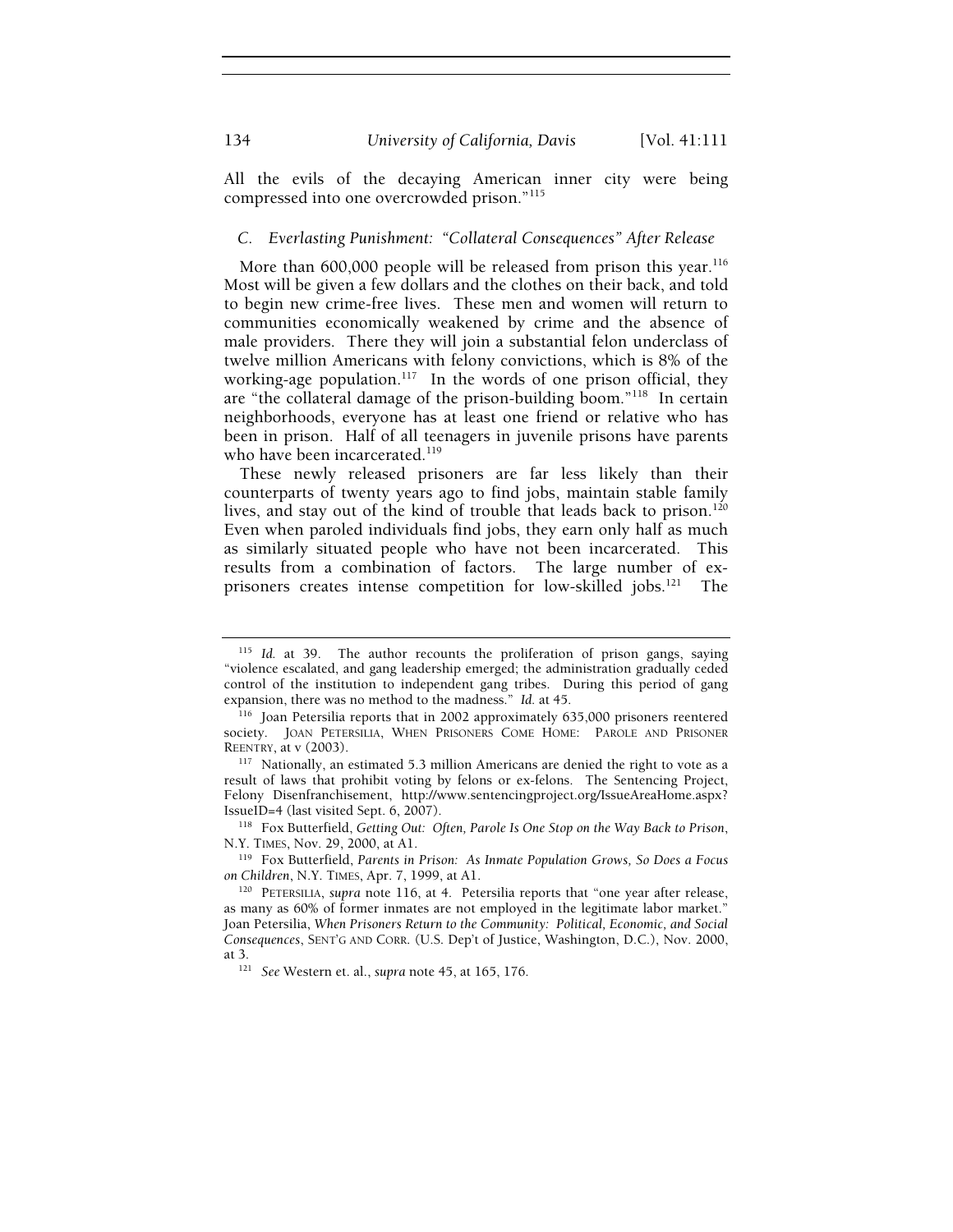All the evils of the decaying American inner city were being compressed into one overcrowded prison."[115]

### C. *Everlasting Punishment: "Collateral Consequences" After Release*

More than 600,000 people will be released from prison this year.[116] Most will be given a few dollars and the clothes on their back, and told to begin new crime-free lives. These men and women will return to communities economically weakened by crime and the absence of male providers. There they will join a substantial felon underclass of twelve million Americans with felony convictions, which is 8% of the working-age population.[117] In the words of one prison official, they are "the collateral damage of the prison-building boom."[118] In certain neighborhoods, everyone has at least one friend or relative who has been in prison. Half of all teenagers in juvenile prisons have parents who have been incarcerated.[119]

These newly released prisoners are far less likely than their counterparts of twenty years ago to find jobs, maintain stable family lives, and stay out of the kind of trouble that leads back to prison.[120] Even when paroled individuals find jobs, they earn only half as much as similarly situated people who have not been incarcerated. This results from a combination of factors. The large number of ex-prisoners creates intense competition for low-skilled jobs.[121] The

---

[115] *Id.* at 39. The author recounts the proliferation of prison gangs, saying "violence escalated, and gang leadership emerged; the administration gradually ceded control of the institution to independent gang tribes. During this period of gang expansion, there was no method to the madness." *Id.* at 45.

[116] Joan Petersilia reports that in 2002 approximately 635,000 prisoners reentered society. JOAN PETERSILIA, WHEN PRISONERS COME HOME: PAROLE AND PRISONER REENTRY, at v (2003).

[117] Nationally, an estimated 5.3 million Americans are denied the right to vote as a result of laws that prohibit voting by felons or ex-felons. The Sentencing Project, Felony Disenfranchisement, http://www.sentencingproject.org/IssueAreaHome.aspx?IssueID=4 (last visited Sept. 6, 2007).

[118] Fox Butterfield, *Getting Out: Often, Parole Is One Stop on the Way Back to Prison*, N.Y. TIMES, Nov. 29, 2000, at A1.

[119] Fox Butterfield, *Parents in Prison: As Inmate Population Grows, So Does a Focus on Children*, N.Y. TIMES, Apr. 7, 1999, at A1.

[120] PETERSILIA, *supra* note 116, at 4. Petersilia reports that "one year after release, as many as 60% of former inmates are not employed in the legitimate labor market." Joan Petersilia, *When Prisoners Return to the Community: Political, Economic, and Social Consequences*, SENT'G AND CORR. (U.S. Dep't of Justice, Washington, D.C.), Nov. 2000, at 3.

[121] *See* Western et. al., *supra* note 45, at 165, 176.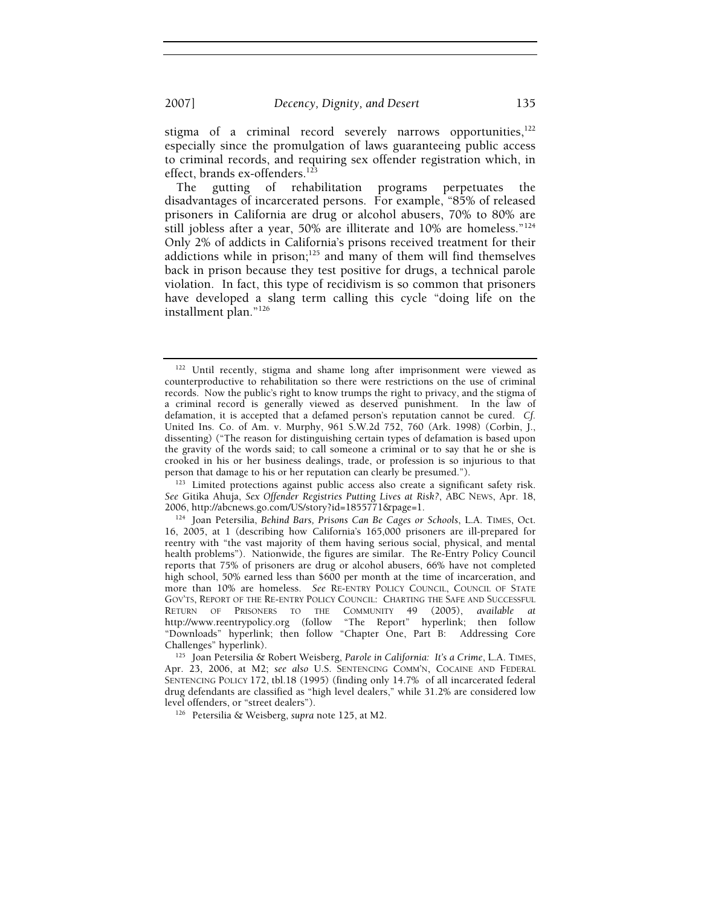stigma of a criminal record severely narrows opportunities,[122] especially since the promulgation of laws guaranteeing public access to criminal records, and requiring sex offender registration which, in effect, brands ex-offenders.[123]

The gutting of rehabilitation programs perpetuates the disadvantages of incarcerated persons. For example, "85% of released prisoners in California are drug or alcohol abusers, 70% to 80% are still jobless after a year, 50% are illiterate and 10% are homeless."[124] Only 2% of addicts in California's prisons received treatment for their addictions while in prison;[125] and many of them will find themselves back in prison because they test positive for drugs, a technical parole violation. In fact, this type of recidivism is so common that prisoners have developed a slang term calling this cycle "doing life on the installment plan."[126]

---

[122] Until recently, stigma and shame long after imprisonment were viewed as counterproductive to rehabilitation so there were restrictions on the use of criminal records. Now the public's right to know trumps the right to privacy, and the stigma of a criminal record is generally viewed as deserved punishment. In the law of defamation, it is accepted that a defamed person's reputation cannot be cured. *Cf.* United Ins. Co. of Am. v. Murphy, 961 S.W.2d 752, 760 (Ark. 1998) (Corbin, J., dissenting) ("The reason for distinguishing certain types of defamation is based upon the gravity of the words said; to call someone a criminal or to say that he or she is crooked in his or her business dealings, trade, or profession is so injurious to that person that damage to his or her reputation can clearly be presumed.").

[123] Limited protections against public access also create a significant safety risk. *See* Gitika Ahuja, *Sex Offender Registries Putting Lives at Risk?*, ABC NEWS, Apr. 18, 2006, http://abcnews.go.com/US/story?id=1855771&page=1.

[124] Joan Petersilia, *Behind Bars, Prisons Can Be Cages or Schools*, L.A. TIMES, Oct. 16, 2005, at 1 (describing how California's 165,000 prisoners are ill-prepared for reentry with "the vast majority of them having serious social, physical, and mental health problems"). Nationwide, the figures are similar. The Re-Entry Policy Council reports that 75% of prisoners are drug or alcohol abusers, 66% have not completed high school, 50% earned less than $600 per month at the time of incarceration, and more than 10% are homeless. *See* RE-ENTRY POLICY COUNCIL, COUNCIL OF STATE GOV'TS, REPORT OF THE RE-ENTRY POLICY COUNCIL: CHARTING THE SAFE AND SUCCESSFUL RETURN OF PRISONERS TO THE COMMUNITY 49 (2005), *available at* http://www.reentrypolicy.org (follow "The Report" hyperlink; then follow "Downloads" hyperlink; then follow "Chapter One, Part B: Addressing Core Challenges" hyperlink).

[125] Joan Petersilia & Robert Weisberg, *Parole in California: It's a Crime*, L.A. TIMES, Apr. 23, 2006, at M2; *see also* U.S. SENTENCING COMM'N, COCAINE AND FEDERAL SENTENCING POLICY 172, tbl.18 (1995) (finding only 14.7% of all incarcerated federal drug defendants are classified as "high level dealers," while 31.2% are considered low level offenders, or "street dealers").

[126] Petersilia & Weisberg, *supra* note 125, at M2.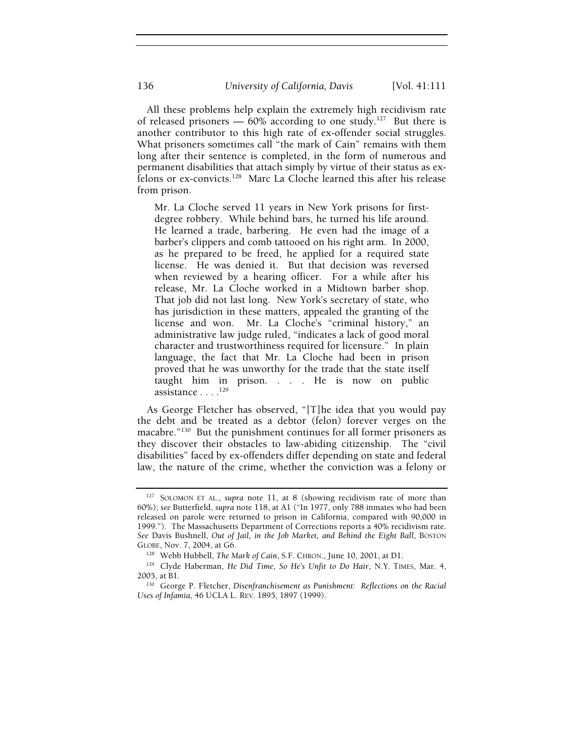All these problems help explain the extremely high recidivism rate of released prisoners — 60% according to one study.[127] But there is another contributor to this high rate of ex-offender social struggles. What prisoners sometimes call "the mark of Cain" remains with them long after their sentence is completed, in the form of numerous and permanent disabilities that attach simply by virtue of their status as ex-felons or ex-convicts.[128] Marc La Cloche learned this after his release from prison.

> Mr. La Cloche served 11 years in New York prisons for first-degree robbery. While behind bars, he turned his life around. He learned a trade, barbering. He even had the image of a barber's clippers and comb tattooed on his right arm. In 2000, as he prepared to be freed, he applied for a required state license. He was denied it. But that decision was reversed when reviewed by a hearing officer. For a while after his release, Mr. La Cloche worked in a Midtown barber shop. That job did not last long. New York's secretary of state, who has jurisdiction in these matters, appealed the granting of the license and won. Mr. La Cloche's "criminal history," an administrative law judge ruled, "indicates a lack of good moral character and trustworthiness required for licensure." In plain language, the fact that Mr. La Cloche had been in prison proved that he was unworthy for the trade that the state itself taught him in prison. . . . He is now on public assistance . . . .[129]

As George Fletcher has observed, "[T]he idea that you would pay the debt and be treated as a debtor (felon) forever verges on the macabre."[130] But the punishment continues for all former prisoners as they discover their obstacles to law-abiding citizenship. The "civil disabilities" faced by ex-offenders differ depending on state and federal law, the nature of the crime, whether the conviction was a felony or

---

[127] SOLOMON ET AL., *supra* note 11, at 8 (showing recidivism rate of more than 60%); *see* Butterfield, *supra* note 118, at A1 ("In 1977, only 788 inmates who had been released on parole were returned to prison in California, compared with 90,000 in 1999."). The Massachusetts Department of Corrections reports a 40% recidivism rate. *See* Davis Bushnell, *Out of Jail, in the Job Market, and Behind the Eight Ball*, BOSTON GLOBE, Nov. 7, 2004, at G6.

[128] Webb Hubbell, *The Mark of Cain*, S.F. CHRON., June 10, 2001, at D1.

[129] Clyde Haberman, *He Did Time, So He's Unfit to Do Hair*, N.Y. TIMES, Mar. 4, 2005, at B1.

[130] George P. Fletcher, *Disenfranchisement as Punishment: Reflections on the Racial Uses of Infamia*, 46 UCLA L. REV. 1895, 1897 (1999).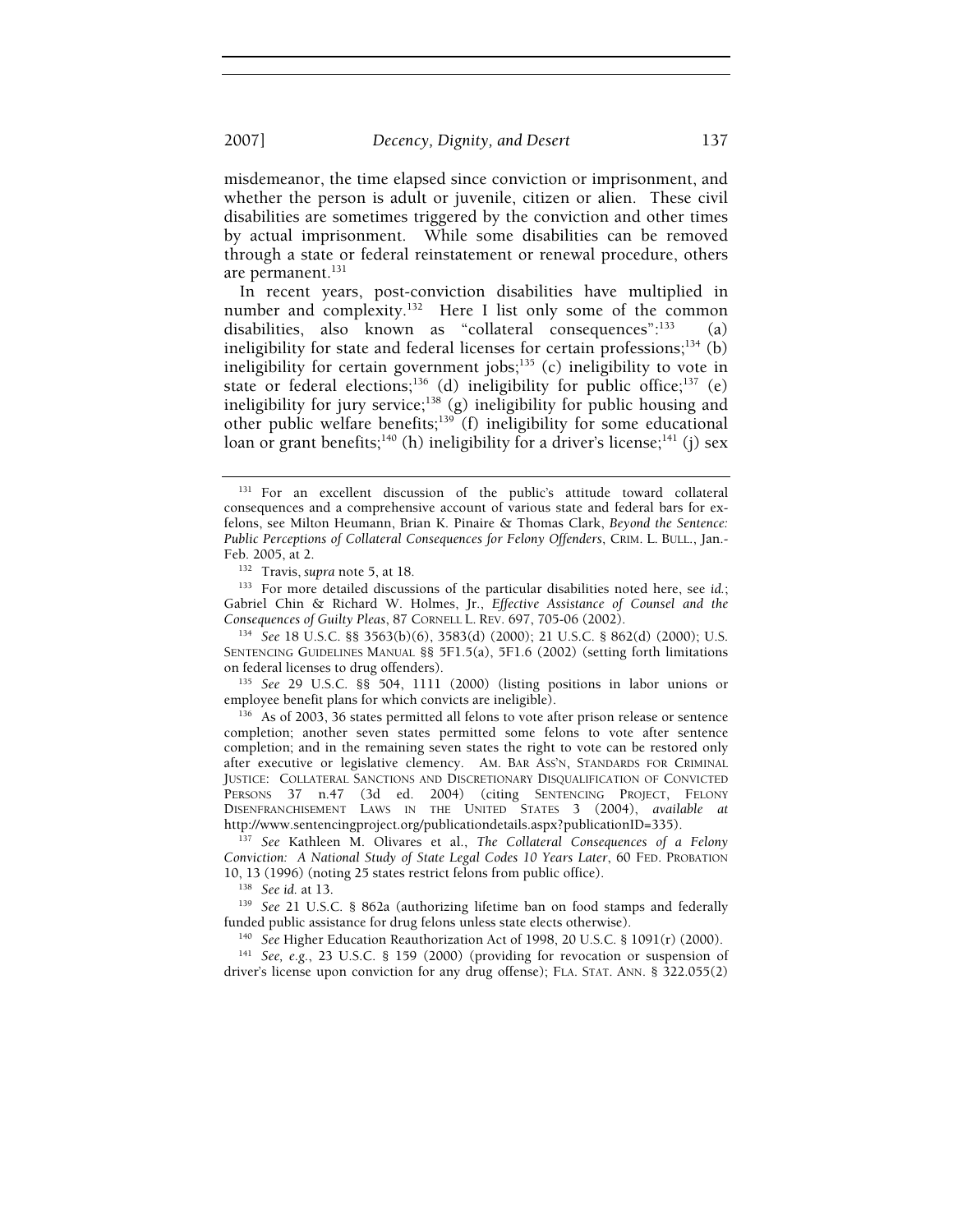misdemeanor, the time elapsed since conviction or imprisonment, and whether the person is adult or juvenile, citizen or alien. These civil disabilities are sometimes triggered by the conviction and other times by actual imprisonment. While some disabilities can be removed through a state or federal reinstatement or renewal procedure, others are permanent.[131]

In recent years, post-conviction disabilities have multiplied in number and complexity.[132] Here I list only some of the common disabilities, also known as "collateral consequences":[133] (a) ineligibility for state and federal licenses for certain professions;[134] (b) ineligibility for certain government jobs;[135] (c) ineligibility to vote in state or federal elections;[136] (d) ineligibility for public office;[137] (e) ineligibility for jury service;[138] (g) ineligibility for public housing and other public welfare benefits;[139] (f) ineligibility for some educational loan or grant benefits;[140] (h) ineligibility for a driver's license;[141] (j) sex

---

[131] For an excellent discussion of the public's attitude toward collateral consequences and a comprehensive account of various state and federal bars for ex-felons, see Milton Heumann, Brian K. Pinaire & Thomas Clark, *Beyond the Sentence: Public Perceptions of Collateral Consequences for Felony Offenders*, CRIM. L. BULL., Jan.-Feb. 2005, at 2.

[132] Travis, *supra* note 5, at 18.

[133] For more detailed discussions of the particular disabilities noted here, see *id.*; Gabriel Chin & Richard W. Holmes, Jr., *Effective Assistance of Counsel and the Consequences of Guilty Pleas*, 87 CORNELL L. REV. 697, 705-06 (2002).

[134] *See* 18 U.S.C. §§ 3563(b)(6), 3583(d) (2000); 21 U.S.C. § 862(d) (2000); U.S. SENTENCING GUIDELINES MANUAL §§ 5F1.5(a), 5F1.6 (2002) (setting forth limitations on federal licenses to drug offenders).

[135] *See* 29 U.S.C. §§ 504, 1111 (2000) (listing positions in labor unions or employee benefit plans for which convicts are ineligible).

[136] As of 2003, 36 states permitted all felons to vote after prison release or sentence completion; another seven states permitted some felons to vote after sentence completion; and in the remaining seven states the right to vote can be restored only after executive or legislative clemency. AM. BAR ASS'N, STANDARDS FOR CRIMINAL JUSTICE: COLLATERAL SANCTIONS AND DISCRETIONARY DISQUALIFICATION OF CONVICTED PERSONS 37 n.47 (3d ed. 2004) (citing SENTENCING PROJECT, FELONY DISENFRANCHISEMENT LAWS IN THE UNITED STATES 3 (2004), *available at* http://www.sentencingproject.org/publicationdetails.aspx?publicationID=335).

[137] *See* Kathleen M. Olivares et al., *The Collateral Consequences of a Felony Conviction: A National Study of State Legal Codes 10 Years Later*, 60 FED. PROBATION 10, 13 (1996) (noting 25 states restrict felons from public office).

[138] *See id.* at 13.

[139] *See* 21 U.S.C. § 862a (authorizing lifetime ban on food stamps and federally funded public assistance for drug felons unless state elects otherwise).

[140] *See* Higher Education Reauthorization Act of 1998, 20 U.S.C. § 1091(r) (2000).

[141] *See, e.g.*, 23 U.S.C. § 159 (2000) (providing for revocation or suspension of driver's license upon conviction for any drug offense); FLA. STAT. ANN. § 322.055(2)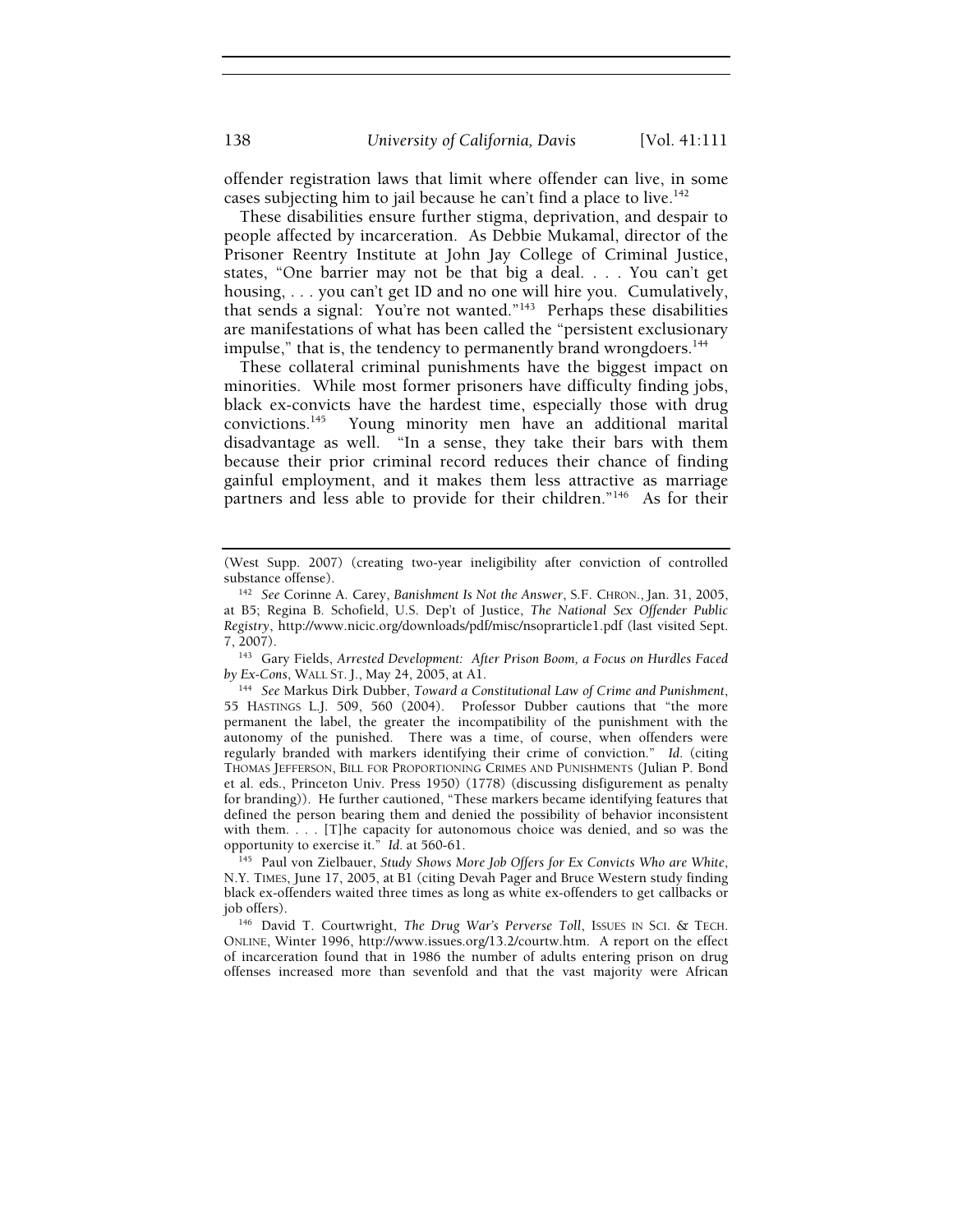offender registration laws that limit where offender can live, in some cases subjecting him to jail because he can't find a place to live.[142]

These disabilities ensure further stigma, deprivation, and despair to people affected by incarceration. As Debbie Mukamal, director of the Prisoner Reentry Institute at John Jay College of Criminal Justice, states, "One barrier may not be that big a deal. . . . You can't get housing, . . . you can't get ID and no one will hire you. Cumulatively, that sends a signal: You're not wanted."[143] Perhaps these disabilities are manifestations of what has been called the "persistent exclusionary impulse," that is, the tendency to permanently brand wrongdoers.[144]

These collateral criminal punishments have the biggest impact on minorities. While most former prisoners have difficulty finding jobs, black ex-convicts have the hardest time, especially those with drug convictions.[145] Young minority men have an additional marital disadvantage as well. "In a sense, they take their bars with them because their prior criminal record reduces their chance of finding gainful employment, and it makes them less attractive as marriage partners and less able to provide for their children."[146] As for their

---

(West Supp. 2007) (creating two-year ineligibility after conviction of controlled substance offense).

[142] *See* Corinne A. Carey, *Banishment Is Not the Answer*, S.F. CHRON., Jan. 31, 2005, at B5; Regina B. Schofield, U.S. Dep't of Justice, *The National Sex Offender Public Registry*, http://www.nicic.org/downloads/pdf/misc/nsoprarticle1.pdf (last visited Sept. 7, 2007).

[143] Gary Fields, *Arrested Development: After Prison Boom, a Focus on Hurdles Faced by Ex-Cons*, WALL ST. J., May 24, 2005, at A1.

[144] *See* Markus Dirk Dubber, *Toward a Constitutional Law of Crime and Punishment*, 55 HASTINGS L.J. 509, 560 (2004). Professor Dubber cautions that "the more permanent the label, the greater the incompatibility of the punishment with the autonomy of the punished. There was a time, of course, when offenders were regularly branded with markers identifying their crime of conviction." *Id.* (citing THOMAS JEFFERSON, BILL FOR PROPORTIONING CRIMES AND PUNISHMENTS (Julian P. Bond et al. eds., Princeton Univ. Press 1950) (1778) (discussing disfigurement as penalty for branding)). He further cautioned, "These markers became identifying features that defined the person bearing them and denied the possibility of behavior inconsistent with them. . . . [T]he capacity for autonomous choice was denied, and so was the opportunity to exercise it." *Id.* at 560-61.

[145] Paul von Zielbauer, *Study Shows More Job Offers for Ex Convicts Who are White*, N.Y. TIMES, June 17, 2005, at B1 (citing Devah Pager and Bruce Western study finding black ex-offenders waited three times as long as white ex-offenders to get callbacks or job offers).

[146] David T. Courtwright, *The Drug War's Perverse Toll*, ISSUES IN SCI. & TECH. ONLINE, Winter 1996, http://www.issues.org/13.2/courtw.htm. A report on the effect of incarceration found that in 1986 the number of adults entering prison on drug offenses increased more than sevenfold and that the vast majority were African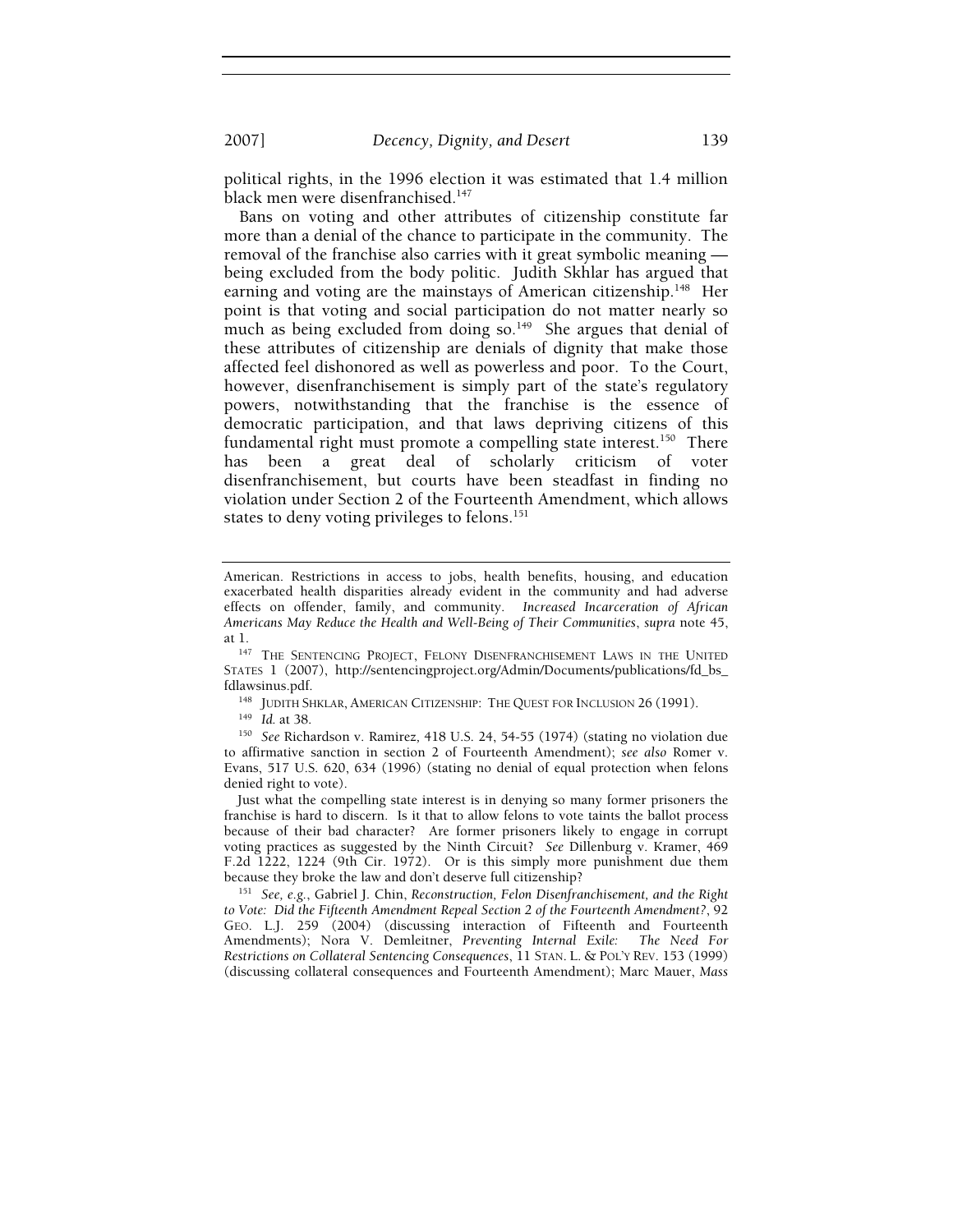political rights, in the 1996 election it was estimated that 1.4 million black men were disenfranchised.[147]

Bans on voting and other attributes of citizenship constitute far more than a denial of the chance to participate in the community. The removal of the franchise also carries with it great symbolic meaning — being excluded from the body politic. Judith Skhlar has argued that earning and voting are the mainstays of American citizenship.[148] Her point is that voting and social participation do not matter nearly so much as being excluded from doing so.[149] She argues that denial of these attributes of citizenship are denials of dignity that make those affected feel dishonored as well as powerless and poor. To the Court, however, disenfranchisement is simply part of the state's regulatory powers, notwithstanding that the franchise is the essence of democratic participation, and that laws depriving citizens of this fundamental right must promote a compelling state interest.[150] There has been a great deal of scholarly criticism of voter disenfranchisement, but courts have been steadfast in finding no violation under Section 2 of the Fourteenth Amendment, which allows states to deny voting privileges to felons.[151]

---

American. Restrictions in access to jobs, health benefits, housing, and education exacerbated health disparities already evident in the community and had adverse effects on offender, family, and community. *Increased Incarceration of African Americans May Reduce the Health and Well-Being of Their Communities*, *supra* note 45, at 1.

[147] THE SENTENCING PROJECT, FELONY DISENFRANCHISEMENT LAWS IN THE UNITED STATES 1 (2007), http://sentencingproject.org/Admin/Documents/publications/fd_bs_fdlawsinus.pdf.

[148] JUDITH SHKLAR, AMERICAN CITIZENSHIP: THE QUEST FOR INCLUSION 26 (1991).

[149] *Id.* at 38.

[150] *See* Richardson v. Ramirez, 418 U.S. 24, 54-55 (1974) (stating no violation due to affirmative sanction in section 2 of Fourteenth Amendment); *see also* Romer v. Evans, 517 U.S. 620, 634 (1996) (stating no denial of equal protection when felons denied right to vote).

Just what the compelling state interest is in denying so many former prisoners the franchise is hard to discern. Is it that to allow felons to vote taints the ballot process because of their bad character? Are former prisoners likely to engage in corrupt voting practices as suggested by the Ninth Circuit? *See* Dillenburg v. Kramer, 469 F.2d 1222, 1224 (9th Cir. 1972). Or is this simply more punishment due them because they broke the law and don't deserve full citizenship?

[151] *See, e.g.*, Gabriel J. Chin, *Reconstruction, Felon Disenfranchisement, and the Right to Vote: Did the Fifteenth Amendment Repeal Section 2 of the Fourteenth Amendment?*, 92 GEO. L.J. 259 (2004) (discussing interaction of Fifteenth and Fourteenth Amendments); Nora V. Demleitner, *Preventing Internal Exile: The Need For Restrictions on Collateral Sentencing Consequences*, 11 STAN. L. & POL'Y REV. 153 (1999) (discussing collateral consequences and Fourteenth Amendment); Marc Mauer, *Mass*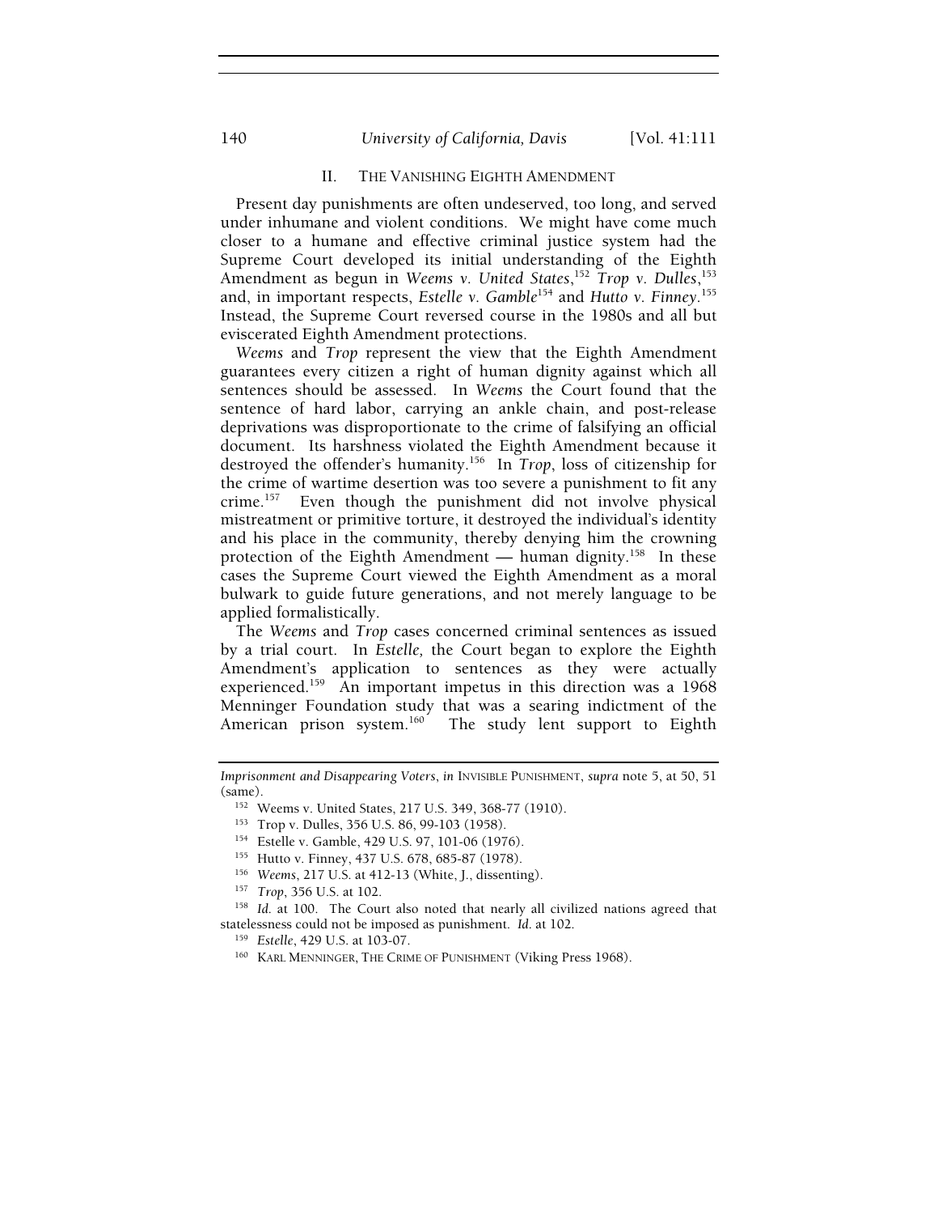## II. THE VANISHING EIGHTH AMENDMENT

Present day punishments are often undeserved, too long, and served under inhumane and violent conditions. We might have come much closer to a humane and effective criminal justice system had the Supreme Court developed its initial understanding of the Eighth Amendment as begun in *Weems v. United States*,[152] *Trop v. Dulles*,[153] and, in important respects, *Estelle v. Gamble*[154] and *Hutto v. Finney*.[155] Instead, the Supreme Court reversed course in the 1980s and all but eviscerated Eighth Amendment protections.

*Weems* and *Trop* represent the view that the Eighth Amendment guarantees every citizen a right of human dignity against which all sentences should be assessed. In *Weems* the Court found that the sentence of hard labor, carrying an ankle chain, and post-release deprivations was disproportionate to the crime of falsifying an official document. Its harshness violated the Eighth Amendment because it destroyed the offender's humanity.[156] In *Trop*, loss of citizenship for the crime of wartime desertion was too severe a punishment to fit any crime.[157] Even though the punishment did not involve physical mistreatment or primitive torture, it destroyed the individual's identity and his place in the community, thereby denying him the crowning protection of the Eighth Amendment — human dignity.[158] In these cases the Supreme Court viewed the Eighth Amendment as a moral bulwark to guide future generations, and not merely language to be applied formalistically.

The *Weems* and *Trop* cases concerned criminal sentences as issued by a trial court. In *Estelle,* the Court began to explore the Eighth Amendment's application to sentences as they were actually experienced.[159] An important impetus in this direction was a 1968 Menninger Foundation study that was a searing indictment of the American prison system.[160] The study lent support to Eighth

---

*Imprisonment and Disappearing Voters*, *in* INVISIBLE PUNISHMENT, *supra* note 5, at 50, 51 (same).

[152] Weems v. United States, 217 U.S. 349, 368-77 (1910).

[153] Trop v. Dulles, 356 U.S. 86, 99-103 (1958).

[154] Estelle v. Gamble, 429 U.S. 97, 101-06 (1976).

[155] Hutto v. Finney, 437 U.S. 678, 685-87 (1978).

[156] *Weems*, 217 U.S. at 412-13 (White, J., dissenting).

[157] *Trop*, 356 U.S. at 102.

[158] *Id.* at 100. The Court also noted that nearly all civilized nations agreed that statelessness could not be imposed as punishment. *Id.* at 102.

[159] *Estelle*, 429 U.S. at 103-07.

[160] KARL MENNINGER, THE CRIME OF PUNISHMENT (Viking Press 1968).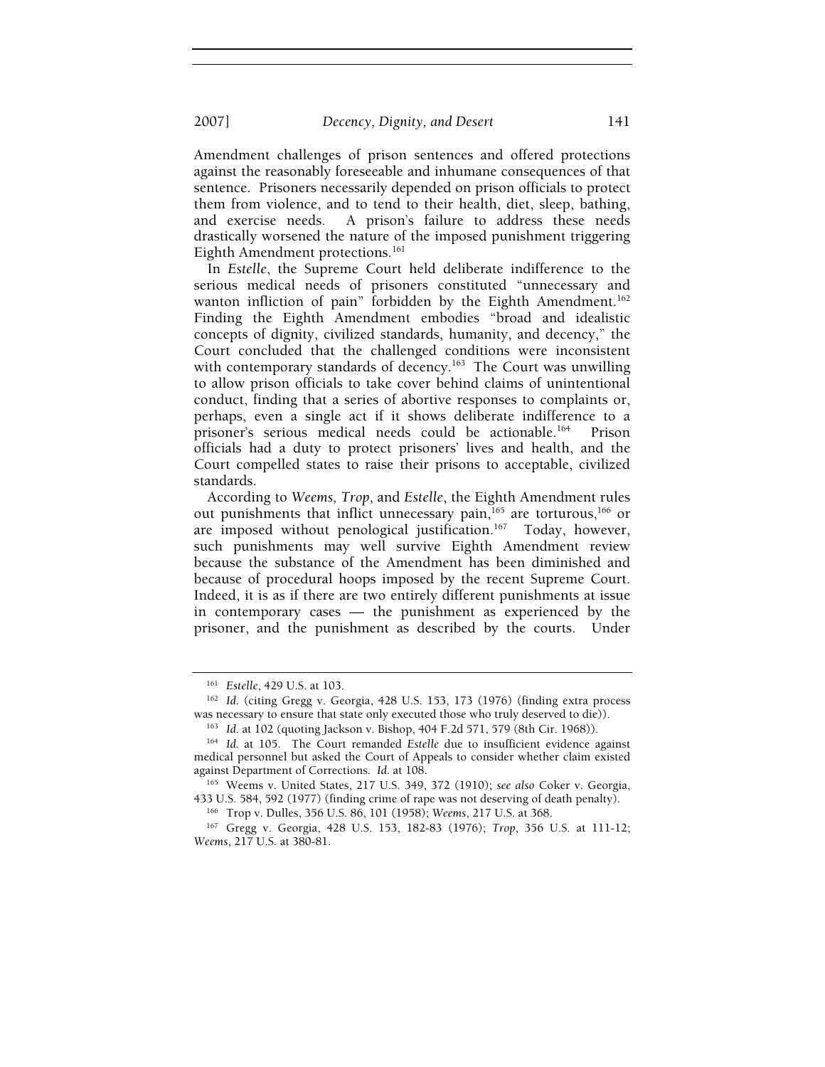Amendment challenges of prison sentences and offered protections against the reasonably foreseeable and inhumane consequences of that sentence. Prisoners necessarily depended on prison officials to protect them from violence, and to tend to their health, diet, sleep, bathing, and exercise needs. A prison's failure to address these needs drastically worsened the nature of the imposed punishment triggering Eighth Amendment protections.[161]

In *Estelle*, the Supreme Court held deliberate indifference to the serious medical needs of prisoners constituted "unnecessary and wanton infliction of pain" forbidden by the Eighth Amendment.[162] Finding the Eighth Amendment embodies "broad and idealistic concepts of dignity, civilized standards, humanity, and decency," the Court concluded that the challenged conditions were inconsistent with contemporary standards of decency.[163] The Court was unwilling to allow prison officials to take cover behind claims of unintentional conduct, finding that a series of abortive responses to complaints or, perhaps, even a single act if it shows deliberate indifference to a prisoner's serious medical needs could be actionable.[164] Prison officials had a duty to protect prisoners' lives and health, and the Court compelled states to raise their prisons to acceptable, civilized standards.

According to *Weems, Trop*, and *Estelle*, the Eighth Amendment rules out punishments that inflict unnecessary pain,[165] are torturous,[166] or are imposed without penological justification.[167] Today, however, such punishments may well survive Eighth Amendment review because the substance of the Amendment has been diminished and because of procedural hoops imposed by the recent Supreme Court. Indeed, it is as if there are two entirely different punishments at issue in contemporary cases — the punishment as experienced by the prisoner, and the punishment as described by the courts. Under

---

[161] *Estelle*, 429 U.S. at 103.

[162] *Id.* (citing Gregg v. Georgia, 428 U.S. 153, 173 (1976) (finding extra process was necessary to ensure that state only executed those who truly deserved to die)).

[163] *Id.* at 102 (quoting Jackson v. Bishop, 404 F.2d 571, 579 (8th Cir. 1968)).

[164] *Id.* at 105. The Court remanded *Estelle* due to insufficient evidence against medical personnel but asked the Court of Appeals to consider whether claim existed against Department of Corrections. *Id.* at 108.

[165] Weems v. United States, 217 U.S. 349, 372 (1910); *see also* Coker v. Georgia, 433 U.S. 584, 592 (1977) (finding crime of rape was not deserving of death penalty).

[166] Trop v. Dulles, 356 U.S. 86, 101 (1958); *Weems*, 217 U.S. at 368.

[167] Gregg v. Georgia, 428 U.S. 153, 182-83 (1976); *Trop*, 356 U.S. at 111-12; *Weems*, 217 U.S. at 380-81.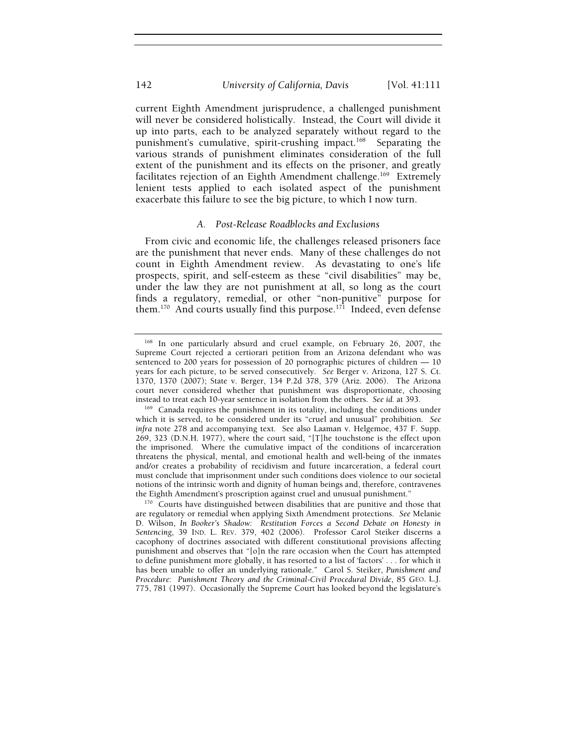current Eighth Amendment jurisprudence, a challenged punishment will never be considered holistically. Instead, the Court will divide it up into parts, each to be analyzed separately without regard to the punishment's cumulative, spirit-crushing impact.[168] Separating the various strands of punishment eliminates consideration of the full extent of the punishment and its effects on the prisoner, and greatly facilitates rejection of an Eighth Amendment challenge.[169] Extremely lenient tests applied to each isolated aspect of the punishment exacerbate this failure to see the big picture, to which I now turn.

### *A. Post-Release Roadblocks and Exclusions*

From civic and economic life, the challenges released prisoners face are the punishment that never ends. Many of these challenges do not count in Eighth Amendment review. As devastating to one's life prospects, spirit, and self-esteem as these "civil disabilities" may be, under the law they are not punishment at all, so long as the court finds a regulatory, remedial, or other "non-punitive" purpose for them.[170] And courts usually find this purpose.[171] Indeed, even defense

---

[168] In one particularly absurd and cruel example, on February 26, 2007, the Supreme Court rejected a certiorari petition from an Arizona defendant who was sentenced to 200 years for possession of 20 pornographic pictures of children — 10 years for each picture, to be served consecutively. *See* Berger v. Arizona, 127 S. Ct. 1370, 1370 (2007); State v. Berger, 134 P.2d 378, 379 (Ariz. 2006). The Arizona court never considered whether that punishment was disproportionate, choosing instead to treat each 10-year sentence in isolation from the others. *See id.* at 393.

[169] Canada requires the punishment in its totality, including the conditions under which it is served, to be considered under its "cruel and unusual" prohibition. *See infra* note 278 and accompanying text. See also Laaman v. Helgemoe, 437 F. Supp. 269, 323 (D.N.H. 1977), where the court said, "[T]he touchstone is the effect upon the imprisoned. Where the cumulative impact of the conditions of incarceration threatens the physical, mental, and emotional health and well-being of the inmates and/or creates a probability of recidivism and future incarceration, a federal court must conclude that imprisonment under such conditions does violence to our societal notions of the intrinsic worth and dignity of human beings and, therefore, contravenes the Eighth Amendment's proscription against cruel and unusual punishment."

[170] Courts have distinguished between disabilities that are punitive and those that are regulatory or remedial when applying Sixth Amendment protections. *See* Melanie D. Wilson, *In Booker's Shadow: Restitution Forces a Second Debate on Honesty in Sentencing*, 39 IND. L. REV. 379, 402 (2006). Professor Carol Steiker discerns a cacophony of doctrines associated with different constitutional provisions affecting punishment and observes that "[o]n the rare occasion when the Court has attempted to define punishment more globally, it has resorted to a list of 'factors' . . . for which it has been unable to offer an underlying rationale." Carol S. Steiker, *Punishment and Procedure: Punishment Theory and the Criminal-Civil Procedural Divide*, 85 GEO. L.J. 775, 781 (1997). Occasionally the Supreme Court has looked beyond the legislature's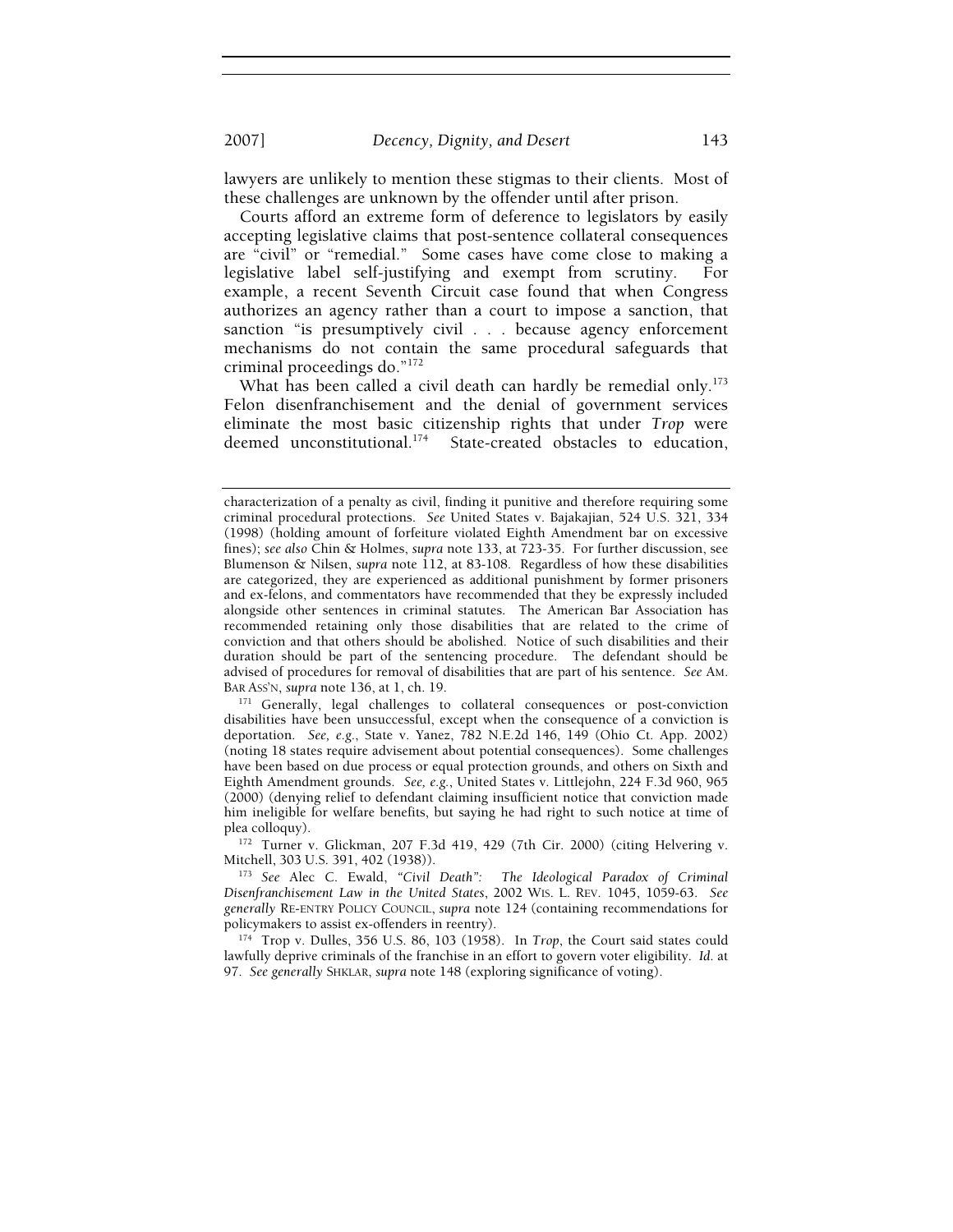lawyers are unlikely to mention these stigmas to their clients. Most of these challenges are unknown by the offender until after prison.

Courts afford an extreme form of deference to legislators by easily accepting legislative claims that post-sentence collateral consequences are "civil" or "remedial." Some cases have come close to making a legislative label self-justifying and exempt from scrutiny. For example, a recent Seventh Circuit case found that when Congress authorizes an agency rather than a court to impose a sanction, that sanction "is presumptively civil . . . because agency enforcement mechanisms do not contain the same procedural safeguards that criminal proceedings do."[172]

What has been called a civil death can hardly be remedial only.[173] Felon disenfranchisement and the denial of government services eliminate the most basic citizenship rights that under *Trop* were deemed unconstitutional.[174] State-created obstacles to education,

---

characterization of a penalty as civil, finding it punitive and therefore requiring some criminal procedural protections. *See* United States v. Bajakajian, 524 U.S. 321, 334 (1998) (holding amount of forfeiture violated Eighth Amendment bar on excessive fines); *see also* Chin & Holmes, *supra* note 133, at 723-35. For further discussion, see Blumenson & Nilsen, *supra* note 112, at 83-108. Regardless of how these disabilities are categorized, they are experienced as additional punishment by former prisoners and ex-felons, and commentators have recommended that they be expressly included alongside other sentences in criminal statutes. The American Bar Association has recommended retaining only those disabilities that are related to the crime of conviction and that others should be abolished. Notice of such disabilities and their duration should be part of the sentencing procedure. The defendant should be advised of procedures for removal of disabilities that are part of his sentence. *See* AM. BAR ASS'N, *supra* note 136, at 1, ch. 19.

[171] Generally, legal challenges to collateral consequences or post-conviction disabilities have been unsuccessful, except when the consequence of a conviction is deportation. *See, e.g.*, State v. Yanez, 782 N.E.2d 146, 149 (Ohio Ct. App. 2002) (noting 18 states require advisement about potential consequences). Some challenges have been based on due process or equal protection grounds, and others on Sixth and Eighth Amendment grounds. *See, e.g.*, United States v. Littlejohn, 224 F.3d 960, 965 (2000) (denying relief to defendant claiming insufficient notice that conviction made him ineligible for welfare benefits, but saying he had right to such notice at time of plea colloquy).

[172] Turner v. Glickman, 207 F.3d 419, 429 (7th Cir. 2000) (citing Helvering v. Mitchell, 303 U.S. 391, 402 (1938)).

[173] *See* Alec C. Ewald, *"Civil Death": The Ideological Paradox of Criminal Disenfranchisement Law in the United States*, 2002 WIS. L. REV. 1045, 1059-63. *See generally* RE-ENTRY POLICY COUNCIL, *supra* note 124 (containing recommendations for policymakers to assist ex-offenders in reentry).

[174] Trop v. Dulles, 356 U.S. 86, 103 (1958). In *Trop*, the Court said states could lawfully deprive criminals of the franchise in an effort to govern voter eligibility. *Id.* at 97. *See generally* SHKLAR, *supra* note 148 (exploring significance of voting).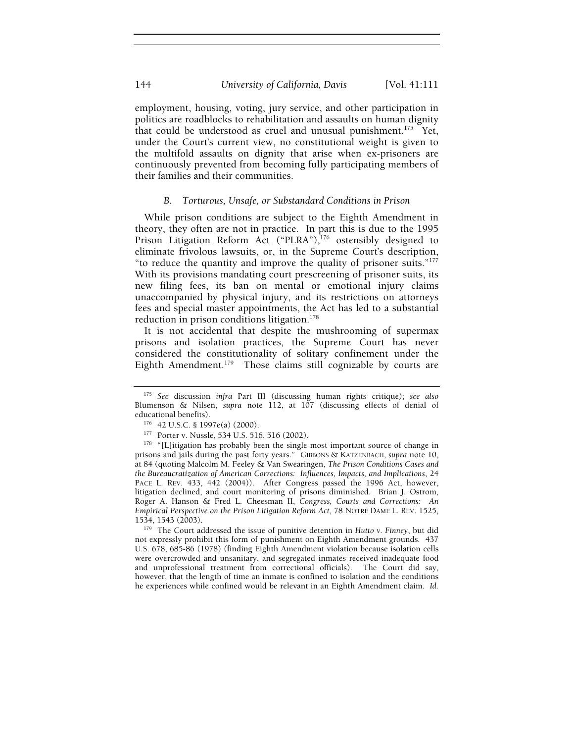employment, housing, voting, jury service, and other participation in politics are roadblocks to rehabilitation and assaults on human dignity that could be understood as cruel and unusual punishment.[175] Yet, under the Court's current view, no constitutional weight is given to the multifold assaults on dignity that arise when ex-prisoners are continuously prevented from becoming fully participating members of their families and their communities.

### *B. Torturous, Unsafe, or Substandard Conditions in Prison*

While prison conditions are subject to the Eighth Amendment in theory, they often are not in practice. In part this is due to the 1995 Prison Litigation Reform Act ("PLRA"),[176] ostensibly designed to eliminate frivolous lawsuits, or, in the Supreme Court's description, "to reduce the quantity and improve the quality of prisoner suits."[177] With its provisions mandating court prescreening of prisoner suits, its new filing fees, its ban on mental or emotional injury claims unaccompanied by physical injury, and its restrictions on attorneys fees and special master appointments, the Act has led to a substantial reduction in prison conditions litigation.[178]

It is not accidental that despite the mushrooming of supermax prisons and isolation practices, the Supreme Court has never considered the constitutionality of solitary confinement under the Eighth Amendment.[179] Those claims still cognizable by courts are

---

[175] *See* discussion *infra* Part III (discussing human rights critique); *see also* Blumenson & Nilsen, *supra* note 112, at 107 (discussing effects of denial of educational benefits).

[176] 42 U.S.C. § 1997e(a) (2000).

[177] Porter v. Nussle, 534 U.S. 516, 516 (2002).

[178] "[L]itigation has probably been the single most important source of change in prisons and jails during the past forty years." GIBBONS & KATZENBACH, *supra* note 10, at 84 (quoting Malcolm M. Feeley & Van Swearingen, *The Prison Conditions Cases and the Bureaucratization of American Corrections: Influences, Impacts, and Implications*, 24 PACE L. REV. 433, 442 (2004)). After Congress passed the 1996 Act, however, litigation declined, and court monitoring of prisons diminished. Brian J. Ostrom, Roger A. Hanson & Fred L. Cheesman II, *Congress, Courts and Corrections: An Empirical Perspective on the Prison Litigation Reform Act*, 78 NOTRE DAME L. REV. 1525, 1534, 1543 (2003).

[179] The Court addressed the issue of punitive detention in *Hutto v. Finney*, but did not expressly prohibit this form of punishment on Eighth Amendment grounds. 437 U.S. 678, 685-86 (1978) (finding Eighth Amendment violation because isolation cells were overcrowded and unsanitary, and segregated inmates received inadequate food and unprofessional treatment from correctional officials). The Court did say, however, that the length of time an inmate is confined to isolation and the conditions he experiences while confined would be relevant in an Eighth Amendment claim. *Id.*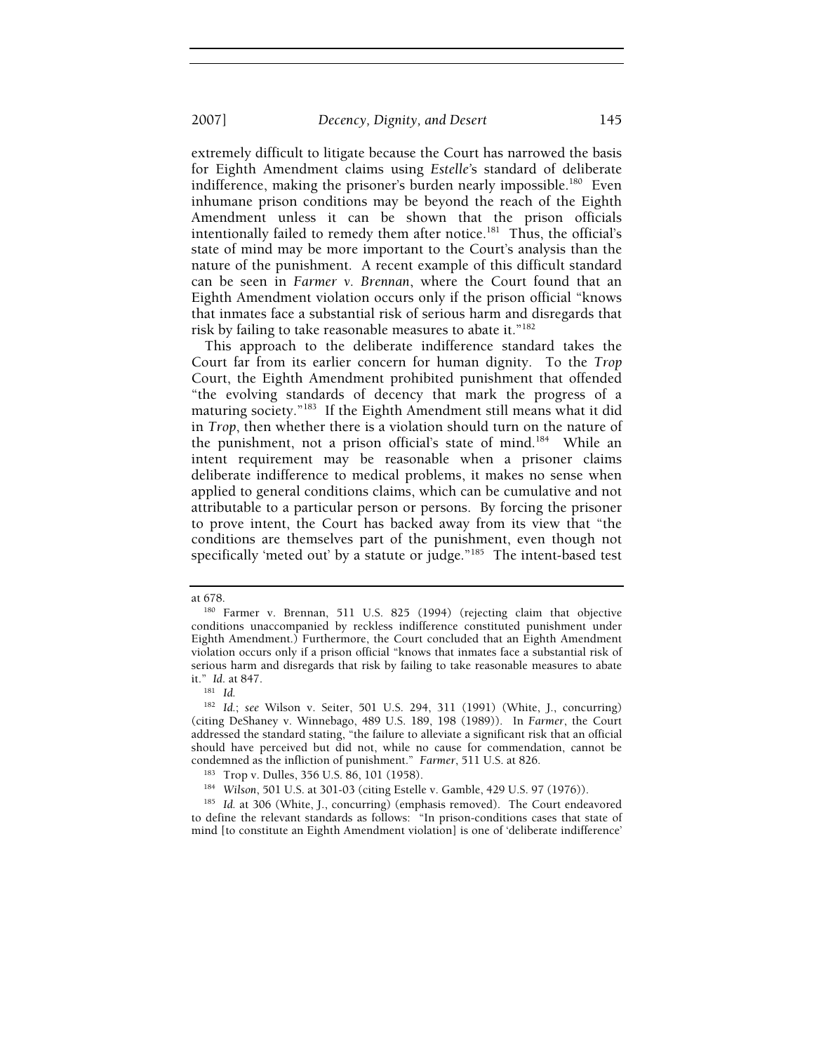extremely difficult to litigate because the Court has narrowed the basis for Eighth Amendment claims using *Estelle*'s standard of deliberate indifference, making the prisoner's burden nearly impossible.[180] Even inhumane prison conditions may be beyond the reach of the Eighth Amendment unless it can be shown that the prison officials intentionally failed to remedy them after notice.[181] Thus, the official's state of mind may be more important to the Court's analysis than the nature of the punishment. A recent example of this difficult standard can be seen in *Farmer v. Brennan*, where the Court found that an Eighth Amendment violation occurs only if the prison official "knows that inmates face a substantial risk of serious harm and disregards that risk by failing to take reasonable measures to abate it."[182]

This approach to the deliberate indifference standard takes the Court far from its earlier concern for human dignity. To the *Trop* Court, the Eighth Amendment prohibited punishment that offended "the evolving standards of decency that mark the progress of a maturing society."[183] If the Eighth Amendment still means what it did in *Trop*, then whether there is a violation should turn on the nature of the punishment, not a prison official's state of mind.[184] While an intent requirement may be reasonable when a prisoner claims deliberate indifference to medical problems, it makes no sense when applied to general conditions claims, which can be cumulative and not attributable to a particular person or persons. By forcing the prisoner to prove intent, the Court has backed away from its view that "the conditions are themselves part of the punishment, even though not specifically 'meted out' by a statute or judge."[185] The intent-based test

---

at 678.

[180] Farmer v. Brennan, 511 U.S. 825 (1994) (rejecting claim that objective conditions unaccompanied by reckless indifference constituted punishment under Eighth Amendment.) Furthermore, the Court concluded that an Eighth Amendment violation occurs only if a prison official "knows that inmates face a substantial risk of serious harm and disregards that risk by failing to take reasonable measures to abate it." *Id.* at 847.

[181] *Id.*

[182] *Id.*; *see* Wilson v. Seiter, 501 U.S. 294, 311 (1991) (White, J., concurring) (citing DeShaney v. Winnebago, 489 U.S. 189, 198 (1989)). In *Farmer*, the Court addressed the standard stating, "the failure to alleviate a significant risk that an official should have perceived but did not, while no cause for commendation, cannot be condemned as the infliction of punishment." *Farmer*, 511 U.S. at 826.

[183] Trop v. Dulles, 356 U.S. 86, 101 (1958).

[184] *Wilson*, 501 U.S. at 301-03 (citing Estelle v. Gamble, 429 U.S. 97 (1976)).

[185] *Id.* at 306 (White, J., concurring) (emphasis removed). The Court endeavored to define the relevant standards as follows: "In prison-conditions cases that state of mind [to constitute an Eighth Amendment violation] is one of 'deliberate indifference'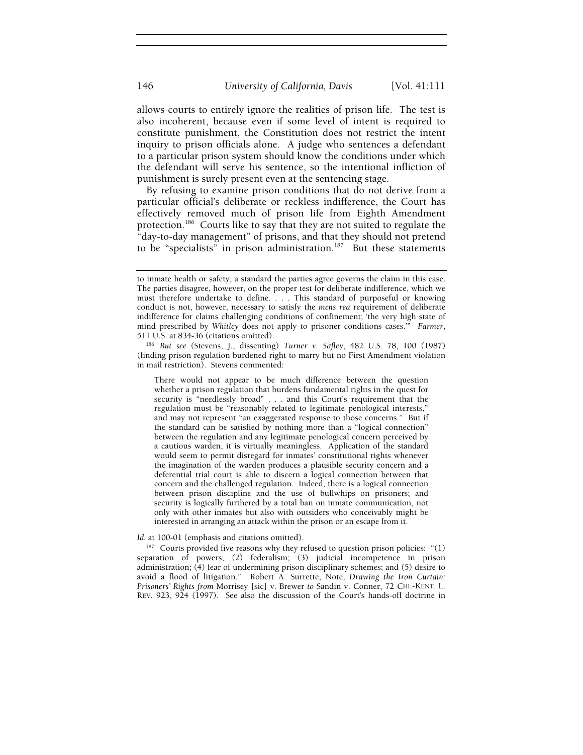allows courts to entirely ignore the realities of prison life. The test is also incoherent, because even if some level of intent is required to constitute punishment, the Constitution does not restrict the intent inquiry to prison officials alone. A judge who sentences a defendant to a particular prison system should know the conditions under which the defendant will serve his sentence, so the intentional infliction of punishment is surely present even at the sentencing stage.

By refusing to examine prison conditions that do not derive from a particular official's deliberate or reckless indifference, the Court has effectively removed much of prison life from Eighth Amendment protection.[186] Courts like to say that they are not suited to regulate the "day-to-day management" of prisons, and that they should not pretend to be "specialists" in prison administration.[187] But these statements

---

to inmate health or safety, a standard the parties agree governs the claim in this case. The parties disagree, however, on the proper test for deliberate indifference, which we must therefore undertake to define. . . . This standard of purposeful or knowing conduct is not, however, necessary to satisfy the *mens rea* requirement of deliberate indifference for claims challenging conditions of confinement; 'the very high state of mind prescribed by *Whitley* does not apply to prisoner conditions cases.'" *Farmer*, 511 U.S. at 834-36 (citations omitted).

[186] *But see* (Stevens, J., dissenting) *Turner v. Safley*, 482 U.S. 78, 100 (1987) (finding prison regulation burdened right to marry but no First Amendment violation in mail restriction). Stevens commented:

> There would not appear to be much difference between the question whether a prison regulation that burdens fundamental rights in the quest for security is "needlessly broad" . . . and this Court's requirement that the regulation must be "reasonably related to legitimate penological interests," and may not represent "an exaggerated response to those concerns." But if the standard can be satisfied by nothing more than a "logical connection" between the regulation and any legitimate penological concern perceived by a cautious warden, it is virtually meaningless. Application of the standard would seem to permit disregard for inmates' constitutional rights whenever the imagination of the warden produces a plausible security concern and a deferential trial court is able to discern a logical connection between that concern and the challenged regulation. Indeed, there is a logical connection between prison discipline and the use of bullwhips on prisoners; and security is logically furthered by a total ban on inmate communication, not only with other inmates but also with outsiders who conceivably might be interested in arranging an attack within the prison or an escape from it.

*Id.* at 100-01 (emphasis and citations omitted).

[187] Courts provided five reasons why they refused to question prison policies: "(1) separation of powers; (2) federalism; (3) judicial incompetence in prison administration; (4) fear of undermining prison disciplinary schemes; and (5) desire to avoid a flood of litigation." Robert A. Surrette, Note, *Drawing the Iron Curtain: Prisoners' Rights from* Morrisey [sic] v. Brewer *to* Sandin v. Conner, 72 CHI.-KENT. L. REV. 923, 924 (1997). See also the discussion of the Court's hands-off doctrine in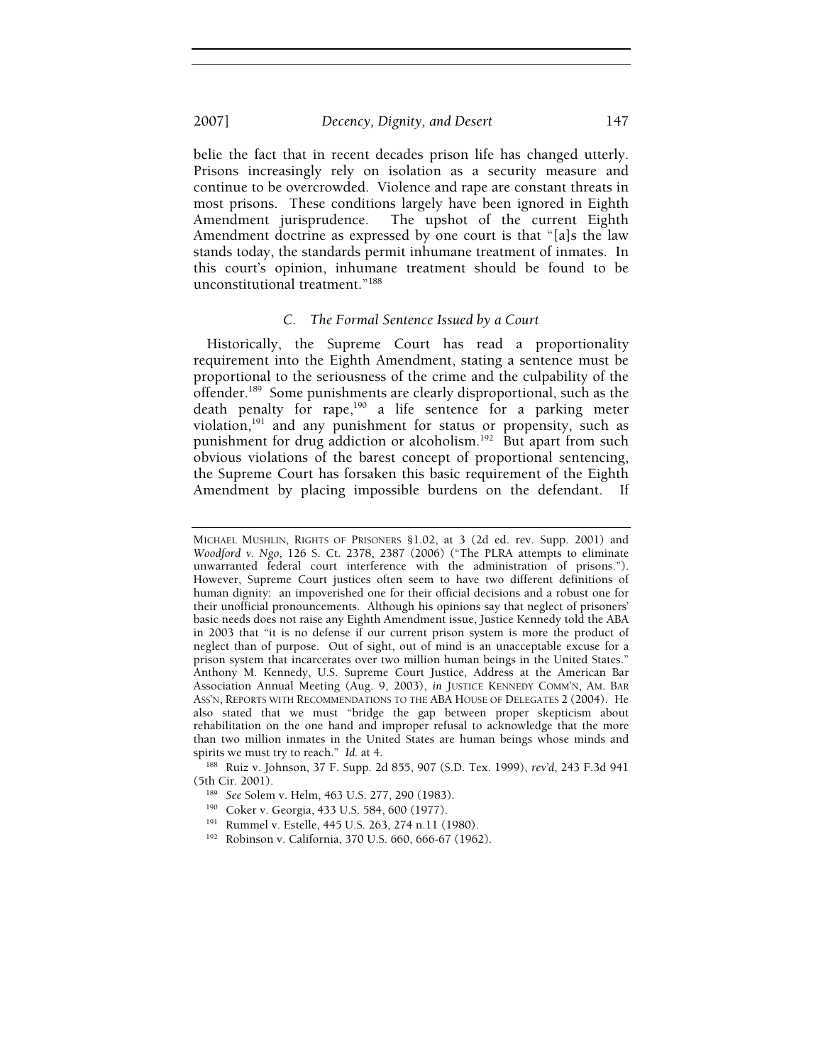belie the fact that in recent decades prison life has changed utterly. Prisons increasingly rely on isolation as a security measure and continue to be overcrowded. Violence and rape are constant threats in most prisons. These conditions largely have been ignored in Eighth Amendment jurisprudence. The upshot of the current Eighth Amendment doctrine as expressed by one court is that "[a]s the law stands today, the standards permit inhumane treatment of inmates. In this court's opinion, inhumane treatment should be found to be unconstitutional treatment."[188]

### *C. The Formal Sentence Issued by a Court*

Historically, the Supreme Court has read a proportionality requirement into the Eighth Amendment, stating a sentence must be proportional to the seriousness of the crime and the culpability of the offender.[189] Some punishments are clearly disproportional, such as the death penalty for rape,[190] a life sentence for a parking meter violation,[191] and any punishment for status or propensity, such as punishment for drug addiction or alcoholism.[192] But apart from such obvious violations of the barest concept of proportional sentencing, the Supreme Court has forsaken this basic requirement of the Eighth Amendment by placing impossible burdens on the defendant. If

---

MICHAEL MUSHLIN, RIGHTS OF PRISONERS §1.02, at 3 (2d ed. rev. Supp. 2001) and *Woodford v. Ngo*, 126 S. Ct. 2378, 2387 (2006) ("The PLRA attempts to eliminate unwarranted federal court interference with the administration of prisons."). However, Supreme Court justices often seem to have two different definitions of human dignity: an impoverished one for their official decisions and a robust one for their unofficial pronouncements. Although his opinions say that neglect of prisoners' basic needs does not raise any Eighth Amendment issue, Justice Kennedy told the ABA in 2003 that "it is no defense if our current prison system is more the product of neglect than of purpose. Out of sight, out of mind is an unacceptable excuse for a prison system that incarcerates over two million human beings in the United States." Anthony M. Kennedy, U.S. Supreme Court Justice, Address at the American Bar Association Annual Meeting (Aug. 9, 2003), *in* JUSTICE KENNEDY COMM'N, AM. BAR ASS'N, REPORTS WITH RECOMMENDATIONS TO THE ABA HOUSE OF DELEGATES 2 (2004). He also stated that we must "bridge the gap between proper skepticism about rehabilitation on the one hand and improper refusal to acknowledge that the more than two million inmates in the United States are human beings whose minds and spirits we must try to reach." *Id.* at 4.

[188] Ruiz v. Johnson, 37 F. Supp. 2d 855, 907 (S.D. Tex. 1999), *rev'd*, 243 F.3d 941 (5th Cir. 2001).

[189] *See* Solem v. Helm, 463 U.S. 277, 290 (1983).

[190] Coker v. Georgia, 433 U.S. 584, 600 (1977).

[191] Rummel v. Estelle, 445 U.S. 263, 274 n.11 (1980).

[192] Robinson v. California, 370 U.S. 660, 666-67 (1962).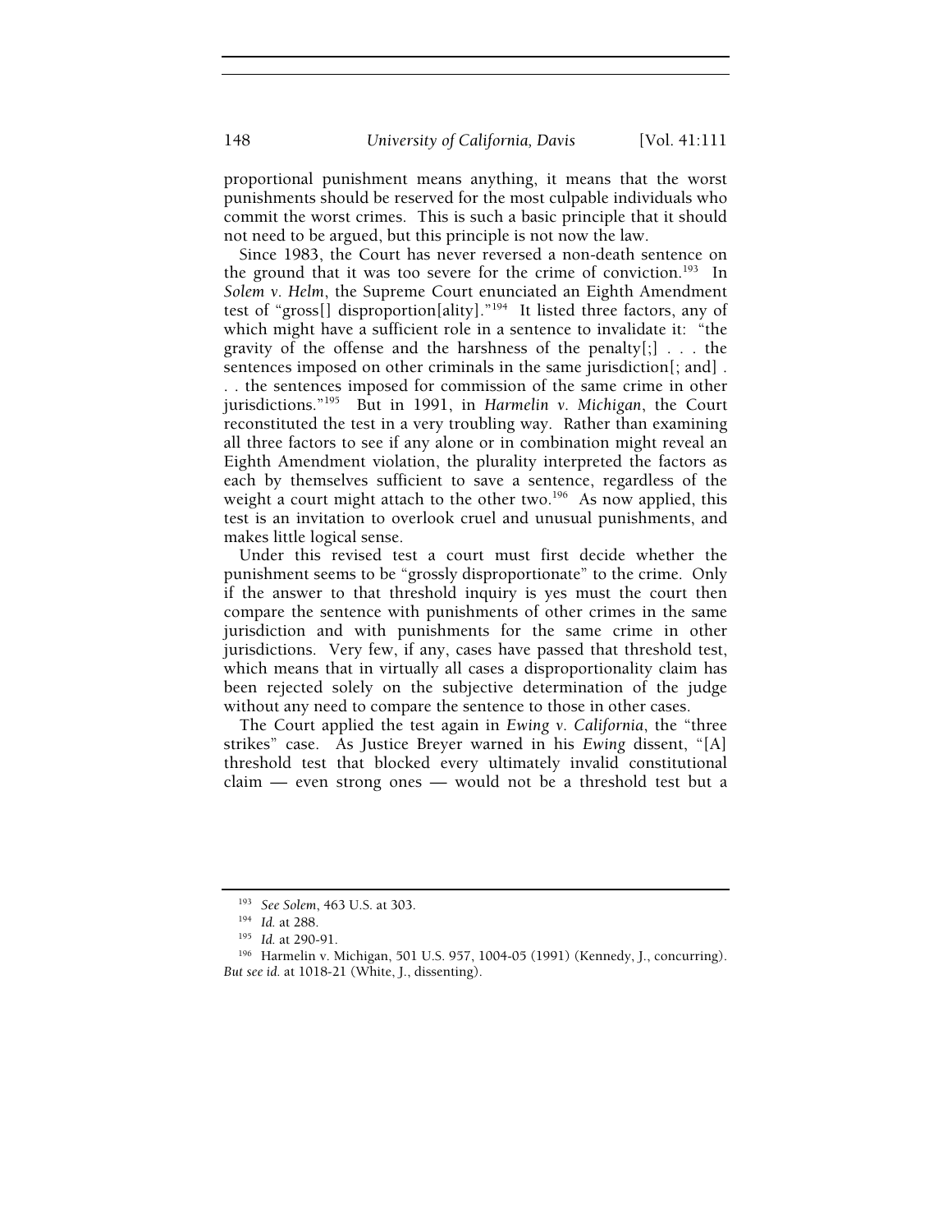proportional punishment means anything, it means that the worst punishments should be reserved for the most culpable individuals who commit the worst crimes. This is such a basic principle that it should not need to be argued, but this principle is not now the law.

Since 1983, the Court has never reversed a non-death sentence on the ground that it was too severe for the crime of conviction.[193] In *Solem v. Helm*, the Supreme Court enunciated an Eighth Amendment test of "gross[] disproportion[ality]."[194] It listed three factors, any of which might have a sufficient role in a sentence to invalidate it: "the gravity of the offense and the harshness of the penalty[;] . . . the sentences imposed on other criminals in the same jurisdiction[; and] . . . the sentences imposed for commission of the same crime in other jurisdictions."[195] But in 1991, in *Harmelin v. Michigan*, the Court reconstituted the test in a very troubling way. Rather than examining all three factors to see if any alone or in combination might reveal an Eighth Amendment violation, the plurality interpreted the factors as each by themselves sufficient to save a sentence, regardless of the weight a court might attach to the other two.[196] As now applied, this test is an invitation to overlook cruel and unusual punishments, and makes little logical sense.

Under this revised test a court must first decide whether the punishment seems to be "grossly disproportionate" to the crime. Only if the answer to that threshold inquiry is yes must the court then compare the sentence with punishments of other crimes in the same jurisdiction and with punishments for the same crime in other jurisdictions. Very few, if any, cases have passed that threshold test, which means that in virtually all cases a disproportionality claim has been rejected solely on the subjective determination of the judge without any need to compare the sentence to those in other cases.

The Court applied the test again in *Ewing v. California*, the "three strikes" case. As Justice Breyer warned in his *Ewing* dissent, "[A] threshold test that blocked every ultimately invalid constitutional claim — even strong ones — would not be a threshold test but a

---

[193] *See Solem*, 463 U.S. at 303.

[194] *Id.* at 288.

[195] *Id.* at 290-91.

[196] Harmelin v. Michigan, 501 U.S. 957, 1004-05 (1991) (Kennedy, J., concurring). *But see id.* at 1018-21 (White, J., dissenting).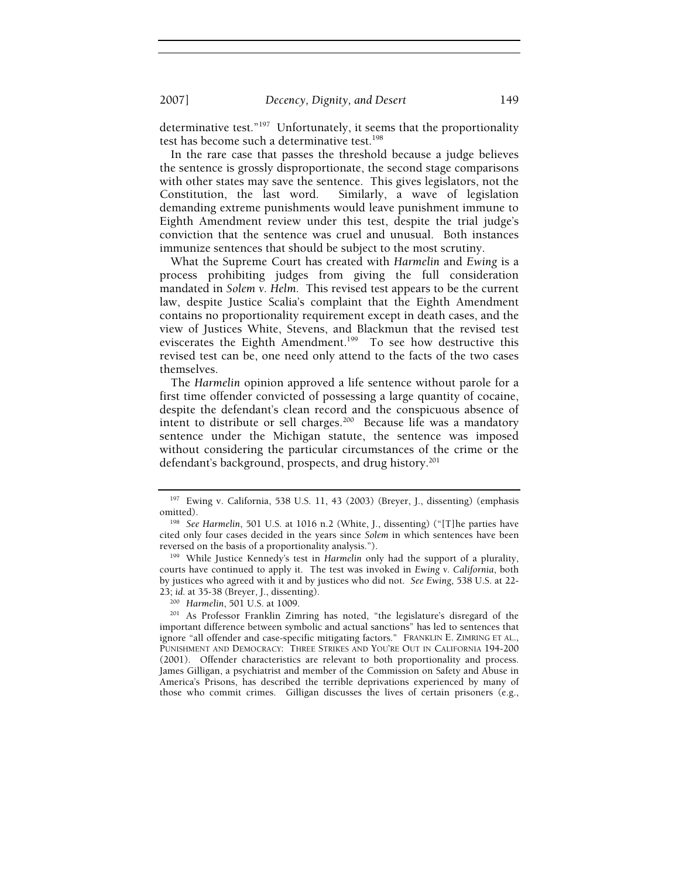determinative test."[197] Unfortunately, it seems that the proportionality test has become such a determinative test.[198]

In the rare case that passes the threshold because a judge believes the sentence is grossly disproportionate, the second stage comparisons with other states may save the sentence. This gives legislators, not the Constitution, the last word. Similarly, a wave of legislation demanding extreme punishments would leave punishment immune to Eighth Amendment review under this test, despite the trial judge's conviction that the sentence was cruel and unusual. Both instances immunize sentences that should be subject to the most scrutiny.

What the Supreme Court has created with *Harmelin* and *Ewing* is a process prohibiting judges from giving the full consideration mandated in *Solem v. Helm*. This revised test appears to be the current law, despite Justice Scalia's complaint that the Eighth Amendment contains no proportionality requirement except in death cases, and the view of Justices White, Stevens, and Blackmun that the revised test eviscerates the Eighth Amendment.[199] To see how destructive this revised test can be, one need only attend to the facts of the two cases themselves.

The *Harmelin* opinion approved a life sentence without parole for a first time offender convicted of possessing a large quantity of cocaine, despite the defendant's clean record and the conspicuous absence of intent to distribute or sell charges.[200] Because life was a mandatory sentence under the Michigan statute, the sentence was imposed without considering the particular circumstances of the crime or the defendant's background, prospects, and drug history.[201]

---

[197] Ewing v. California, 538 U.S. 11, 43 (2003) (Breyer, J., dissenting) (emphasis omitted).

[198] *See Harmelin*, 501 U.S. at 1016 n.2 (White, J., dissenting) ("[T]he parties have cited only four cases decided in the years since *Solem* in which sentences have been reversed on the basis of a proportionality analysis.").

[199] While Justice Kennedy's test in *Harmelin* only had the support of a plurality, courts have continued to apply it. The test was invoked in *Ewing v. California*, both by justices who agreed with it and by justices who did not. *See Ewing*, 538 U.S. at 22-23; *id.* at 35-38 (Breyer, J., dissenting).

[200] *Harmelin*, 501 U.S. at 1009.

[201] As Professor Franklin Zimring has noted, "the legislature's disregard of the important difference between symbolic and actual sanctions" has led to sentences that ignore "all offender and case-specific mitigating factors." FRANKLIN E. ZIMRING ET AL., PUNISHMENT AND DEMOCRACY: THREE STRIKES AND YOU'RE OUT IN CALIFORNIA 194-200 (2001). Offender characteristics are relevant to both proportionality and process. James Gilligan, a psychiatrist and member of the Commission on Safety and Abuse in America's Prisons, has described the terrible deprivations experienced by many of those who commit crimes. Gilligan discusses the lives of certain prisoners (e.g.,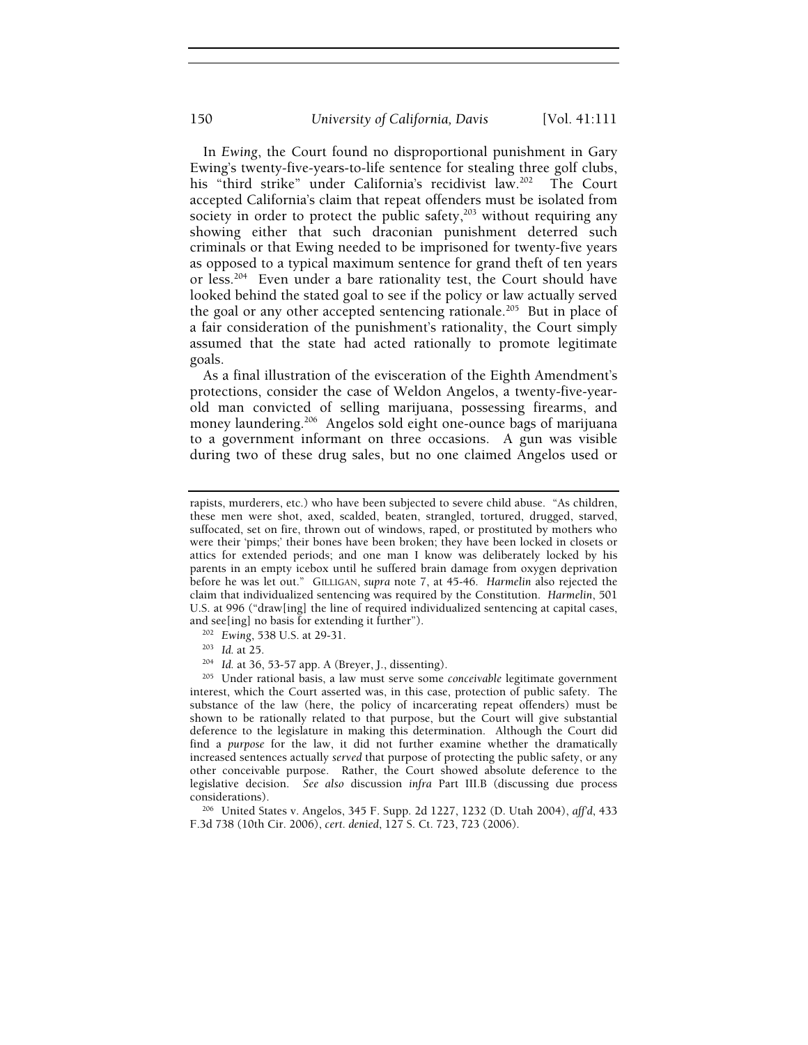In *Ewing*, the Court found no disproportional punishment in Gary Ewing's twenty-five-years-to-life sentence for stealing three golf clubs, his "third strike" under California's recidivist law.[202] The Court accepted California's claim that repeat offenders must be isolated from society in order to protect the public safety,[203] without requiring any showing either that such draconian punishment deterred such criminals or that Ewing needed to be imprisoned for twenty-five years as opposed to a typical maximum sentence for grand theft of ten years or less.[204] Even under a bare rationality test, the Court should have looked behind the stated goal to see if the policy or law actually served the goal or any other accepted sentencing rationale.[205] But in place of a fair consideration of the punishment's rationality, the Court simply assumed that the state had acted rationally to promote legitimate goals.

As a final illustration of the evisceration of the Eighth Amendment's protections, consider the case of Weldon Angelos, a twenty-five-year-old man convicted of selling marijuana, possessing firearms, and money laundering.[206] Angelos sold eight one-ounce bags of marijuana to a government informant on three occasions. A gun was visible during two of these drug sales, but no one claimed Angelos used or

---

rapists, murderers, etc.) who have been subjected to severe child abuse. "As children, these men were shot, axed, scalded, beaten, strangled, tortured, drugged, starved, suffocated, set on fire, thrown out of windows, raped, or prostituted by mothers who were their 'pimps;' their bones have been broken; they have been locked in closets or attics for extended periods; and one man I know was deliberately locked by his parents in an empty icebox until he suffered brain damage from oxygen deprivation before he was let out." GILLIGAN, *supra* note 7, at 45-46. *Harmelin* also rejected the claim that individualized sentencing was required by the Constitution. *Harmelin*, 501 U.S. at 996 ("draw[ing] the line of required individualized sentencing at capital cases, and see[ing] no basis for extending it further").

[202] *Ewing*, 538 U.S. at 29-31.

[203] *Id.* at 25.

[204] *Id.* at 36, 53-57 app. A (Breyer, J., dissenting).

[205] Under rational basis, a law must serve some *conceivable* legitimate government interest, which the Court asserted was, in this case, protection of public safety. The substance of the law (here, the policy of incarcerating repeat offenders) must be shown to be rationally related to that purpose, but the Court will give substantial deference to the legislature in making this determination. Although the Court did find a *purpose* for the law, it did not further examine whether the dramatically increased sentences actually *served* that purpose of protecting the public safety, or any other conceivable purpose. Rather, the Court showed absolute deference to the legislative decision. *See also* discussion *infra* Part III.B (discussing due process considerations).

[206] United States v. Angelos, 345 F. Supp. 2d 1227, 1232 (D. Utah 2004), *aff'd*, 433 F.3d 738 (10th Cir. 2006), *cert. denied*, 127 S. Ct. 723, 723 (2006).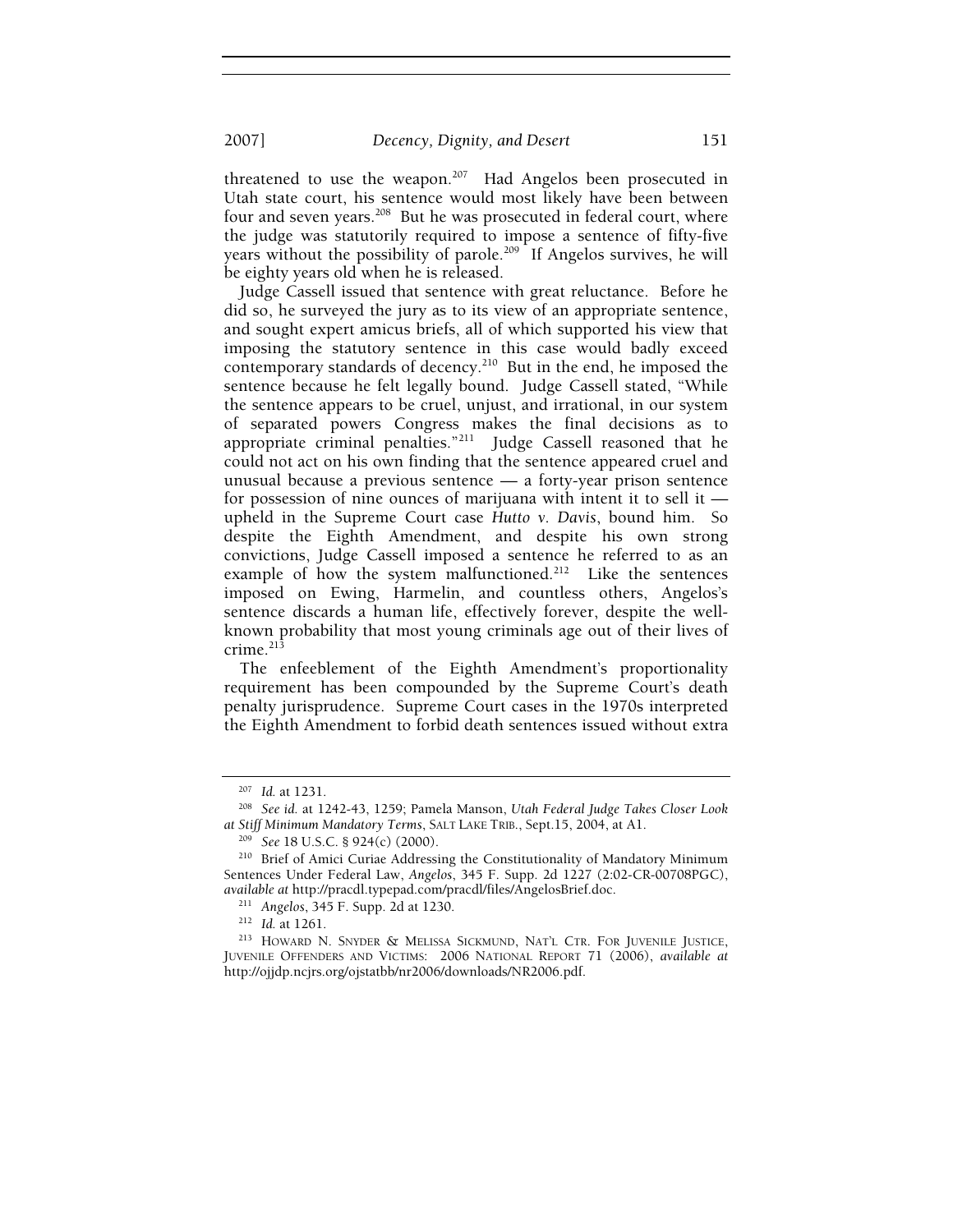threatened to use the weapon.[207] Had Angelos been prosecuted in Utah state court, his sentence would most likely have been between four and seven years.[208] But he was prosecuted in federal court, where the judge was statutorily required to impose a sentence of fifty-five years without the possibility of parole.[209] If Angelos survives, he will be eighty years old when he is released.

Judge Cassell issued that sentence with great reluctance. Before he did so, he surveyed the jury as to its view of an appropriate sentence, and sought expert amicus briefs, all of which supported his view that imposing the statutory sentence in this case would badly exceed contemporary standards of decency.[210] But in the end, he imposed the sentence because he felt legally bound. Judge Cassell stated, "While the sentence appears to be cruel, unjust, and irrational, in our system of separated powers Congress makes the final decisions as to appropriate criminal penalties."[211] Judge Cassell reasoned that he could not act on his own finding that the sentence appeared cruel and unusual because a previous sentence — a forty-year prison sentence for possession of nine ounces of marijuana with intent it to sell it — upheld in the Supreme Court case *Hutto v. Davis*, bound him. So despite the Eighth Amendment, and despite his own strong convictions, Judge Cassell imposed a sentence he referred to as an example of how the system malfunctioned.[212] Like the sentences imposed on Ewing, Harmelin, and countless others, Angelos's sentence discards a human life, effectively forever, despite the well-known probability that most young criminals age out of their lives of crime.[213]

The enfeeblement of the Eighth Amendment's proportionality requirement has been compounded by the Supreme Court's death penalty jurisprudence. Supreme Court cases in the 1970s interpreted the Eighth Amendment to forbid death sentences issued without extra

---

[207] *Id.* at 1231.

[208] *See id.* at 1242-43, 1259; Pamela Manson, *Utah Federal Judge Takes Closer Look at Stiff Minimum Mandatory Terms*, SALT LAKE TRIB., Sept.15, 2004, at A1.

[209] *See* 18 U.S.C. § 924(c) (2000).

[210] Brief of Amici Curiae Addressing the Constitutionality of Mandatory Minimum Sentences Under Federal Law, *Angelos*, 345 F. Supp. 2d 1227 (2:02-CR-00708PGC), *available at* http://pracdl.typepad.com/pracdl/files/AngelosBrief.doc.

[211] *Angelos*, 345 F. Supp. 2d at 1230.

[212] *Id.* at 1261.

[213] HOWARD N. SNYDER & MELISSA SICKMUND, NAT'L CTR. FOR JUVENILE JUSTICE, JUVENILE OFFENDERS AND VICTIMS: 2006 NATIONAL REPORT 71 (2006), *available at* http://ojjdp.ncjrs.org/ojstatbb/nr2006/downloads/NR2006.pdf.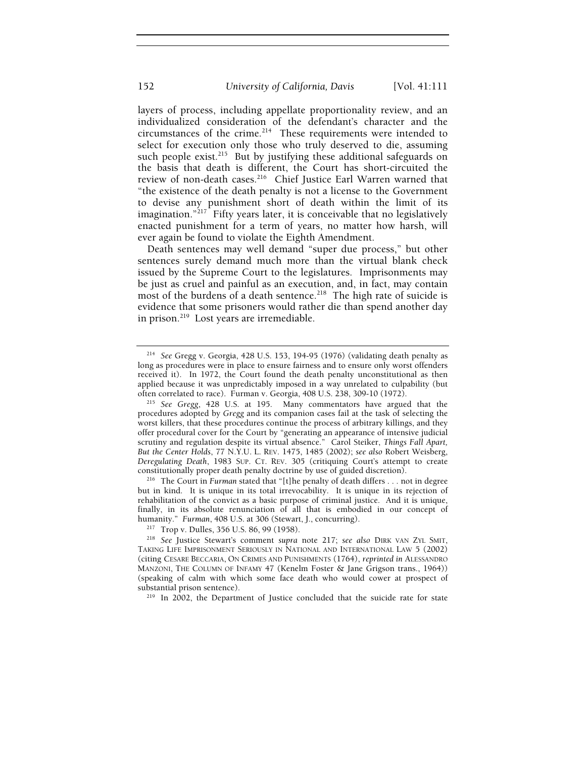layers of process, including appellate proportionality review, and an individualized consideration of the defendant's character and the circumstances of the crime.[214] These requirements were intended to select for execution only those who truly deserved to die, assuming such people exist.[215] But by justifying these additional safeguards on the basis that death is different, the Court has short-circuited the review of non-death cases.[216] Chief Justice Earl Warren warned that "the existence of the death penalty is not a license to the Government to devise any punishment short of death within the limit of its imagination."[217] Fifty years later, it is conceivable that no legislatively enacted punishment for a term of years, no matter how harsh, will ever again be found to violate the Eighth Amendment.

Death sentences may well demand "super due process," but other sentences surely demand much more than the virtual blank check issued by the Supreme Court to the legislatures. Imprisonments may be just as cruel and painful as an execution, and, in fact, may contain most of the burdens of a death sentence.[218] The high rate of suicide is evidence that some prisoners would rather die than spend another day in prison.[219] Lost years are irremediable.

---

[214] *See* Gregg v. Georgia, 428 U.S. 153, 194-95 (1976) (validating death penalty as long as procedures were in place to ensure fairness and to ensure only worst offenders received it). In 1972, the Court found the death penalty unconstitutional as then applied because it was unpredictably imposed in a way unrelated to culpability (but often correlated to race). Furman v. Georgia, 408 U.S. 238, 309-10 (1972).

[215] *See Gregg*, 428 U.S. at 195. Many commentators have argued that the procedures adopted by *Gregg* and its companion cases fail at the task of selecting the worst killers, that these procedures continue the process of arbitrary killings, and they offer procedural cover for the Court by "generating an appearance of intensive judicial scrutiny and regulation despite its virtual absence." Carol Steiker, *Things Fall Apart, But the Center Holds*, 77 N.Y.U. L. REV. 1475, 1485 (2002); *see also* Robert Weisberg, *Deregulating Death*, 1983 SUP. CT. REV. 305 (critiquing Court's attempt to create constitutionally proper death penalty doctrine by use of guided discretion).

[216] The Court in *Furman* stated that "[t]he penalty of death differs . . . not in degree but in kind. It is unique in its total irrevocability. It is unique in its rejection of rehabilitation of the convict as a basic purpose of criminal justice. And it is unique, finally, in its absolute renunciation of all that is embodied in our concept of humanity." *Furman*, 408 U.S. at 306 (Stewart, J., concurring).

[217] Trop v. Dulles, 356 U.S. 86, 99 (1958).

[218] *See* Justice Stewart's comment *supra* note 217; *see also* DIRK VAN ZYL SMIT, TAKING LIFE IMPRISONMENT SERIOUSLY IN NATIONAL AND INTERNATIONAL LAW 5 (2002) (citing CESARE BECCARIA, ON CRIMES AND PUNISHMENTS (1764), *reprinted in* ALESSANDRO MANZONI, THE COLUMN OF INFAMY 47 (Kenelm Foster & Jane Grigson trans., 1964)) (speaking of calm with which some face death who would cower at prospect of substantial prison sentence).

[219] In 2002, the Department of Justice concluded that the suicide rate for state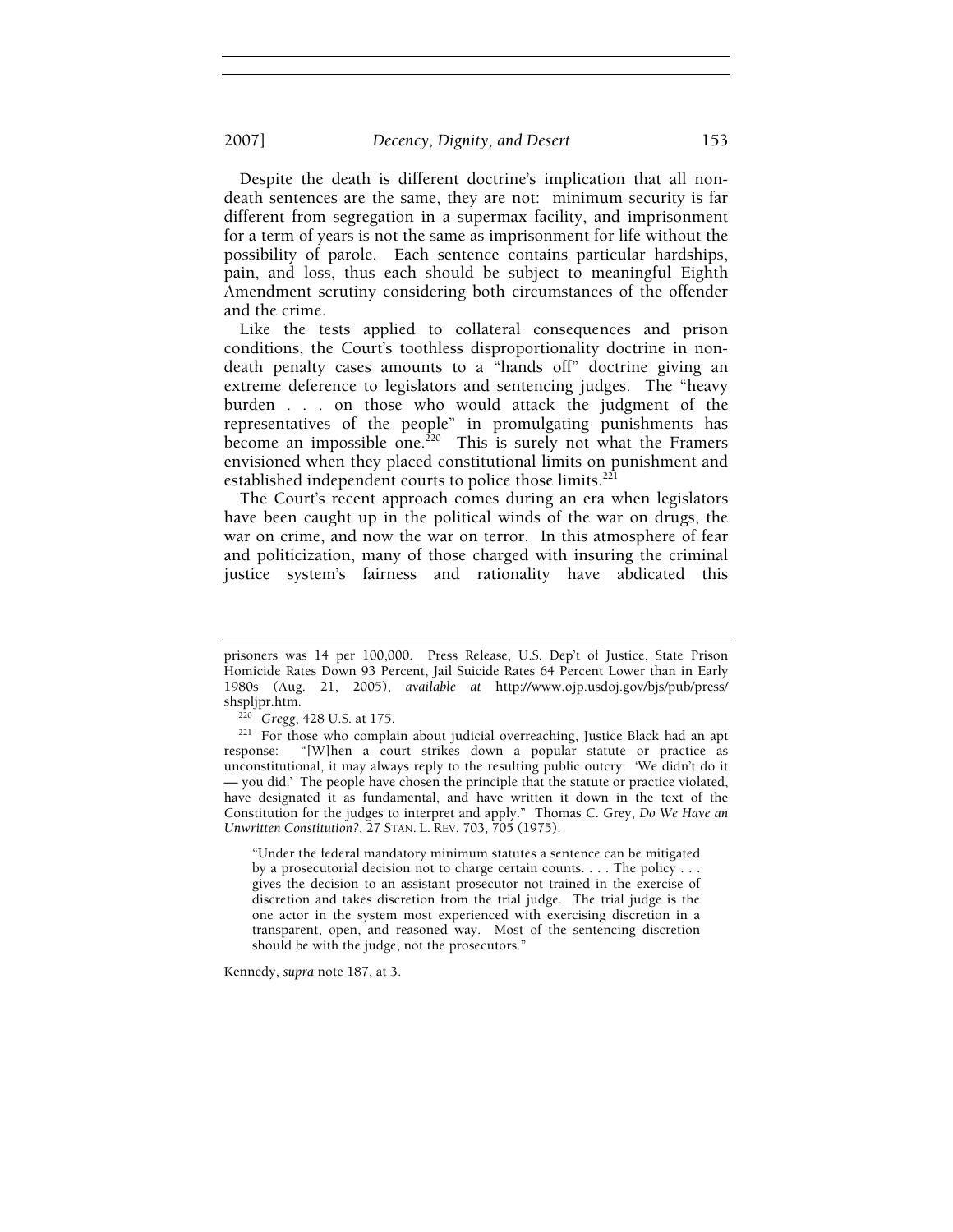Despite the death is different doctrine's implication that all non-death sentences are the same, they are not: minimum security is far different from segregation in a supermax facility, and imprisonment for a term of years is not the same as imprisonment for life without the possibility of parole. Each sentence contains particular hardships, pain, and loss, thus each should be subject to meaningful Eighth Amendment scrutiny considering both circumstances of the offender and the crime.

Like the tests applied to collateral consequences and prison conditions, the Court's toothless disproportionality doctrine in non-death penalty cases amounts to a "hands off" doctrine giving an extreme deference to legislators and sentencing judges. The "heavy burden . . . on those who would attack the judgment of the representatives of the people" in promulgating punishments has become an impossible one.[220] This is surely not what the Framers envisioned when they placed constitutional limits on punishment and established independent courts to police those limits.[221]

The Court's recent approach comes during an era when legislators have been caught up in the political winds of the war on drugs, the war on crime, and now the war on terror. In this atmosphere of fear and politicization, many of those charged with insuring the criminal justice system's fairness and rationality have abdicated this

---

prisoners was 14 per 100,000. Press Release, U.S. Dep't of Justice, State Prison Homicide Rates Down 93 Percent, Jail Suicide Rates 64 Percent Lower than in Early 1980s (Aug. 21, 2005), *available at* http://www.ojp.usdoj.gov/bjs/pub/press/shspljpr.htm.

[220] *Gregg*, 428 U.S. at 175.

[221] For those who complain about judicial overreaching, Justice Black had an apt response: "[W]hen a court strikes down a popular statute or practice as unconstitutional, it may always reply to the resulting public outcry: 'We didn't do it — you did.' The people have chosen the principle that the statute or practice violated, have designated it as fundamental, and have written it down in the text of the Constitution for the judges to interpret and apply." Thomas C. Grey, *Do We Have an Unwritten Constitution?*, 27 STAN. L. REV. 703, 705 (1975).

> "Under the federal mandatory minimum statutes a sentence can be mitigated by a prosecutorial decision not to charge certain counts. . . . The policy . . . gives the decision to an assistant prosecutor not trained in the exercise of discretion and takes discretion from the trial judge. The trial judge is the one actor in the system most experienced with exercising discretion in a transparent, open, and reasoned way. Most of the sentencing discretion should be with the judge, not the prosecutors."

Kennedy, *supra* note 187, at 3.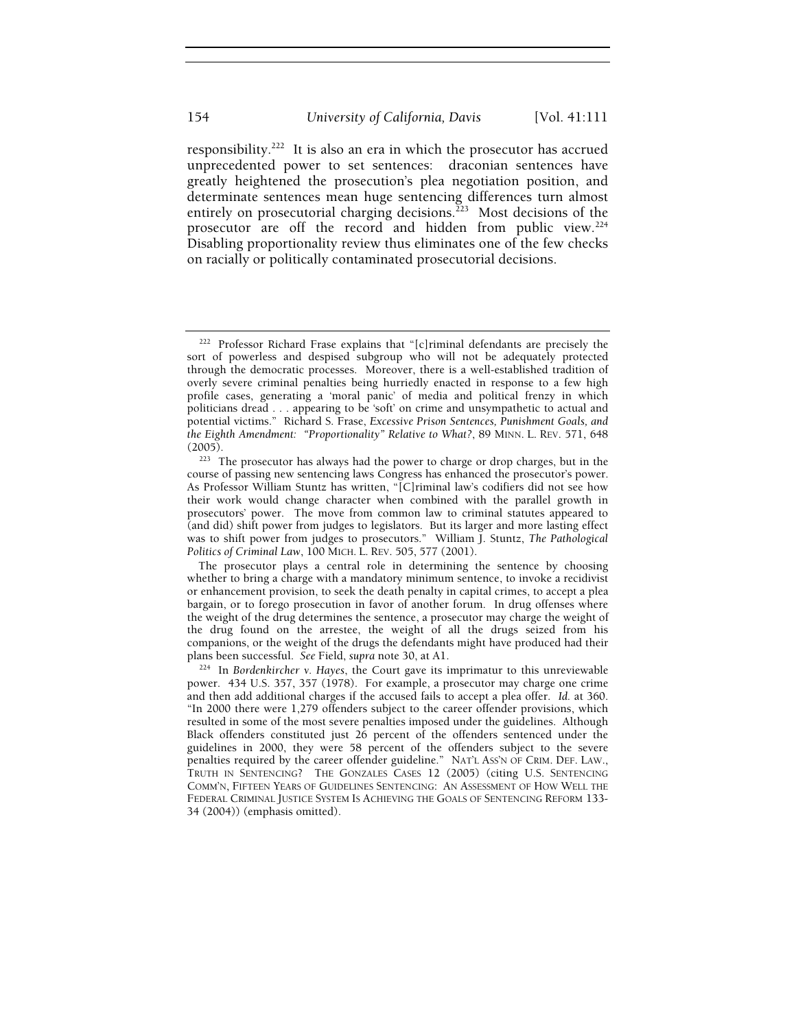responsibility.[222] It is also an era in which the prosecutor has accrued unprecedented power to set sentences: draconian sentences have greatly heightened the prosecution's plea negotiation position, and determinate sentences mean huge sentencing differences turn almost entirely on prosecutorial charging decisions.[223] Most decisions of the prosecutor are off the record and hidden from public view.[224] Disabling proportionality review thus eliminates one of the few checks on racially or politically contaminated prosecutorial decisions.

---

[222] Professor Richard Frase explains that "[c]riminal defendants are precisely the sort of powerless and despised subgroup who will not be adequately protected through the democratic processes. Moreover, there is a well-established tradition of overly severe criminal penalties being hurriedly enacted in response to a few high profile cases, generating a 'moral panic' of media and political frenzy in which politicians dread . . . appearing to be 'soft' on crime and unsympathetic to actual and potential victims." Richard S. Frase, *Excessive Prison Sentences, Punishment Goals, and the Eighth Amendment: "Proportionality" Relative to What?*, 89 MINN. L. REV. 571, 648 (2005).

[223] The prosecutor has always had the power to charge or drop charges, but in the course of passing new sentencing laws Congress has enhanced the prosecutor's power. As Professor William Stuntz has written, "[C]riminal law's codifiers did not see how their work would change character when combined with the parallel growth in prosecutors' power. The move from common law to criminal statutes appeared to (and did) shift power from judges to legislators. But its larger and more lasting effect was to shift power from judges to prosecutors." William J. Stuntz, *The Pathological Politics of Criminal Law*, 100 MICH. L. REV. 505, 577 (2001).

The prosecutor plays a central role in determining the sentence by choosing whether to bring a charge with a mandatory minimum sentence, to invoke a recidivist or enhancement provision, to seek the death penalty in capital crimes, to accept a plea bargain, or to forego prosecution in favor of another forum. In drug offenses where the weight of the drug determines the sentence, a prosecutor may charge the weight of the drug found on the arrestee, the weight of all the drugs seized from his companions, or the weight of the drugs the defendants might have produced had their plans been successful. *See* Field, *supra* note 30, at A1.

[224] In *Bordenkircher v. Hayes*, the Court gave its imprimatur to this unreviewable power. 434 U.S. 357, 357 (1978). For example, a prosecutor may charge one crime and then add additional charges if the accused fails to accept a plea offer. *Id.* at 360. "In 2000 there were 1,279 offenders subject to the career offender provisions, which resulted in some of the most severe penalties imposed under the guidelines. Although Black offenders constituted just 26 percent of the offenders sentenced under the guidelines in 2000, they were 58 percent of the offenders subject to the severe penalties required by the career offender guideline." NAT'L ASS'N OF CRIM. DEF. LAW., TRUTH IN SENTENCING? THE GONZALES CASES 12 (2005) (citing U.S. SENTENCING COMM'N, FIFTEEN YEARS OF GUIDELINES SENTENCING: AN ASSESSMENT OF HOW WELL THE FEDERAL CRIMINAL JUSTICE SYSTEM IS ACHIEVING THE GOALS OF SENTENCING REFORM 133-34 (2004)) (emphasis omitted).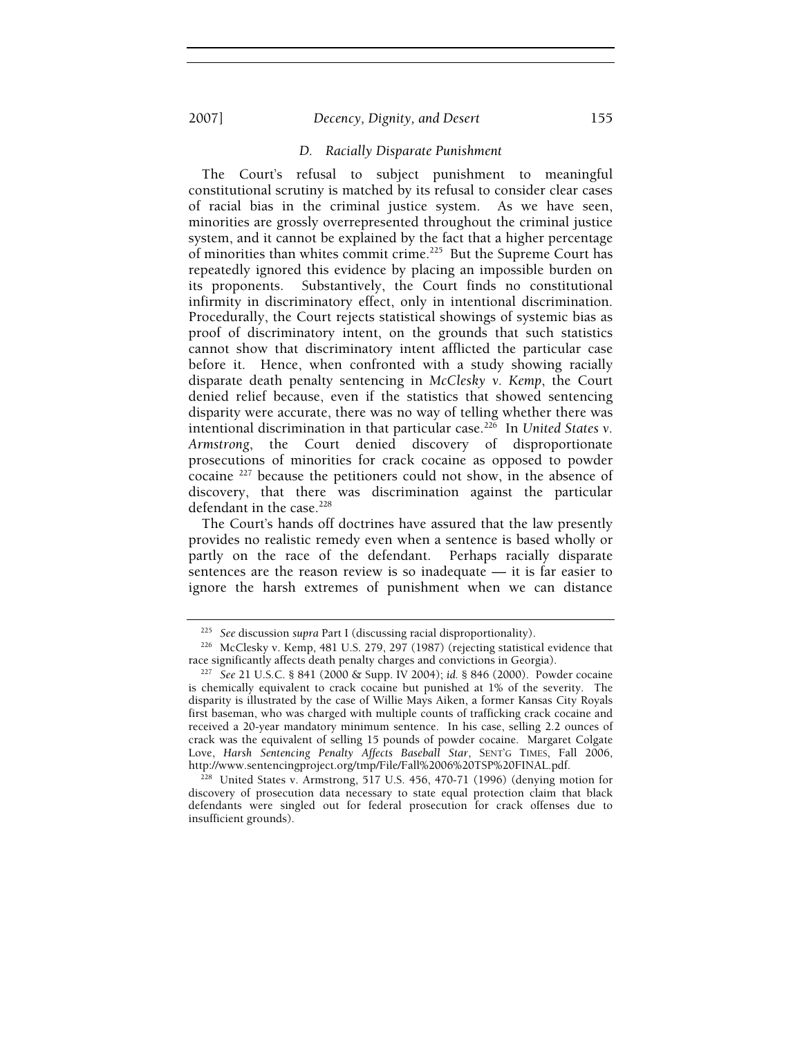### *D. Racially Disparate Punishment*

The Court's refusal to subject punishment to meaningful constitutional scrutiny is matched by its refusal to consider clear cases of racial bias in the criminal justice system. As we have seen, minorities are grossly overrepresented throughout the criminal justice system, and it cannot be explained by the fact that a higher percentage of minorities than whites commit crime.[225] But the Supreme Court has repeatedly ignored this evidence by placing an impossible burden on its proponents. Substantively, the Court finds no constitutional infirmity in discriminatory effect, only in intentional discrimination. Procedurally, the Court rejects statistical showings of systemic bias as proof of discriminatory intent, on the grounds that such statistics cannot show that discriminatory intent afflicted the particular case before it. Hence, when confronted with a study showing racially disparate death penalty sentencing in *McClesky v. Kemp*, the Court denied relief because, even if the statistics that showed sentencing disparity were accurate, there was no way of telling whether there was intentional discrimination in that particular case.[226] In *United States v. Armstrong*, the Court denied discovery of disproportionate prosecutions of minorities for crack cocaine as opposed to powder cocaine [227] because the petitioners could not show, in the absence of discovery, that there was discrimination against the particular defendant in the case.[228]

The Court's hands off doctrines have assured that the law presently provides no realistic remedy even when a sentence is based wholly or partly on the race of the defendant. Perhaps racially disparate sentences are the reason review is so inadequate — it is far easier to ignore the harsh extremes of punishment when we can distance

---

[225] *See* discussion *supra* Part I (discussing racial disproportionality).

[226] McClesky v. Kemp, 481 U.S. 279, 297 (1987) (rejecting statistical evidence that race significantly affects death penalty charges and convictions in Georgia).

[227] *See* 21 U.S.C. § 841 (2000 & Supp. IV 2004); *id.* § 846 (2000). Powder cocaine is chemically equivalent to crack cocaine but punished at 1% of the severity. The disparity is illustrated by the case of Willie Mays Aiken, a former Kansas City Royals first baseman, who was charged with multiple counts of trafficking crack cocaine and received a 20-year mandatory minimum sentence. In his case, selling 2.2 ounces of crack was the equivalent of selling 15 pounds of powder cocaine. Margaret Colgate Love, *Harsh Sentencing Penalty Affects Baseball Star*, SENT'G TIMES, Fall 2006, http://www.sentencingproject.org/tmp/File/Fall%2006%20TSP%20FINAL.pdf.

[228] United States v. Armstrong, 517 U.S. 456, 470-71 (1996) (denying motion for discovery of prosecution data necessary to state equal protection claim that black defendants were singled out for federal prosecution for crack offenses due to insufficient grounds).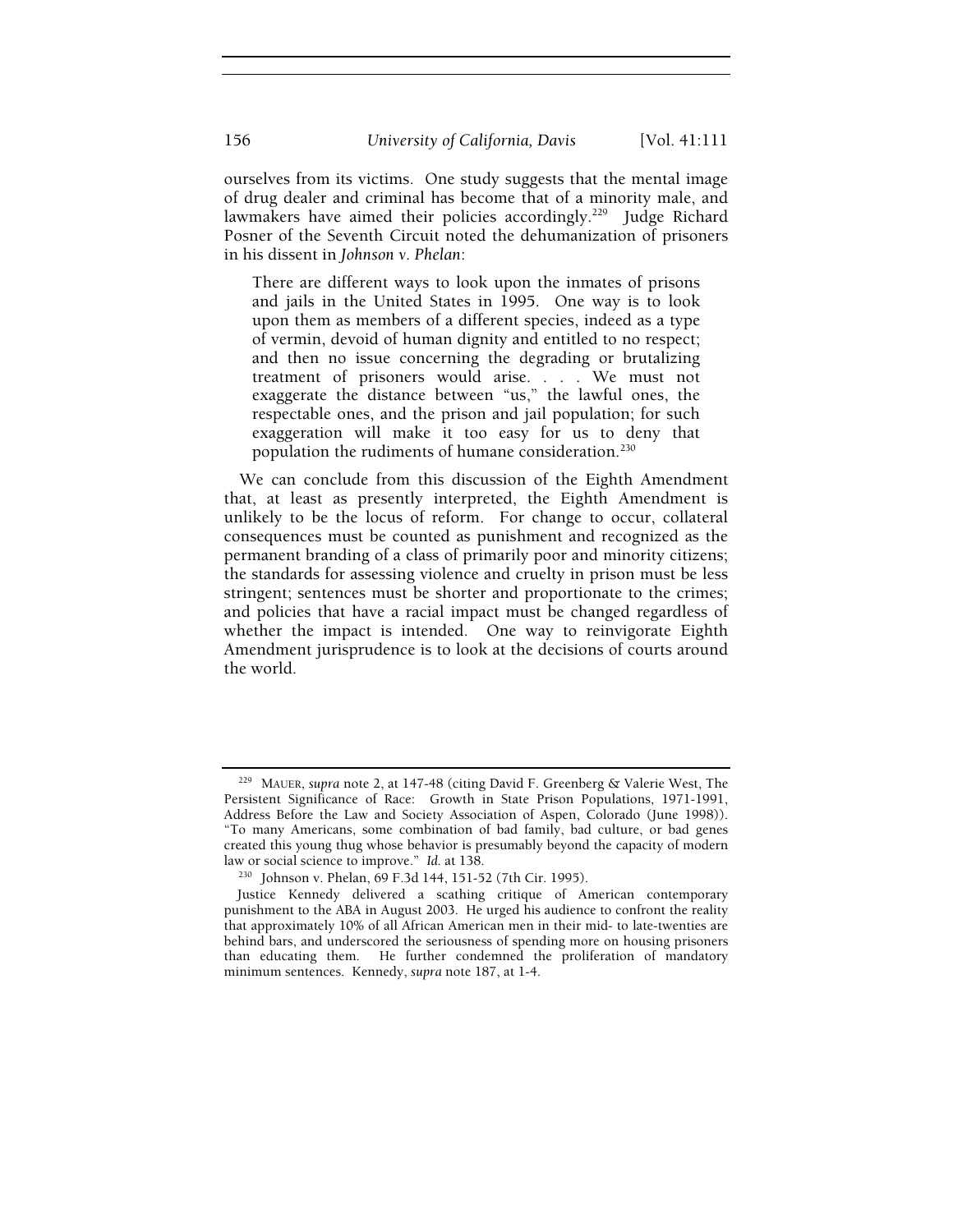ourselves from its victims. One study suggests that the mental image of drug dealer and criminal has become that of a minority male, and lawmakers have aimed their policies accordingly.[229] Judge Richard Posner of the Seventh Circuit noted the dehumanization of prisoners in his dissent in *Johnson v. Phelan*:

> There are different ways to look upon the inmates of prisons and jails in the United States in 1995. One way is to look upon them as members of a different species, indeed as a type of vermin, devoid of human dignity and entitled to no respect; and then no issue concerning the degrading or brutalizing treatment of prisoners would arise. . . . We must not exaggerate the distance between "us," the lawful ones, the respectable ones, and the prison and jail population; for such exaggeration will make it too easy for us to deny that population the rudiments of humane consideration.[230]

We can conclude from this discussion of the Eighth Amendment that, at least as presently interpreted, the Eighth Amendment is unlikely to be the locus of reform. For change to occur, collateral consequences must be counted as punishment and recognized as the permanent branding of a class of primarily poor and minority citizens; the standards for assessing violence and cruelty in prison must be less stringent; sentences must be shorter and proportionate to the crimes; and policies that have a racial impact must be changed regardless of whether the impact is intended. One way to reinvigorate Eighth Amendment jurisprudence is to look at the decisions of courts around the world.

---

[229] MAUER, *supra* note 2, at 147-48 (citing David F. Greenberg & Valerie West, The Persistent Significance of Race: Growth in State Prison Populations, 1971-1991, Address Before the Law and Society Association of Aspen, Colorado (June 1998)). "To many Americans, some combination of bad family, bad culture, or bad genes created this young thug whose behavior is presumably beyond the capacity of modern law or social science to improve." *Id.* at 138.

[230] Johnson v. Phelan, 69 F.3d 144, 151-52 (7th Cir. 1995).

Justice Kennedy delivered a scathing critique of American contemporary punishment to the ABA in August 2003. He urged his audience to confront the reality that approximately 10% of all African American men in their mid- to late-twenties are behind bars, and underscored the seriousness of spending more on housing prisoners than educating them. He further condemned the proliferation of mandatory minimum sentences. Kennedy, *supra* note 187, at 1-4.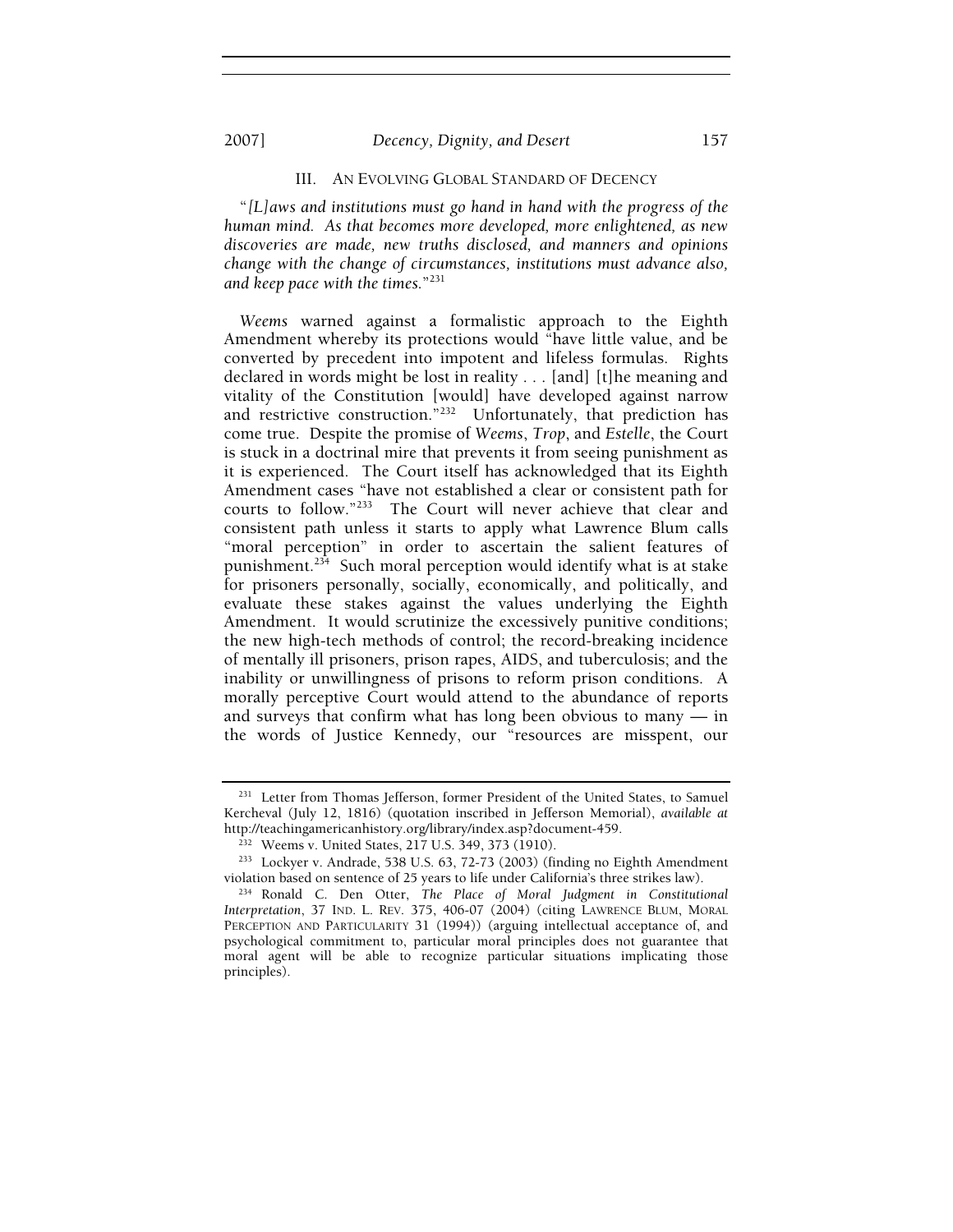## III. AN EVOLVING GLOBAL STANDARD OF DECENCY

"*[L]aws and institutions must go hand in hand with the progress of the human mind. As that becomes more developed, more enlightened, as new discoveries are made, new truths disclosed, and manners and opinions change with the change of circumstances, institutions must advance also, and keep pace with the times.*"[231]

*Weems* warned against a formalistic approach to the Eighth Amendment whereby its protections would "have little value, and be converted by precedent into impotent and lifeless formulas. Rights declared in words might be lost in reality . . . [and] [t]he meaning and vitality of the Constitution [would] have developed against narrow and restrictive construction."[232] Unfortunately, that prediction has come true. Despite the promise of *Weems*, *Trop*, and *Estelle*, the Court is stuck in a doctrinal mire that prevents it from seeing punishment as it is experienced. The Court itself has acknowledged that its Eighth Amendment cases "have not established a clear or consistent path for courts to follow."[233] The Court will never achieve that clear and consistent path unless it starts to apply what Lawrence Blum calls "moral perception" in order to ascertain the salient features of punishment.[234] Such moral perception would identify what is at stake for prisoners personally, socially, economically, and politically, and evaluate these stakes against the values underlying the Eighth Amendment. It would scrutinize the excessively punitive conditions; the new high-tech methods of control; the record-breaking incidence of mentally ill prisoners, prison rapes, AIDS, and tuberculosis; and the inability or unwillingness of prisons to reform prison conditions. A morally perceptive Court would attend to the abundance of reports and surveys that confirm what has long been obvious to many — in the words of Justice Kennedy, our "resources are misspent, our

---

[231] Letter from Thomas Jefferson, former President of the United States, to Samuel Kercheval (July 12, 1816) (quotation inscribed in Jefferson Memorial), *available at* http://teachingamericanhistory.org/library/index.asp?document-459.

[232] Weems v. United States, 217 U.S. 349, 373 (1910).

[233] Lockyer v. Andrade, 538 U.S. 63, 72-73 (2003) (finding no Eighth Amendment violation based on sentence of 25 years to life under California's three strikes law).

[234] Ronald C. Den Otter, *The Place of Moral Judgment in Constitutional Interpretation*, 37 IND. L. REV. 375, 406-07 (2004) (citing LAWRENCE BLUM, MORAL PERCEPTION AND PARTICULARITY 31 (1994)) (arguing intellectual acceptance of, and psychological commitment to, particular moral principles does not guarantee that moral agent will be able to recognize particular situations implicating those principles).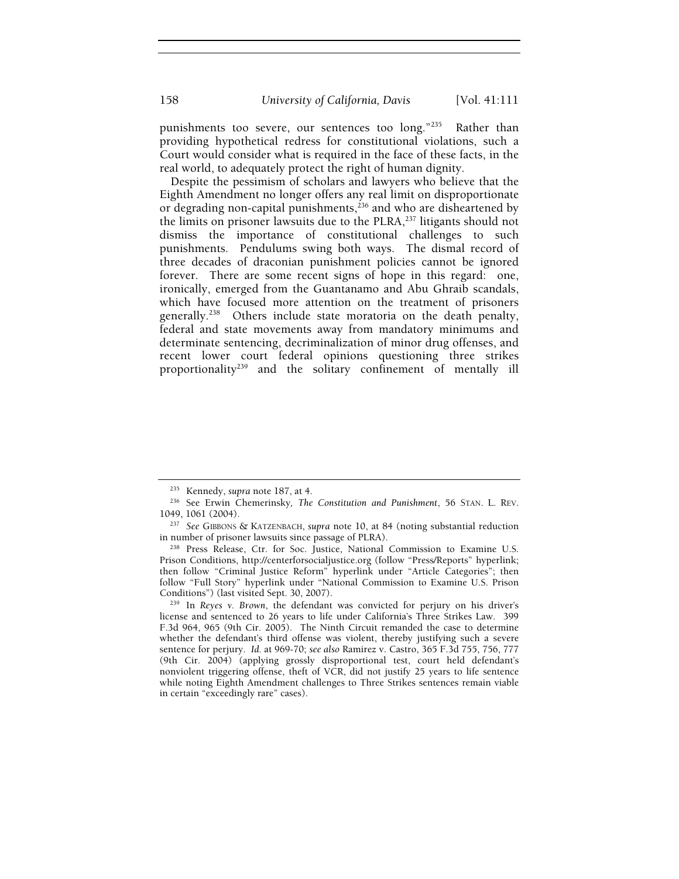punishments too severe, our sentences too long."[235] Rather than providing hypothetical redress for constitutional violations, such a Court would consider what is required in the face of these facts, in the real world, to adequately protect the right of human dignity.

Despite the pessimism of scholars and lawyers who believe that the Eighth Amendment no longer offers any real limit on disproportionate or degrading non-capital punishments,[236] and who are disheartened by the limits on prisoner lawsuits due to the PLRA,[237] litigants should not dismiss the importance of constitutional challenges to such punishments. Pendulums swing both ways. The dismal record of three decades of draconian punishment policies cannot be ignored forever. There are some recent signs of hope in this regard: one, ironically, emerged from the Guantanamo and Abu Ghraib scandals, which have focused more attention on the treatment of prisoners generally.[238] Others include state moratoria on the death penalty, federal and state movements away from mandatory minimums and determinate sentencing, decriminalization of minor drug offenses, and recent lower court federal opinions questioning three strikes proportionality[239] and the solitary confinement of mentally ill

---

[235] Kennedy, *supra* note 187, at 4.

[236] See Erwin Chemerinsky, *The Constitution and Punishment*, 56 STAN. L. REV. 1049, 1061 (2004).

[237] *See* GIBBONS & KATZENBACH, *supra* note 10, at 84 (noting substantial reduction in number of prisoner lawsuits since passage of PLRA).

[238] Press Release, Ctr. for Soc. Justice, National Commission to Examine U.S. Prison Conditions, http://centerforsocialjustice.org (follow "Press/Reports" hyperlink; then follow "Criminal Justice Reform" hyperlink under "Article Categories"; then follow "Full Story" hyperlink under "National Commission to Examine U.S. Prison Conditions") (last visited Sept. 30, 2007).

[239] In *Reyes v. Brown*, the defendant was convicted for perjury on his driver's license and sentenced to 26 years to life under California's Three Strikes Law. 399 F.3d 964, 965 (9th Cir. 2005). The Ninth Circuit remanded the case to determine whether the defendant's third offense was violent, thereby justifying such a severe sentence for perjury. *Id.* at 969-70; *see also* Ramirez v. Castro, 365 F.3d 755, 756, 777 (9th Cir. 2004) (applying grossly disproportional test, court held defendant's nonviolent triggering offense, theft of VCR, did not justify 25 years to life sentence while noting Eighth Amendment challenges to Three Strikes sentences remain viable in certain "exceedingly rare" cases).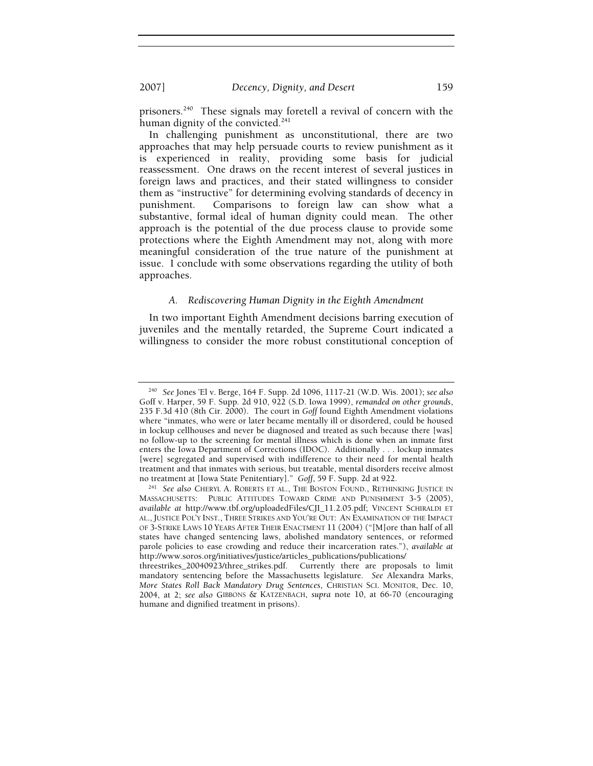prisoners.[240] These signals may foretell a revival of concern with the human dignity of the convicted.[241]

In challenging punishment as unconstitutional, there are two approaches that may help persuade courts to review punishment as it is experienced in reality, providing some basis for judicial reassessment. One draws on the recent interest of several justices in foreign laws and practices, and their stated willingness to consider them as "instructive" for determining evolving standards of decency in punishment. Comparisons to foreign law can show what a substantive, formal ideal of human dignity could mean. The other approach is the potential of the due process clause to provide some protections where the Eighth Amendment may not, along with more meaningful consideration of the true nature of the punishment at issue. I conclude with some observations regarding the utility of both approaches.

### *A. Rediscovering Human Dignity in the Eighth Amendment*

In two important Eighth Amendment decisions barring execution of juveniles and the mentally retarded, the Supreme Court indicated a willingness to consider the more robust constitutional conception of

---

[240] *See* Jones 'El v. Berge, 164 F. Supp. 2d 1096, 1117-21 (W.D. Wis. 2001); *see also* Goff v. Harper, 59 F. Supp. 2d 910, 922 (S.D. Iowa 1999), *remanded on other grounds*, 235 F.3d 410 (8th Cir. 2000). The court in *Goff* found Eighth Amendment violations where "inmates, who were or later became mentally ill or disordered, could be housed in lockup cellhouses and never be diagnosed and treated as such because there [was] no follow-up to the screening for mental illness which is done when an inmate first enters the Iowa Department of Corrections (IDOC). Additionally . . . lockup inmates [were] segregated and supervised with indifference to their need for mental health treatment and that inmates with serious, but treatable, mental disorders receive almost no treatment at [Iowa State Penitentiary]." *Goff*, 59 F. Supp. 2d at 922.

[241] *See also* CHERYL A. ROBERTS ET AL., THE BOSTON FOUND., RETHINKING JUSTICE IN MASSACHUSETTS: PUBLIC ATTITUDES TOWARD CRIME AND PUNISHMENT 3-5 (2005), *available at* http://www.tbf.org/uploadedFiles/CJI_11.2.05.pdf; VINCENT SCHIRALDI ET AL., JUSTICE POL'Y INST., THREE STRIKES AND YOU'RE OUT: AN EXAMINATION OF THE IMPACT OF 3-STRIKE LAWS 10 YEARS AFTER THEIR ENACTMENT 11 (2004) ("[M]ore than half of all states have changed sentencing laws, abolished mandatory sentences, or reformed parole policies to ease crowding and reduce their incarceration rates."), *available at* http://www.soros.org/initiatives/justice/articles_publications/publications/threestrikes_20040923/three_strikes.pdf. Currently there are proposals to limit mandatory sentencing before the Massachusetts legislature. *See* Alexandra Marks, *More States Roll Back Mandatory Drug Sentences*, CHRISTIAN SCI. MONITOR, Dec. 10, 2004, at 2; *see also* GIBBONS & KATZENBACH, *supra* note 10, at 66-70 (encouraging humane and dignified treatment in prisons).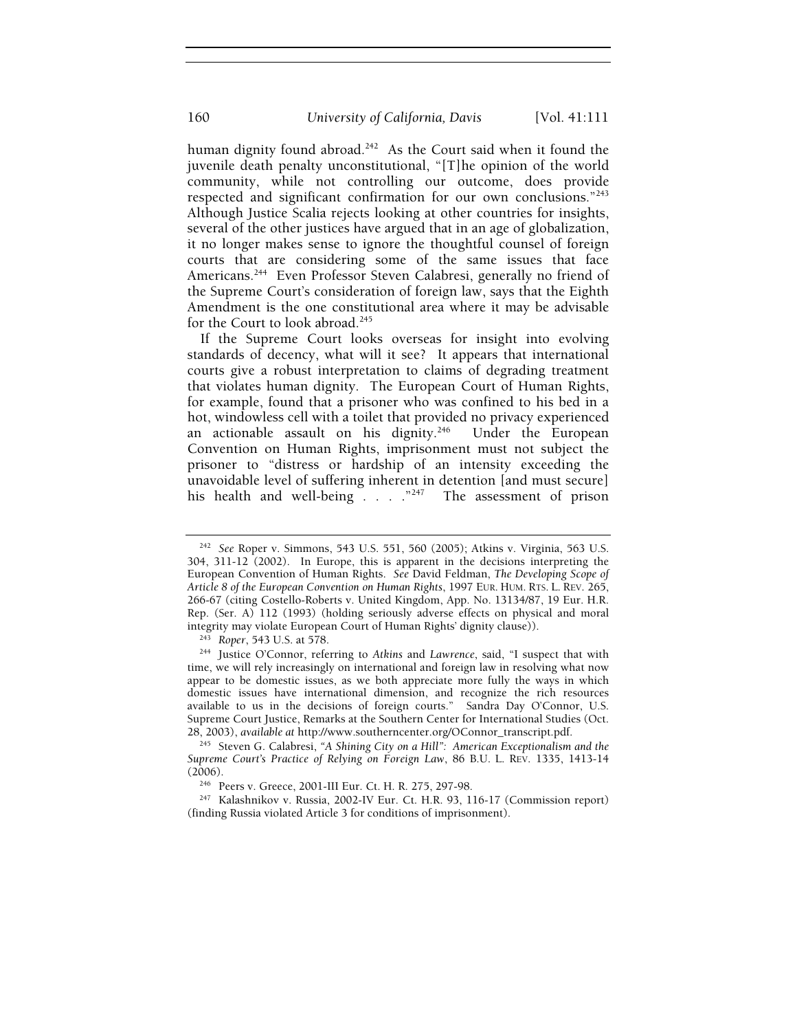human dignity found abroad.[242] As the Court said when it found the juvenile death penalty unconstitutional, "[T]he opinion of the world community, while not controlling our outcome, does provide respected and significant confirmation for our own conclusions."[243] Although Justice Scalia rejects looking at other countries for insights, several of the other justices have argued that in an age of globalization, it no longer makes sense to ignore the thoughtful counsel of foreign courts that are considering some of the same issues that face Americans.[244] Even Professor Steven Calabresi, generally no friend of the Supreme Court's consideration of foreign law, says that the Eighth Amendment is the one constitutional area where it may be advisable for the Court to look abroad.[245]

If the Supreme Court looks overseas for insight into evolving standards of decency, what will it see? It appears that international courts give a robust interpretation to claims of degrading treatment that violates human dignity. The European Court of Human Rights, for example, found that a prisoner who was confined to his bed in a hot, windowless cell with a toilet that provided no privacy experienced an actionable assault on his dignity.[246] Under the European Convention on Human Rights, imprisonment must not subject the prisoner to "distress or hardship of an intensity exceeding the unavoidable level of suffering inherent in detention [and must secure] his health and well-being . . . ."[247] The assessment of prison

---

[242] *See* Roper v. Simmons, 543 U.S. 551, 560 (2005); Atkins v. Virginia, 563 U.S. 304, 311-12 (2002). In Europe, this is apparent in the decisions interpreting the European Convention of Human Rights. *See* David Feldman, *The Developing Scope of Article 8 of the European Convention on Human Rights*, 1997 EUR. HUM. RTS. L. REV. 265, 266-67 (citing Costello-Roberts v. United Kingdom, App. No. 13134/87, 19 Eur. H.R. Rep. (Ser. A) 112 (1993) (holding seriously adverse effects on physical and moral integrity may violate European Court of Human Rights' dignity clause)).

[243] *Roper*, 543 U.S. at 578.

[244] Justice O'Connor, referring to *Atkins* and *Lawrence*, said, "I suspect that with time, we will rely increasingly on international and foreign law in resolving what now appear to be domestic issues, as we both appreciate more fully the ways in which domestic issues have international dimension, and recognize the rich resources available to us in the decisions of foreign courts." Sandra Day O'Connor, U.S. Supreme Court Justice, Remarks at the Southern Center for International Studies (Oct. 28, 2003), *available at* http://www.southerncenter.org/OConnor_transcript.pdf.

[245] Steven G. Calabresi, *"A Shining City on a Hill": American Exceptionalism and the Supreme Court's Practice of Relying on Foreign Law*, 86 B.U. L. REV. 1335, 1413-14 (2006).

[246] Peers v. Greece, 2001-III Eur. Ct. H. R. 275, 297-98.

[247] Kalashnikov v. Russia, 2002-IV Eur. Ct. H.R. 93, 116-17 (Commission report) (finding Russia violated Article 3 for conditions of imprisonment).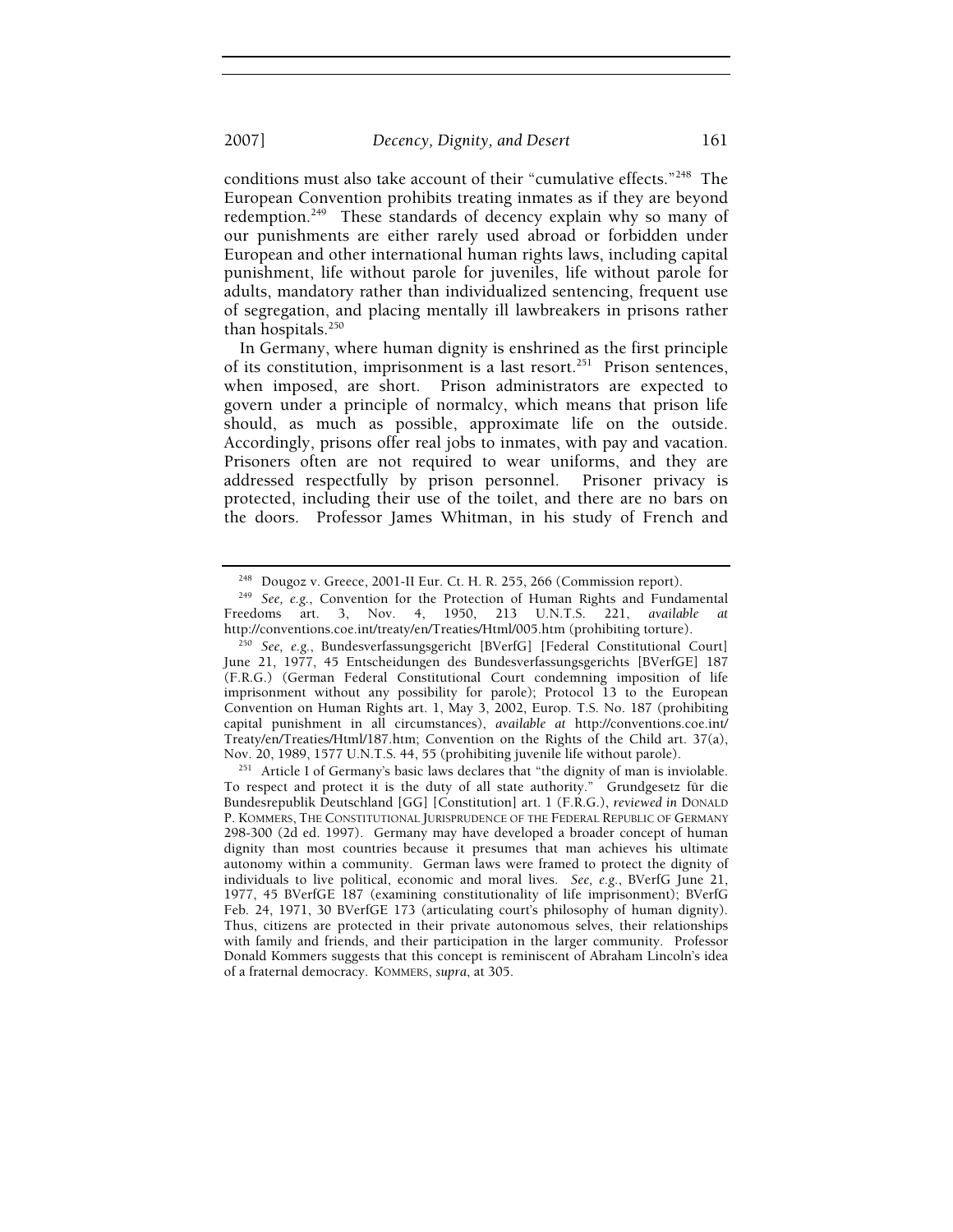conditions must also take account of their "cumulative effects."[248] The European Convention prohibits treating inmates as if they are beyond redemption.[249] These standards of decency explain why so many of our punishments are either rarely used abroad or forbidden under European and other international human rights laws, including capital punishment, life without parole for juveniles, life without parole for adults, mandatory rather than individualized sentencing, frequent use of segregation, and placing mentally ill lawbreakers in prisons rather than hospitals.[250]

In Germany, where human dignity is enshrined as the first principle of its constitution, imprisonment is a last resort.[251] Prison sentences, when imposed, are short. Prison administrators are expected to govern under a principle of normalcy, which means that prison life should, as much as possible, approximate life on the outside. Accordingly, prisons offer real jobs to inmates, with pay and vacation. Prisoners often are not required to wear uniforms, and they are addressed respectfully by prison personnel. Prisoner privacy is protected, including their use of the toilet, and there are no bars on the doors. Professor James Whitman, in his study of French and

---

[248] Dougoz v. Greece, 2001-II Eur. Ct. H. R. 255, 266 (Commission report).

[249] *See, e.g.*, Convention for the Protection of Human Rights and Fundamental Freedoms art. 3, Nov. 4, 1950, 213 U.N.T.S. 221, *available at* http://conventions.coe.int/treaty/en/Treaties/Html/005.htm (prohibiting torture).

[250] *See, e.g.*, Bundesverfassungsgericht [BVerfG] [Federal Constitutional Court] June 21, 1977, 45 Entscheidungen des Bundesverfassungsgerichts [BVerfGE] 187 (F.R.G.) (German Federal Constitutional Court condemning imposition of life imprisonment without any possibility for parole); Protocol 13 to the European Convention on Human Rights art. 1, May 3, 2002, Europ. T.S. No. 187 (prohibiting capital punishment in all circumstances), *available at* http://conventions.coe.int/Treaty/en/Treaties/Html/187.htm; Convention on the Rights of the Child art. 37(a), Nov. 20, 1989, 1577 U.N.T.S. 44, 55 (prohibiting juvenile life without parole).

[251] Article I of Germany's basic laws declares that "the dignity of man is inviolable. To respect and protect it is the duty of all state authority." Grundgesetz für die Bundesrepublik Deutschland [GG] [Constitution] art. 1 (F.R.G.), *reviewed in* DONALD P. KOMMERS, THE CONSTITUTIONAL JURISPRUDENCE OF THE FEDERAL REPUBLIC OF GERMANY 298-300 (2d ed. 1997). Germany may have developed a broader concept of human dignity than most countries because it presumes that man achieves his ultimate autonomy within a community. German laws were framed to protect the dignity of individuals to live political, economic and moral lives. *See, e.g.*, BVerfG June 21, 1977, 45 BVerfGE 187 (examining constitutionality of life imprisonment); BVerfG Feb. 24, 1971, 30 BVerfGE 173 (articulating court's philosophy of human dignity). Thus, citizens are protected in their private autonomous selves, their relationships with family and friends, and their participation in the larger community. Professor Donald Kommers suggests that this concept is reminiscent of Abraham Lincoln's idea of a fraternal democracy. KOMMERS, *supra*, at 305.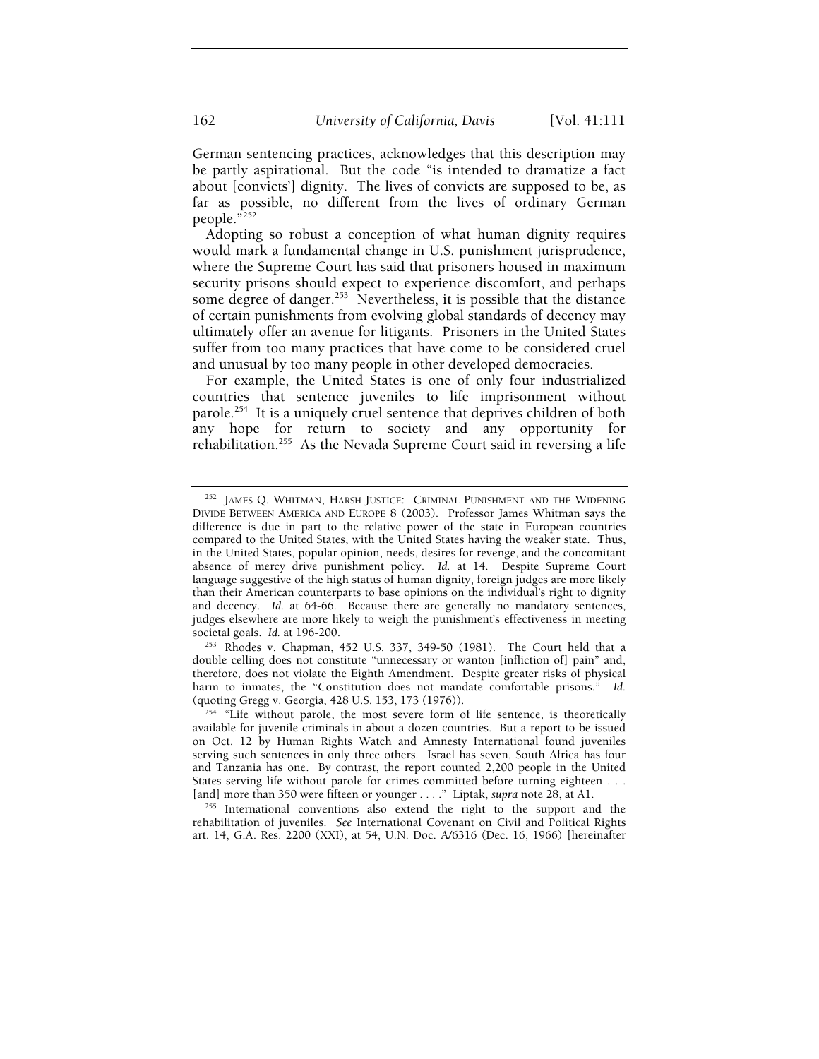German sentencing practices, acknowledges that this description may be partly aspirational. But the code "is intended to dramatize a fact about [convicts'] dignity. The lives of convicts are supposed to be, as far as possible, no different from the lives of ordinary German people."[252]

Adopting so robust a conception of what human dignity requires would mark a fundamental change in U.S. punishment jurisprudence, where the Supreme Court has said that prisoners housed in maximum security prisons should expect to experience discomfort, and perhaps some degree of danger.[253] Nevertheless, it is possible that the distance of certain punishments from evolving global standards of decency may ultimately offer an avenue for litigants. Prisoners in the United States suffer from too many practices that have come to be considered cruel and unusual by too many people in other developed democracies.

For example, the United States is one of only four industrialized countries that sentence juveniles to life imprisonment without parole.[254] It is a uniquely cruel sentence that deprives children of both any hope for return to society and any opportunity for rehabilitation.[255] As the Nevada Supreme Court said in reversing a life

---

[252] JAMES Q. WHITMAN, HARSH JUSTICE: CRIMINAL PUNISHMENT AND THE WIDENING DIVIDE BETWEEN AMERICA AND EUROPE 8 (2003). Professor James Whitman says the difference is due in part to the relative power of the state in European countries compared to the United States, with the United States having the weaker state. Thus, in the United States, popular opinion, needs, desires for revenge, and the concomitant absence of mercy drive punishment policy. *Id.* at 14. Despite Supreme Court language suggestive of the high status of human dignity, foreign judges are more likely than their American counterparts to base opinions on the individual's right to dignity and decency. *Id.* at 64-66. Because there are generally no mandatory sentences, judges elsewhere are more likely to weigh the punishment's effectiveness in meeting societal goals. *Id.* at 196-200.

[253] Rhodes v. Chapman, 452 U.S. 337, 349-50 (1981). The Court held that a double celling does not constitute "unnecessary or wanton [infliction of] pain" and, therefore, does not violate the Eighth Amendment. Despite greater risks of physical harm to inmates, the "Constitution does not mandate comfortable prisons." *Id.* (quoting Gregg v. Georgia, 428 U.S. 153, 173 (1976)).

[254] "Life without parole, the most severe form of life sentence, is theoretically available for juvenile criminals in about a dozen countries. But a report to be issued on Oct. 12 by Human Rights Watch and Amnesty International found juveniles serving such sentences in only three others. Israel has seven, South Africa has four and Tanzania has one. By contrast, the report counted 2,200 people in the United States serving life without parole for crimes committed before turning eighteen . . . [and] more than 350 were fifteen or younger . . . ." Liptak, *supra* note 28, at A1.

[255] International conventions also extend the right to the support and the rehabilitation of juveniles. *See* International Covenant on Civil and Political Rights art. 14, G.A. Res. 2200 (XXI), at 54, U.N. Doc. A/6316 (Dec. 16, 1966) [hereinafter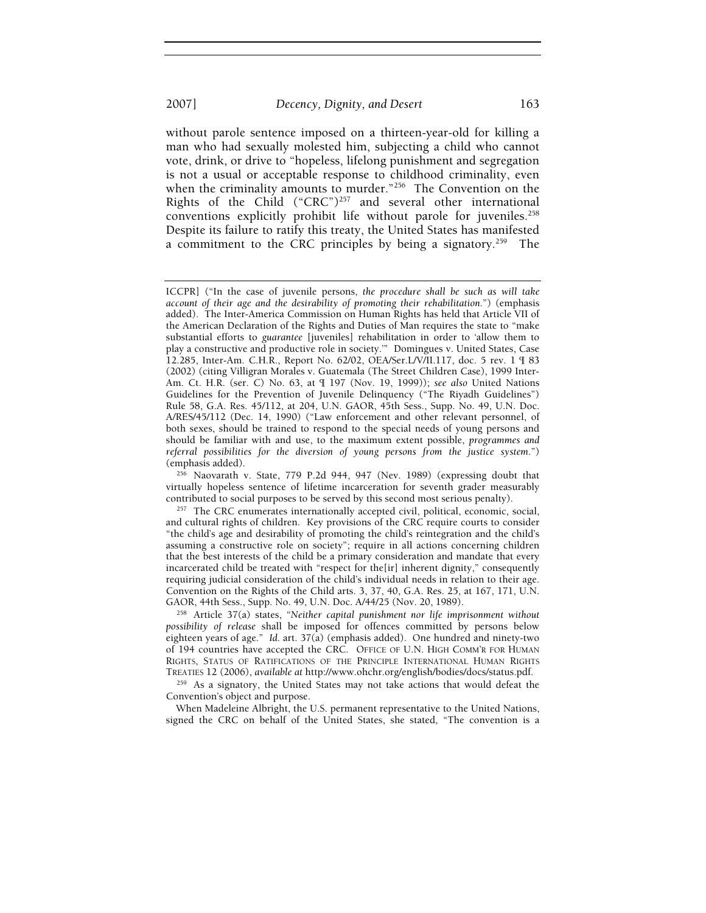without parole sentence imposed on a thirteen-year-old for killing a man who had sexually molested him, subjecting a child who cannot vote, drink, or drive to "hopeless, lifelong punishment and segregation is not a usual or acceptable response to childhood criminality, even when the criminality amounts to murder."[256] The Convention on the Rights of the Child ("CRC")[257] and several other international conventions explicitly prohibit life without parole for juveniles.[258] Despite its failure to ratify this treaty, the United States has manifested a commitment to the CRC principles by being a signatory.[259] The

---

ICCPR] ("In the case of juvenile persons, *the procedure shall be such as will take account of their age and the desirability of promoting their rehabilitation*.") (emphasis added). The Inter-America Commission on Human Rights has held that Article VII of the American Declaration of the Rights and Duties of Man requires the state to "make substantial efforts to *guarantee* [juveniles] rehabilitation in order to 'allow them to play a constructive and productive role in society.'" Domingues v. United States, Case 12.285, Inter-Am. C.H.R., Report No. 62/02, OEA/Ser.L/V/II.117, doc. 5 rev. 1 ¶ 83 (2002) (citing Villigran Morales v. Guatemala (The Street Children Case), 1999 Inter-Am. Ct. H.R. (ser. C) No. 63, at ¶ 197 (Nov. 19, 1999)); *see also* United Nations Guidelines for the Prevention of Juvenile Delinquency ("The Riyadh Guidelines") Rule 58, G.A. Res. 45/112, at 204, U.N. GAOR, 45th Sess., Supp. No. 49, U.N. Doc. A/RES/45/112 (Dec. 14, 1990) ("Law enforcement and other relevant personnel, of both sexes, should be trained to respond to the special needs of young persons and should be familiar with and use, to the maximum extent possible, *programmes and referral possibilities for the diversion of young persons from the justice system*.") (emphasis added).

[256] Naovarath v. State, 779 P.2d 944, 947 (Nev. 1989) (expressing doubt that virtually hopeless sentence of lifetime incarceration for seventh grader measurably contributed to social purposes to be served by this second most serious penalty).

[257] The CRC enumerates internationally accepted civil, political, economic, social, and cultural rights of children. Key provisions of the CRC require courts to consider "the child's age and desirability of promoting the child's reintegration and the child's assuming a constructive role on society"; require in all actions concerning children that the best interests of the child be a primary consideration and mandate that every incarcerated child be treated with "respect for the[ir] inherent dignity," consequently requiring judicial consideration of the child's individual needs in relation to their age. Convention on the Rights of the Child arts. 3, 37, 40, G.A. Res. 25, at 167, 171, U.N. GAOR, 44th Sess., Supp. No. 49, U.N. Doc. A/44/25 (Nov. 20, 1989).

[258] Article 37(a) states, "*Neither capital punishment nor life imprisonment without possibility of release* shall be imposed for offences committed by persons below eighteen years of age." *Id.* art. 37(a) (emphasis added). One hundred and ninety-two of 194 countries have accepted the CRC. OFFICE OF U.N. HIGH COMM'R FOR HUMAN RIGHTS, STATUS OF RATIFICATIONS OF THE PRINCIPLE INTERNATIONAL HUMAN RIGHTS TREATIES 12 (2006), *available at* http://www.ohchr.org/english/bodies/docs/status.pdf.

[259] As a signatory, the United States may not take actions that would defeat the Convention's object and purpose.

When Madeleine Albright, the U.S. permanent representative to the United Nations, signed the CRC on behalf of the United States, she stated, "The convention is a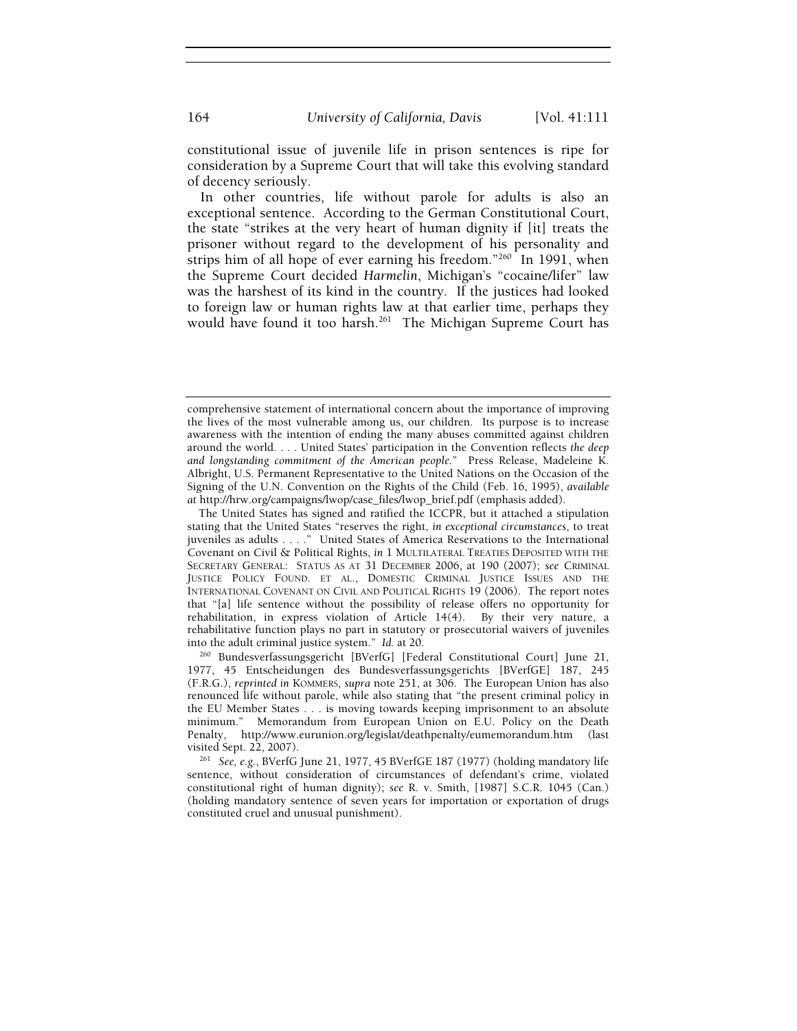constitutional issue of juvenile life in prison sentences is ripe for consideration by a Supreme Court that will take this evolving standard of decency seriously.

In other countries, life without parole for adults is also an exceptional sentence. According to the German Constitutional Court, the state "strikes at the very heart of human dignity if [it] treats the prisoner without regard to the development of his personality and strips him of all hope of ever earning his freedom."[260] In 1991, when the Supreme Court decided *Harmelin*, Michigan's "cocaine/lifer" law was the harshest of its kind in the country. If the justices had looked to foreign law or human rights law at that earlier time, perhaps they would have found it too harsh.[261] The Michigan Supreme Court has

---

comprehensive statement of international concern about the importance of improving the lives of the most vulnerable among us, our children. Its purpose is to increase awareness with the intention of ending the many abuses committed against children around the world. . . . United States' participation in the Convention reflects *the deep and longstanding commitment of the American people*." Press Release, Madeleine K. Albright, U.S. Permanent Representative to the United Nations on the Occasion of the Signing of the U.N. Convention on the Rights of the Child (Feb. 16, 1995), *available at* http://hrw.org/campaigns/lwop/case_files/lwop_brief.pdf (emphasis added).

The United States has signed and ratified the ICCPR, but it attached a stipulation stating that the United States "reserves the right, *in exceptional circumstances*, to treat juveniles as adults . . . ." United States of America Reservations to the International Covenant on Civil & Political Rights, *in* 1 MULTILATERAL TREATIES DEPOSITED WITH THE SECRETARY GENERAL: STATUS AS AT 31 DECEMBER 2006, at 190 (2007); *see* CRIMINAL JUSTICE POLICY FOUND. ET AL., DOMESTIC CRIMINAL JUSTICE ISSUES AND THE INTERNATIONAL COVENANT ON CIVIL AND POLITICAL RIGHTS 19 (2006). The report notes that "[a] life sentence without the possibility of release offers no opportunity for rehabilitation, in express violation of Article 14(4). By their very nature, a rehabilitative function plays no part in statutory or prosecutorial waivers of juveniles into the adult criminal justice system." *Id.* at 20.

[260] Bundesverfassungsgericht [BVerfG] [Federal Constitutional Court] June 21, 1977, 45 Entscheidungen des Bundesverfassungsgerichts [BVerfGE] 187, 245 (F.R.G.), *reprinted in* KOMMERS, *supra* note 251, at 306. The European Union has also renounced life without parole, while also stating that "the present criminal policy in the EU Member States . . . is moving towards keeping imprisonment to an absolute minimum." Memorandum from European Union on E.U. Policy on the Death Penalty, http://www.eurunion.org/legislat/deathpenalty/eumemorandum.htm (last visited Sept. 22, 2007).

[261] *See, e.g.*, BVerfG June 21, 1977, 45 BVerfGE 187 (1977) (holding mandatory life sentence, without consideration of circumstances of defendant's crime, violated constitutional right of human dignity); *see* R. v. Smith, [1987] S.C.R. 1045 (Can.) (holding mandatory sentence of seven years for importation or exportation of drugs constituted cruel and unusual punishment).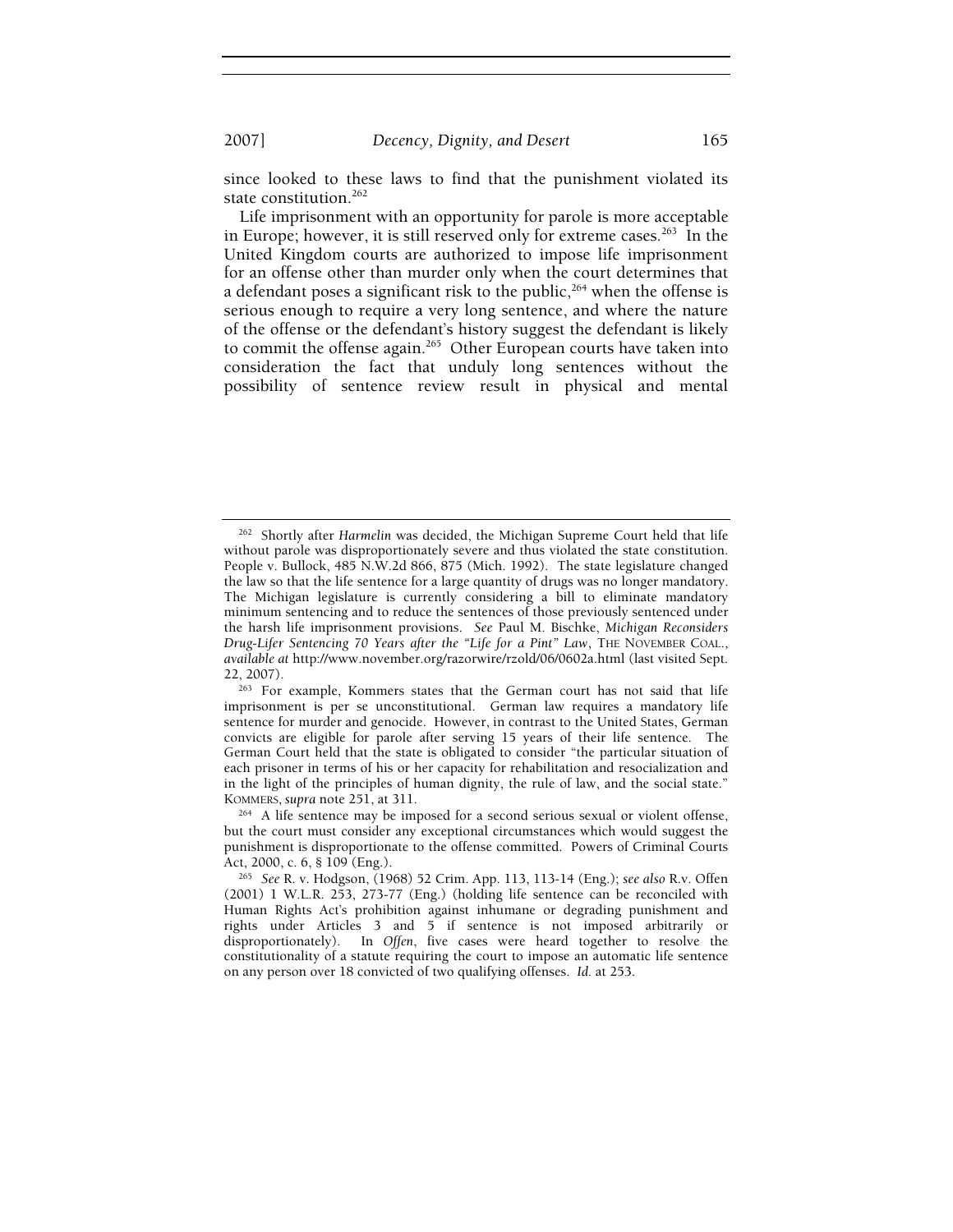since looked to these laws to find that the punishment violated its state constitution.[262]

Life imprisonment with an opportunity for parole is more acceptable in Europe; however, it is still reserved only for extreme cases.[263] In the United Kingdom courts are authorized to impose life imprisonment for an offense other than murder only when the court determines that a defendant poses a significant risk to the public,[264] when the offense is serious enough to require a very long sentence, and where the nature of the offense or the defendant's history suggest the defendant is likely to commit the offense again.[265] Other European courts have taken into consideration the fact that unduly long sentences without the possibility of sentence review result in physical and mental

---

[262] Shortly after *Harmelin* was decided, the Michigan Supreme Court held that life without parole was disproportionately severe and thus violated the state constitution. People v. Bullock, 485 N.W.2d 866, 875 (Mich. 1992). The state legislature changed the law so that the life sentence for a large quantity of drugs was no longer mandatory. The Michigan legislature is currently considering a bill to eliminate mandatory minimum sentencing and to reduce the sentences of those previously sentenced under the harsh life imprisonment provisions. *See* Paul M. Bischke, *Michigan Reconsiders Drug-Lifer Sentencing 70 Years after the "Life for a Pint" Law*, THE NOVEMBER COAL., *available at* http://www.november.org/razorwire/rzold/06/0602a.html (last visited Sept. 22, 2007).

[263] For example, Kommers states that the German court has not said that life imprisonment is per se unconstitutional. German law requires a mandatory life sentence for murder and genocide. However, in contrast to the United States, German convicts are eligible for parole after serving 15 years of their life sentence. The German Court held that the state is obligated to consider "the particular situation of each prisoner in terms of his or her capacity for rehabilitation and resocialization and in the light of the principles of human dignity, the rule of law, and the social state." KOMMERS, *supra* note 251, at 311.

[264] A life sentence may be imposed for a second serious sexual or violent offense, but the court must consider any exceptional circumstances which would suggest the punishment is disproportionate to the offense committed. Powers of Criminal Courts Act, 2000, c. 6, § 109 (Eng.).

[265] *See* R. v. Hodgson, (1968) 52 Crim. App. 113, 113-14 (Eng.); *see also* R.v. Offen (2001) 1 W.L.R. 253, 273-77 (Eng.) (holding life sentence can be reconciled with Human Rights Act's prohibition against inhumane or degrading punishment and rights under Articles 3 and 5 if sentence is not imposed arbitrarily or disproportionately). In *Offen*, five cases were heard together to resolve the constitutionality of a statute requiring the court to impose an automatic life sentence on any person over 18 convicted of two qualifying offenses. *Id.* at 253.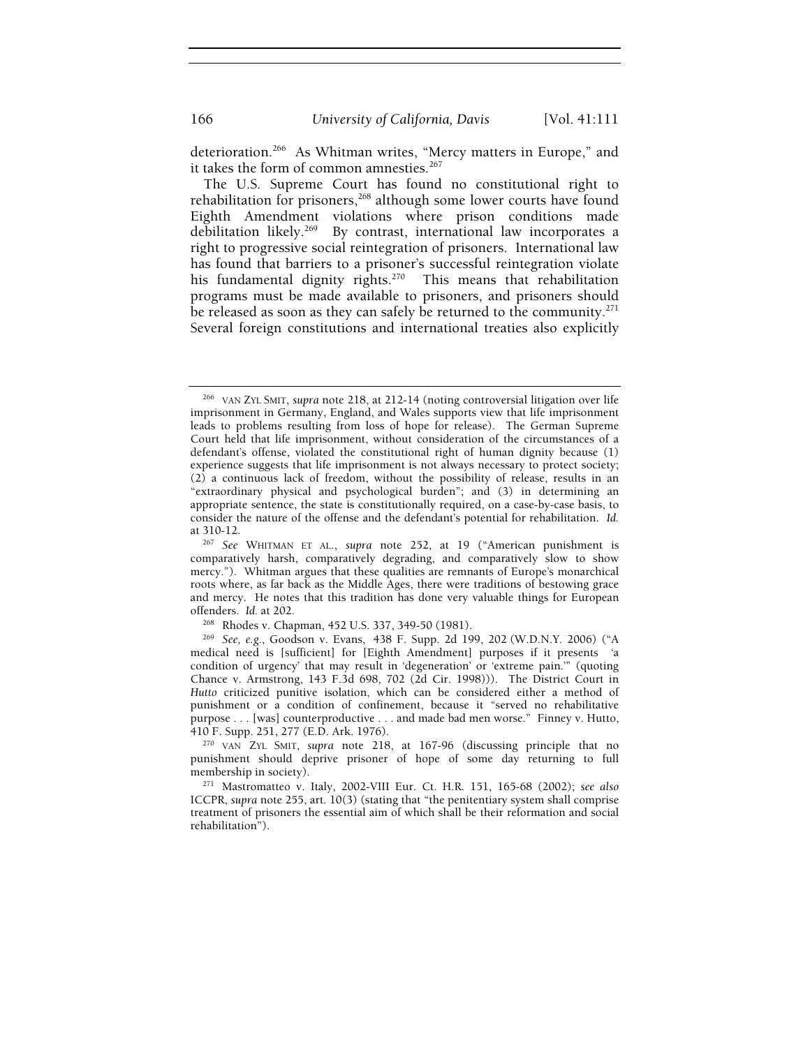deterioration.[266] As Whitman writes, "Mercy matters in Europe," and it takes the form of common amnesties.[267]

The U.S. Supreme Court has found no constitutional right to rehabilitation for prisoners,[268] although some lower courts have found Eighth Amendment violations where prison conditions made debilitation likely.[269] By contrast, international law incorporates a right to progressive social reintegration of prisoners. International law has found that barriers to a prisoner's successful reintegration violate his fundamental dignity rights.[270] This means that rehabilitation programs must be made available to prisoners, and prisoners should be released as soon as they can safely be returned to the community.[271] Several foreign constitutions and international treaties also explicitly

---

[266] VAN ZYL SMIT, *supra* note 218, at 212-14 (noting controversial litigation over life imprisonment in Germany, England, and Wales supports view that life imprisonment leads to problems resulting from loss of hope for release). The German Supreme Court held that life imprisonment, without consideration of the circumstances of a defendant's offense, violated the constitutional right of human dignity because (1) experience suggests that life imprisonment is not always necessary to protect society; (2) a continuous lack of freedom, without the possibility of release, results in an "extraordinary physical and psychological burden"; and (3) in determining an appropriate sentence, the state is constitutionally required, on a case-by-case basis, to consider the nature of the offense and the defendant's potential for rehabilitation. *Id.* at 310-12.

[267] *See* WHITMAN ET AL., *supra* note 252, at 19 ("American punishment is comparatively harsh, comparatively degrading, and comparatively slow to show mercy."). Whitman argues that these qualities are remnants of Europe's monarchical roots where, as far back as the Middle Ages, there were traditions of bestowing grace and mercy. He notes that this tradition has done very valuable things for European offenders. *Id.* at 202.

[268] Rhodes v. Chapman, 452 U.S. 337, 349-50 (1981).

[269] *See, e.g.*, Goodson v. Evans, 438 F. Supp. 2d 199, 202 (W.D.N.Y. 2006) ("A medical need is [sufficient] for [Eighth Amendment] purposes if it presents 'a condition of urgency' that may result in 'degeneration' or 'extreme pain.'" (quoting Chance v. Armstrong, 143 F.3d 698, 702 (2d Cir. 1998))). The District Court in *Hutto* criticized punitive isolation, which can be considered either a method of punishment or a condition of confinement, because it "served no rehabilitative purpose . . . [was] counterproductive . . . and made bad men worse." Finney v. Hutto, 410 F. Supp. 251, 277 (E.D. Ark. 1976).

[270] VAN ZYL SMIT, *supra* note 218, at 167-96 (discussing principle that no punishment should deprive prisoner of hope of some day returning to full membership in society).

[271] Mastromatteo v. Italy, 2002-VIII Eur. Ct. H.R. 151, 165-68 (2002); *see also* ICCPR, *supra* note 255, art. 10(3) (stating that "the penitentiary system shall comprise treatment of prisoners the essential aim of which shall be their reformation and social rehabilitation").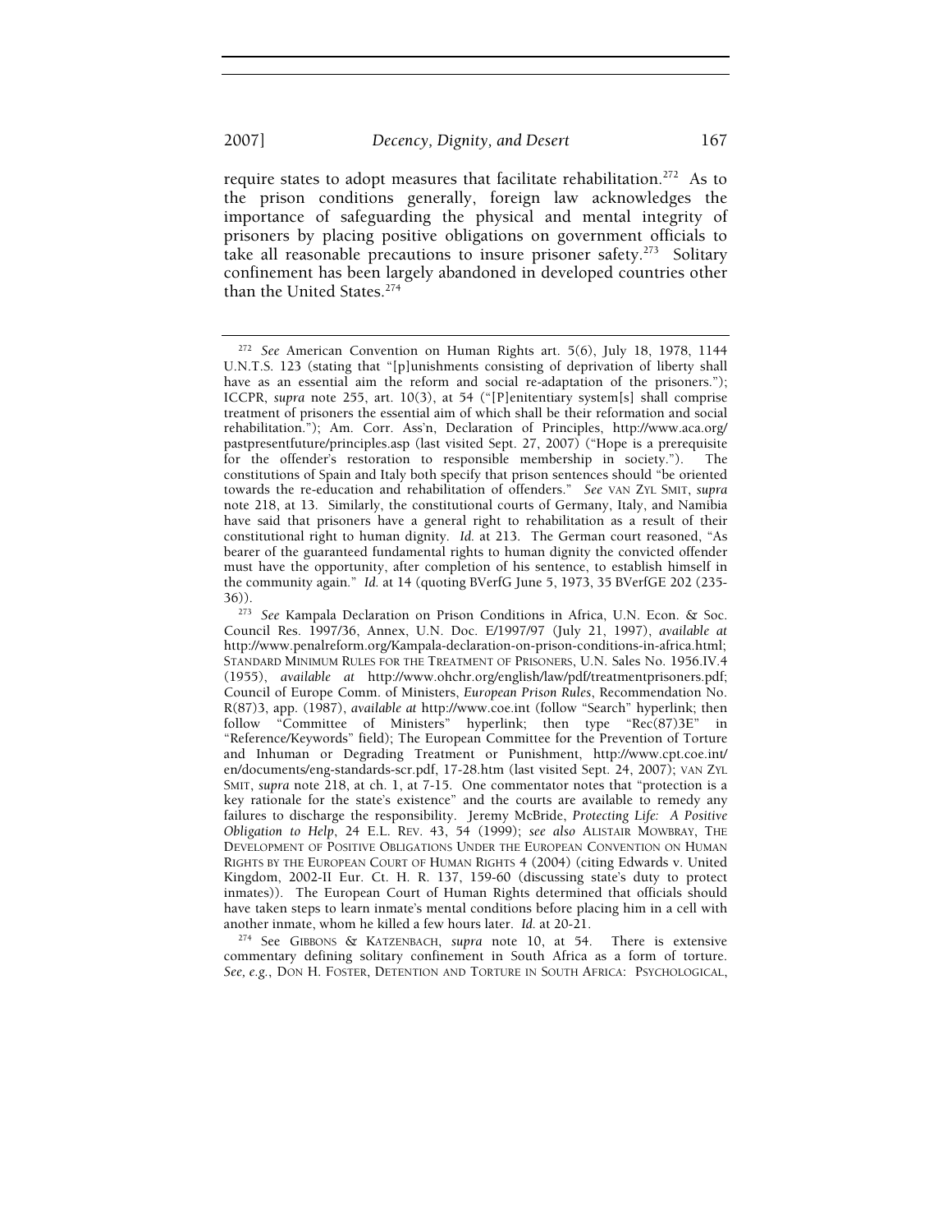require states to adopt measures that facilitate rehabilitation.[272] As to the prison conditions generally, foreign law acknowledges the importance of safeguarding the physical and mental integrity of prisoners by placing positive obligations on government officials to take all reasonable precautions to insure prisoner safety.[273] Solitary confinement has been largely abandoned in developed countries other than the United States.[274]

---

[272] *See* American Convention on Human Rights art. 5(6), July 18, 1978, 1144 U.N.T.S. 123 (stating that "[p]unishments consisting of deprivation of liberty shall have as an essential aim the reform and social re-adaptation of the prisoners."); ICCPR, *supra* note 255, art. 10(3), at 54 ("[P]enitentiary system[s] shall comprise treatment of prisoners the essential aim of which shall be their reformation and social rehabilitation."); Am. Corr. Ass'n, Declaration of Principles, http://www.aca.org/pastpresentfuture/principles.asp (last visited Sept. 27, 2007) ("Hope is a prerequisite for the offender's restoration to responsible membership in society."). The constitutions of Spain and Italy both specify that prison sentences should "be oriented towards the re-education and rehabilitation of offenders." *See* VAN ZYL SMIT, *supra* note 218, at 13. Similarly, the constitutional courts of Germany, Italy, and Namibia have said that prisoners have a general right to rehabilitation as a result of their constitutional right to human dignity. *Id.* at 213. The German court reasoned, "As bearer of the guaranteed fundamental rights to human dignity the convicted offender must have the opportunity, after completion of his sentence, to establish himself in the community again." *Id.* at 14 (quoting BVerfG June 5, 1973, 35 BVerfGE 202 (235-36)).

[273] *See* Kampala Declaration on Prison Conditions in Africa, U.N. Econ. & Soc. Council Res. 1997/36, Annex, U.N. Doc. E/1997/97 (July 21, 1997), *available at* http://www.penalreform.org/Kampala-declaration-on-prison-conditions-in-africa.html; STANDARD MINIMUM RULES FOR THE TREATMENT OF PRISONERS, U.N. Sales No. 1956.IV.4 (1955), *available at* http://www.ohchr.org/english/law/pdf/treatmentprisoners.pdf; Council of Europe Comm. of Ministers, *European Prison Rules*, Recommendation No. R(87)3, app. (1987), *available at* http://www.coe.int (follow "Search" hyperlink; then follow "Committee of Ministers" hyperlink; then type "Rec(87)3E" in "Reference/Keywords" field); The European Committee for the Prevention of Torture and Inhuman or Degrading Treatment or Punishment, http://www.cpt.coe.int/en/documents/eng-standards-scr.pdf, 17-28.htm (last visited Sept. 24, 2007); VAN ZYL SMIT, *supra* note 218, at ch. 1, at 7-15. One commentator notes that "protection is a key rationale for the state's existence" and the courts are available to remedy any failures to discharge the responsibility. Jeremy McBride, *Protecting Life: A Positive Obligation to Help*, 24 E.L. REV. 43, 54 (1999); *see also* ALISTAIR MOWBRAY, THE DEVELOPMENT OF POSITIVE OBLIGATIONS UNDER THE EUROPEAN CONVENTION ON HUMAN RIGHTS BY THE EUROPEAN COURT OF HUMAN RIGHTS 4 (2004) (citing Edwards v. United Kingdom, 2002-II Eur. Ct. H. R. 137, 159-60 (discussing state's duty to protect inmates)). The European Court of Human Rights determined that officials should have taken steps to learn inmate's mental conditions before placing him in a cell with another inmate, whom he killed a few hours later. *Id.* at 20-21.

[274] See GIBBONS & KATZENBACH, *supra* note 10, at 54. There is extensive commentary defining solitary confinement in South Africa as a form of torture. *See, e.g.*, DON H. FOSTER, DETENTION AND TORTURE IN SOUTH AFRICA: PSYCHOLOGICAL,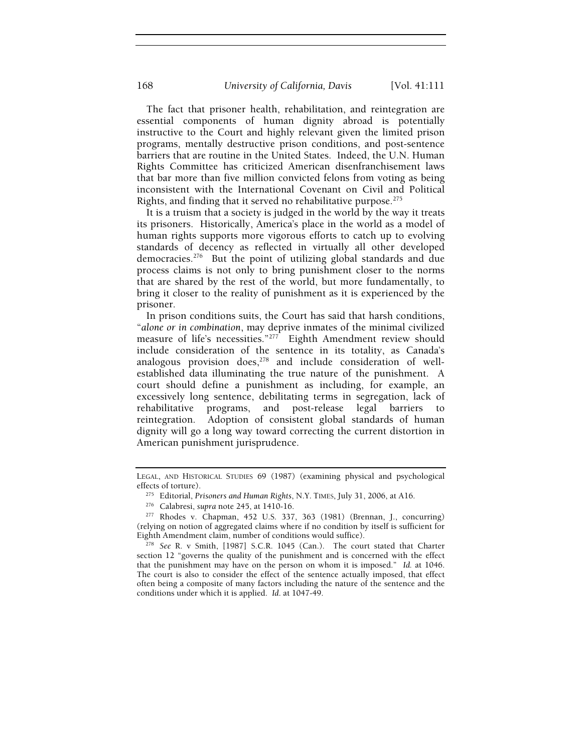The fact that prisoner health, rehabilitation, and reintegration are essential components of human dignity abroad is potentially instructive to the Court and highly relevant given the limited prison programs, mentally destructive prison conditions, and post-sentence barriers that are routine in the United States. Indeed, the U.N. Human Rights Committee has criticized American disenfranchisement laws that bar more than five million convicted felons from voting as being inconsistent with the International Covenant on Civil and Political Rights, and finding that it served no rehabilitative purpose.[275]

It is a truism that a society is judged in the world by the way it treats its prisoners. Historically, America's place in the world as a model of human rights supports more vigorous efforts to catch up to evolving standards of decency as reflected in virtually all other developed democracies.[276] But the point of utilizing global standards and due process claims is not only to bring punishment closer to the norms that are shared by the rest of the world, but more fundamentally, to bring it closer to the reality of punishment as it is experienced by the prisoner.

In prison conditions suits, the Court has said that harsh conditions, "*alone or in combination*, may deprive inmates of the minimal civilized measure of life's necessities."[277] Eighth Amendment review should include consideration of the sentence in its totality, as Canada's analogous provision does,[278] and include consideration of well-established data illuminating the true nature of the punishment. A court should define a punishment as including, for example, an excessively long sentence, debilitating terms in segregation, lack of rehabilitative programs, and post-release legal barriers to reintegration. Adoption of consistent global standards of human dignity will go a long way toward correcting the current distortion in American punishment jurisprudence.

---

LEGAL, AND HISTORICAL STUDIES 69 (1987) (examining physical and psychological effects of torture).

[275] Editorial, *Prisoners and Human Rights*, N.Y. TIMES, July 31, 2006, at A16.

[276] Calabresi, *supra* note 245, at 1410-16.

[277] Rhodes v. Chapman, 452 U.S. 337, 363 (1981) (Brennan, J., concurring) (relying on notion of aggregated claims where if no condition by itself is sufficient for Eighth Amendment claim, number of conditions would suffice).

[278] *See* R. v Smith, [1987] S.C.R. 1045 (Can.). The court stated that Charter section 12 "governs the quality of the punishment and is concerned with the effect that the punishment may have on the person on whom it is imposed." *Id.* at 1046. The court is also to consider the effect of the sentence actually imposed, that effect often being a composite of many factors including the nature of the sentence and the conditions under which it is applied. *Id.* at 1047-49.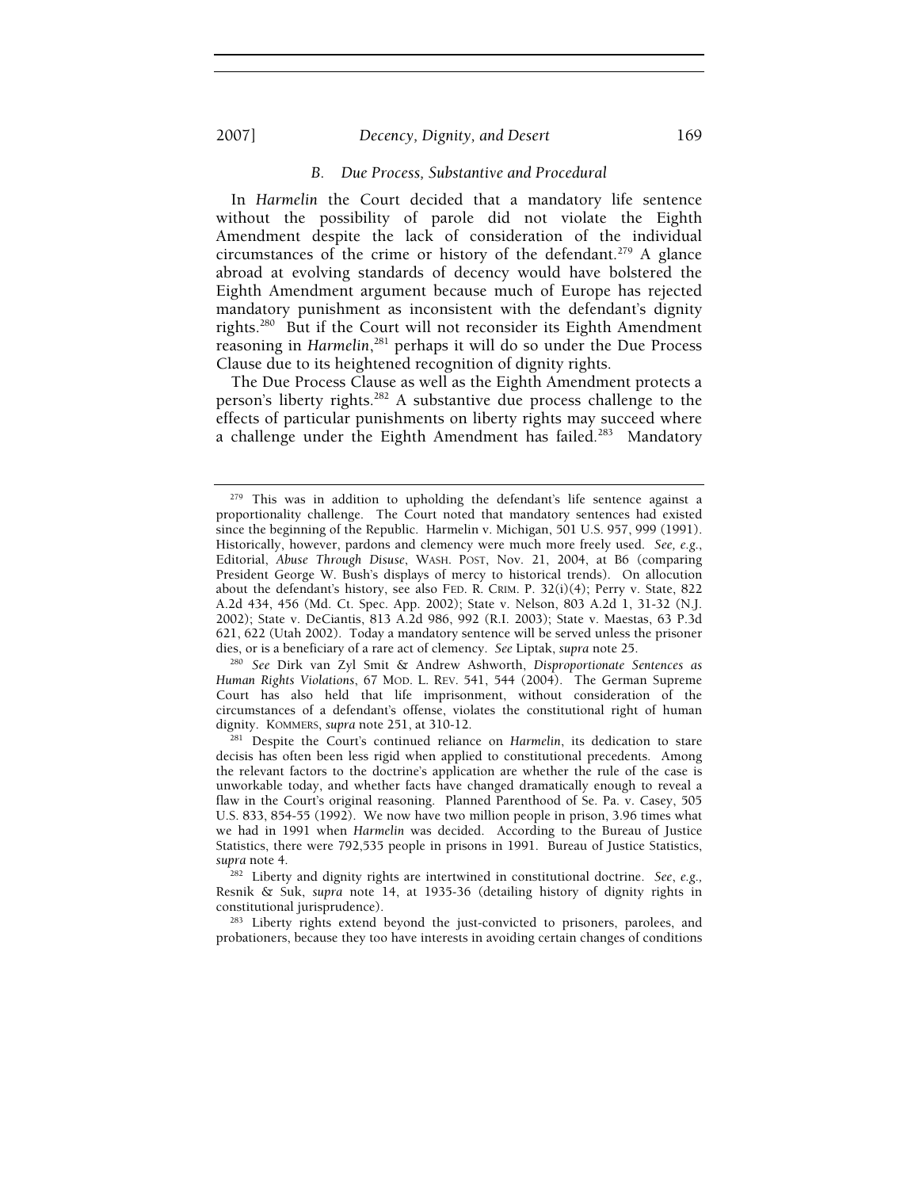### *B. Due Process, Substantive and Procedural*

In *Harmelin* the Court decided that a mandatory life sentence without the possibility of parole did not violate the Eighth Amendment despite the lack of consideration of the individual circumstances of the crime or history of the defendant.[279] A glance abroad at evolving standards of decency would have bolstered the Eighth Amendment argument because much of Europe has rejected mandatory punishment as inconsistent with the defendant's dignity rights.[280] But if the Court will not reconsider its Eighth Amendment reasoning in *Harmelin*,[281] perhaps it will do so under the Due Process Clause due to its heightened recognition of dignity rights.

The Due Process Clause as well as the Eighth Amendment protects a person's liberty rights.[282] A substantive due process challenge to the effects of particular punishments on liberty rights may succeed where a challenge under the Eighth Amendment has failed.[283] Mandatory

---

[279] This was in addition to upholding the defendant's life sentence against a proportionality challenge. The Court noted that mandatory sentences had existed since the beginning of the Republic. Harmelin v. Michigan, 501 U.S. 957, 999 (1991). Historically, however, pardons and clemency were much more freely used. *See, e.g.*, Editorial, *Abuse Through Disuse*, WASH. POST, Nov. 21, 2004, at B6 (comparing President George W. Bush's displays of mercy to historical trends). On allocution about the defendant's history, see also FED. R. CRIM. P. 32(i)(4); Perry v. State, 822 A.2d 434, 456 (Md. Ct. Spec. App. 2002); State v. Nelson, 803 A.2d 1, 31-32 (N.J. 2002); State v. DeCiantis, 813 A.2d 986, 992 (R.I. 2003); State v. Maestas, 63 P.3d 621, 622 (Utah 2002). Today a mandatory sentence will be served unless the prisoner dies, or is a beneficiary of a rare act of clemency. *See* Liptak, *supra* note 25.

[280] *See* Dirk van Zyl Smit & Andrew Ashworth, *Disproportionate Sentences as Human Rights Violations*, 67 MOD. L. REV. 541, 544 (2004). The German Supreme Court has also held that life imprisonment, without consideration of the circumstances of a defendant's offense, violates the constitutional right of human dignity. KOMMERS, *supra* note 251, at 310-12.

[281] Despite the Court's continued reliance on *Harmelin*, its dedication to stare decisis has often been less rigid when applied to constitutional precedents. Among the relevant factors to the doctrine's application are whether the rule of the case is unworkable today, and whether facts have changed dramatically enough to reveal a flaw in the Court's original reasoning. Planned Parenthood of Se. Pa. v. Casey, 505 U.S. 833, 854-55 (1992). We now have two million people in prison, 3.96 times what we had in 1991 when *Harmelin* was decided. According to the Bureau of Justice Statistics, there were 792,535 people in prisons in 1991. Bureau of Justice Statistics, *supra* note 4.

[282] Liberty and dignity rights are intertwined in constitutional doctrine. *See*, *e.g.*, Resnik & Suk, *supra* note 14, at 1935-36 (detailing history of dignity rights in constitutional jurisprudence).

[283] Liberty rights extend beyond the just-convicted to prisoners, parolees, and probationers, because they too have interests in avoiding certain changes of conditions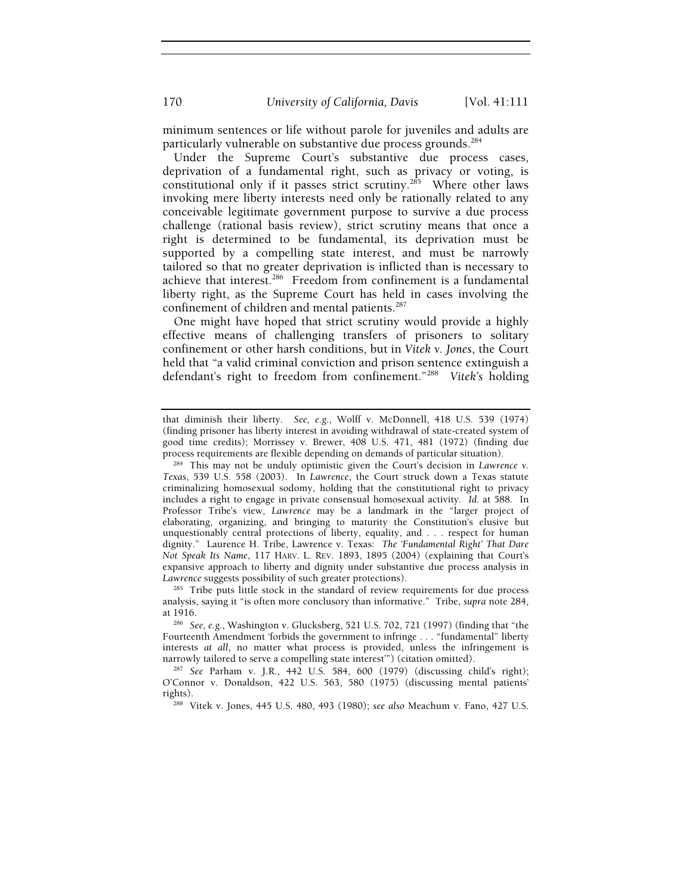minimum sentences or life without parole for juveniles and adults are particularly vulnerable on substantive due process grounds.[284]

Under the Supreme Court's substantive due process cases, deprivation of a fundamental right, such as privacy or voting, is constitutional only if it passes strict scrutiny.[285] Where other laws invoking mere liberty interests need only be rationally related to any conceivable legitimate government purpose to survive a due process challenge (rational basis review), strict scrutiny means that once a right is determined to be fundamental, its deprivation must be supported by a compelling state interest, and must be narrowly tailored so that no greater deprivation is inflicted than is necessary to achieve that interest.[286] Freedom from confinement is a fundamental liberty right, as the Supreme Court has held in cases involving the confinement of children and mental patients.[287]

One might have hoped that strict scrutiny would provide a highly effective means of challenging transfers of prisoners to solitary confinement or other harsh conditions, but in *Vitek v. Jones*, the Court held that "a valid criminal conviction and prison sentence extinguish a defendant's right to freedom from confinement."[288] *Vitek's* holding

---

that diminish their liberty. *See, e.g.*, Wolff v. McDonnell, 418 U.S. 539 (1974) (finding prisoner has liberty interest in avoiding withdrawal of state-created system of good time credits); Morrissey v. Brewer, 408 U.S. 471, 481 (1972) (finding due process requirements are flexible depending on demands of particular situation).

[284] This may not be unduly optimistic given the Court's decision in *Lawrence v. Texas*, 539 U.S. 558 (2003). In *Lawrence*, the Court struck down a Texas statute criminalizing homosexual sodomy, holding that the constitutional right to privacy includes a right to engage in private consensual homosexual activity. *Id.* at 588. In Professor Tribe's view, *Lawrence* may be a landmark in the "larger project of elaborating, organizing, and bringing to maturity the Constitution's elusive but unquestionably central protections of liberty, equality, and . . . respect for human dignity." Laurence H. Tribe, Lawrence v. Texas: *The 'Fundamental Right' That Dare Not Speak Its Name*, 117 HARV. L. REV. 1893, 1895 (2004) (explaining that Court's expansive approach to liberty and dignity under substantive due process analysis in *Lawrence* suggests possibility of such greater protections).

[285] Tribe puts little stock in the standard of review requirements for due process analysis, saying it "is often more conclusory than informative." Tribe, *supra* note 284, at 1916.

[286] *See, e.g.*, Washington v. Glucksberg, 521 U.S. 702, 721 (1997) (finding that "the Fourteenth Amendment 'forbids the government to infringe . . . "fundamental" liberty interests *at all*, no matter what process is provided, unless the infringement is narrowly tailored to serve a compelling state interest'") (citation omitted).

[287] *See* Parham v. J.R., 442 U.S. 584, 600 (1979) (discussing child's right); O'Connor v. Donaldson, 422 U.S. 563, 580 (1975) (discussing mental patients' rights).

[288] Vitek v. Jones, 445 U.S. 480, 493 (1980); *see also* Meachum v. Fano, 427 U.S.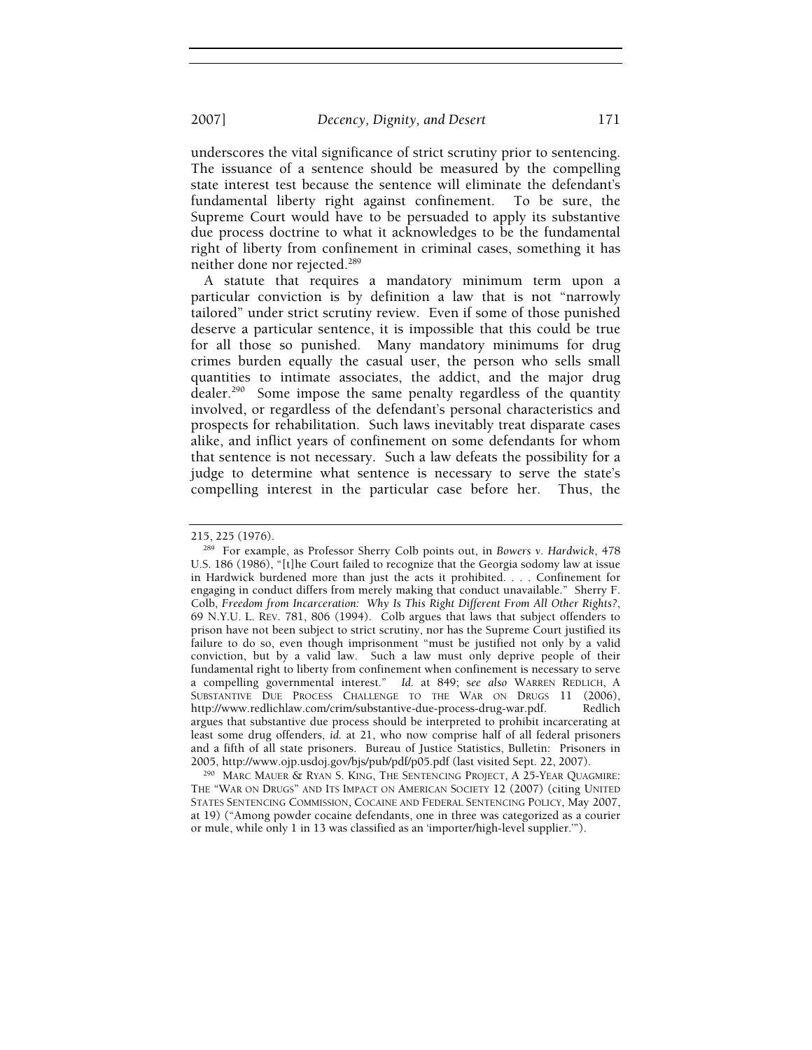underscores the vital significance of strict scrutiny prior to sentencing. The issuance of a sentence should be measured by the compelling state interest test because the sentence will eliminate the defendant's fundamental liberty right against confinement. To be sure, the Supreme Court would have to be persuaded to apply its substantive due process doctrine to what it acknowledges to be the fundamental right of liberty from confinement in criminal cases, something it has neither done nor rejected.[289]

A statute that requires a mandatory minimum term upon a particular conviction is by definition a law that is not "narrowly tailored" under strict scrutiny review. Even if some of those punished deserve a particular sentence, it is impossible that this could be true for all those so punished. Many mandatory minimums for drug crimes burden equally the casual user, the person who sells small quantities to intimate associates, the addict, and the major drug dealer.[290] Some impose the same penalty regardless of the quantity involved, or regardless of the defendant's personal characteristics and prospects for rehabilitation. Such laws inevitably treat disparate cases alike, and inflict years of confinement on some defendants for whom that sentence is not necessary. Such a law defeats the possibility for a judge to determine what sentence is necessary to serve the state's compelling interest in the particular case before her. Thus, the

---

215, 225 (1976).

[289] For example, as Professor Sherry Colb points out, in *Bowers v. Hardwick*, 478 U.S. 186 (1986), "[t]he Court failed to recognize that the Georgia sodomy law at issue in Hardwick burdened more than just the acts it prohibited. . . . Confinement for engaging in conduct differs from merely making that conduct unavailable." Sherry F. Colb, *Freedom from Incarceration: Why Is This Right Different From All Other Rights?*, 69 N.Y.U. L. REV. 781, 806 (1994). Colb argues that laws that subject offenders to prison have not been subject to strict scrutiny, nor has the Supreme Court justified its failure to do so, even though imprisonment "must be justified not only by a valid conviction, but by a valid law. Such a law must only deprive people of their fundamental right to liberty from confinement when confinement is necessary to serve a compelling governmental interest." *Id.* at 849; *see also* WARREN REDLICH, A SUBSTANTIVE DUE PROCESS CHALLENGE TO THE WAR ON DRUGS 11 (2006), http://www.redlichlaw.com/crim/substantive-due-process-drug-war.pdf. Redlich argues that substantive due process should be interpreted to prohibit incarcerating at least some drug offenders, *id.* at 21, who now comprise half of all federal prisoners and a fifth of all state prisoners. Bureau of Justice Statistics, Bulletin: Prisoners in 2005, http://www.ojp.usdoj.gov/bjs/pub/pdf/p05.pdf (last visited Sept. 22, 2007).

[290] MARC MAUER & RYAN S. KING, THE SENTENCING PROJECT, A 25-YEAR QUAGMIRE: THE "WAR ON DRUGS" AND ITS IMPACT ON AMERICAN SOCIETY 12 (2007) (citing UNITED STATES SENTENCING COMMISSION, COCAINE AND FEDERAL SENTENCING POLICY, May 2007, at 19) ("Among powder cocaine defendants, one in three was categorized as a courier or mule, while only 1 in 13 was classified as an 'importer/high-level supplier.'").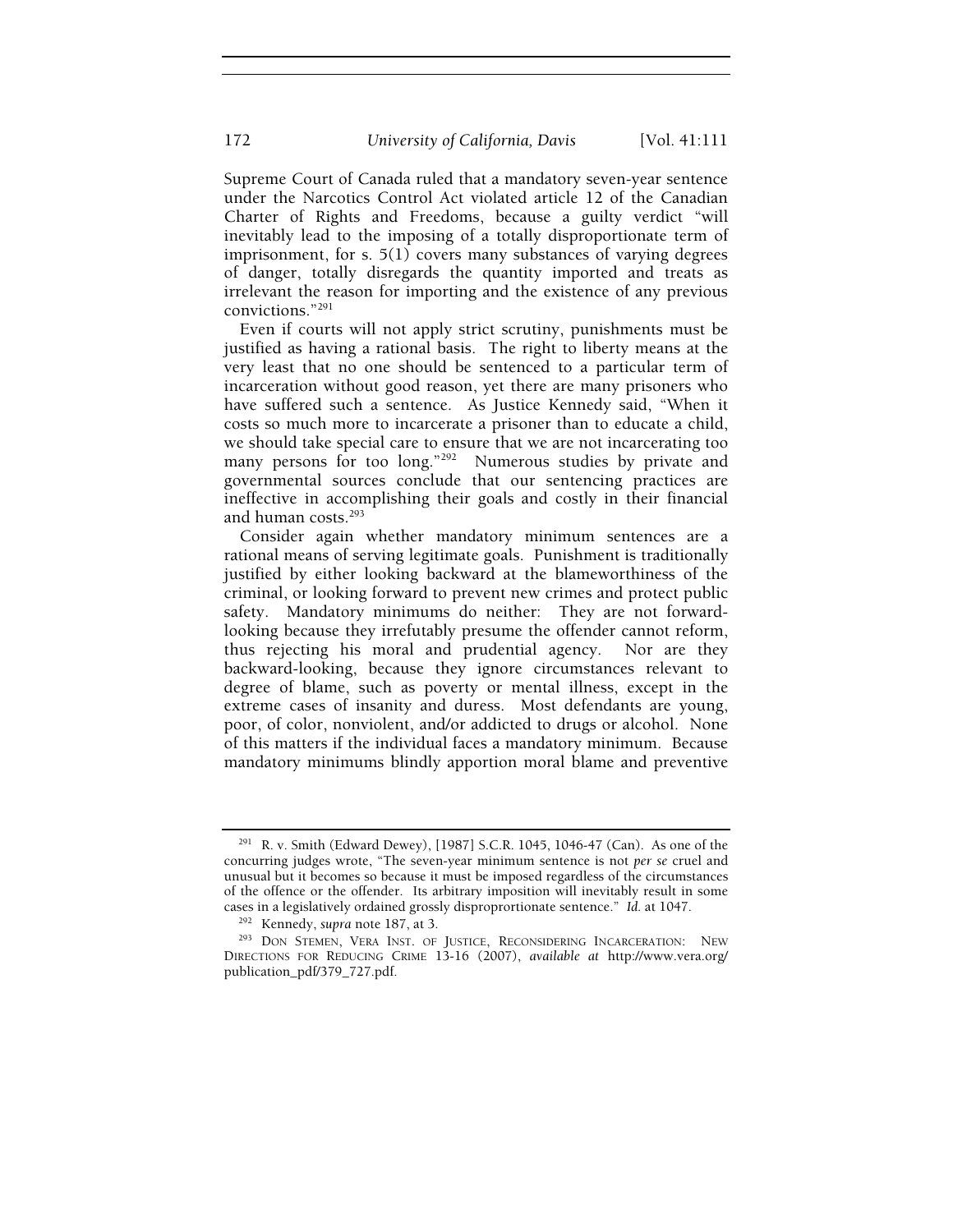Supreme Court of Canada ruled that a mandatory seven-year sentence under the Narcotics Control Act violated article 12 of the Canadian Charter of Rights and Freedoms, because a guilty verdict "will inevitably lead to the imposing of a totally disproportionate term of imprisonment, for s. 5(1) covers many substances of varying degrees of danger, totally disregards the quantity imported and treats as irrelevant the reason for importing and the existence of any previous convictions."[291]

Even if courts will not apply strict scrutiny, punishments must be justified as having a rational basis. The right to liberty means at the very least that no one should be sentenced to a particular term of incarceration without good reason, yet there are many prisoners who have suffered such a sentence. As Justice Kennedy said, "When it costs so much more to incarcerate a prisoner than to educate a child, we should take special care to ensure that we are not incarcerating too many persons for too long."[292] Numerous studies by private and governmental sources conclude that our sentencing practices are ineffective in accomplishing their goals and costly in their financial and human costs.[293]

Consider again whether mandatory minimum sentences are a rational means of serving legitimate goals. Punishment is traditionally justified by either looking backward at the blameworthiness of the criminal, or looking forward to prevent new crimes and protect public safety. Mandatory minimums do neither: They are not forward-looking because they irrefutably presume the offender cannot reform, thus rejecting his moral and prudential agency. Nor are they backward-looking, because they ignore circumstances relevant to degree of blame, such as poverty or mental illness, except in the extreme cases of insanity and duress. Most defendants are young, poor, of color, nonviolent, and/or addicted to drugs or alcohol. None of this matters if the individual faces a mandatory minimum. Because mandatory minimums blindly apportion moral blame and preventive

---

[291] R. v. Smith (Edward Dewey), [1987] S.C.R. 1045, 1046-47 (Can). As one of the concurring judges wrote, "The seven-year minimum sentence is not *per se* cruel and unusual but it becomes so because it must be imposed regardless of the circumstances of the offence or the offender. Its arbitrary imposition will inevitably result in some cases in a legislatively ordained grossly disproprortionate sentence." *Id.* at 1047.

[292] Kennedy, *supra* note 187, at 3.

[293] DON STEMEN, VERA INST. OF JUSTICE, RECONSIDERING INCARCERATION: NEW DIRECTIONS FOR REDUCING CRIME 13-16 (2007), *available at* http://www.vera.org/publication_pdf/379_727.pdf.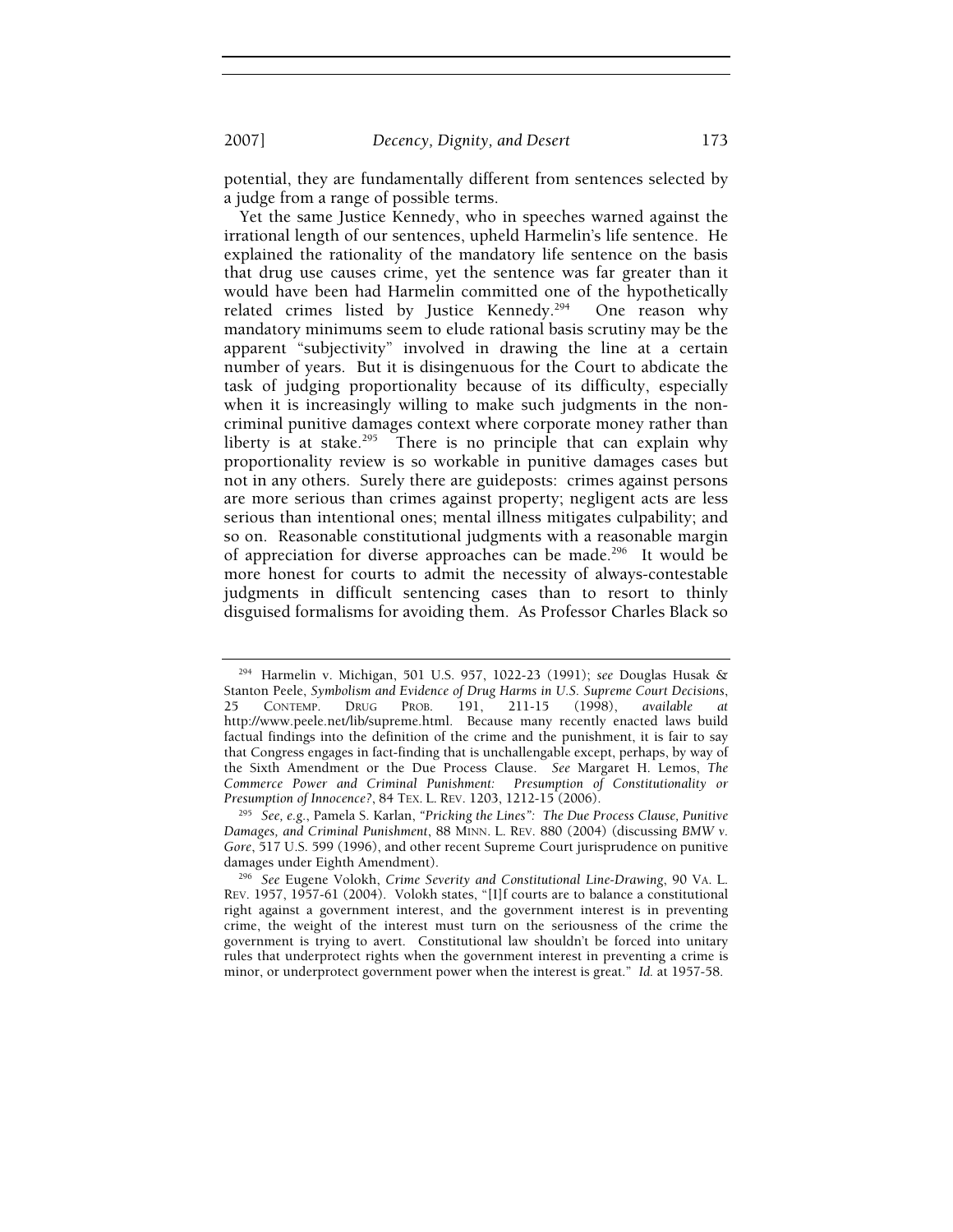potential, they are fundamentally different from sentences selected by a judge from a range of possible terms.

Yet the same Justice Kennedy, who in speeches warned against the irrational length of our sentences, upheld Harmelin's life sentence. He explained the rationality of the mandatory life sentence on the basis that drug use causes crime, yet the sentence was far greater than it would have been had Harmelin committed one of the hypothetically related crimes listed by Justice Kennedy.[294] One reason why mandatory minimums seem to elude rational basis scrutiny may be the apparent "subjectivity" involved in drawing the line at a certain number of years. But it is disingenuous for the Court to abdicate the task of judging proportionality because of its difficulty, especially when it is increasingly willing to make such judgments in the non-criminal punitive damages context where corporate money rather than liberty is at stake.[295] There is no principle that can explain why proportionality review is so workable in punitive damages cases but not in any others. Surely there are guideposts: crimes against persons are more serious than crimes against property; negligent acts are less serious than intentional ones; mental illness mitigates culpability; and so on. Reasonable constitutional judgments with a reasonable margin of appreciation for diverse approaches can be made.[296] It would be more honest for courts to admit the necessity of always-contestable judgments in difficult sentencing cases than to resort to thinly disguised formalisms for avoiding them. As Professor Charles Black so

---

[294] Harmelin v. Michigan, 501 U.S. 957, 1022-23 (1991); *see* Douglas Husak & Stanton Peele, *Symbolism and Evidence of Drug Harms in U.S. Supreme Court Decisions*, 25 CONTEMP. DRUG PROB. 191, 211-15 (1998), *available at* http://www.peele.net/lib/supreme.html. Because many recently enacted laws build factual findings into the definition of the crime and the punishment, it is fair to say that Congress engages in fact-finding that is unchallengable except, perhaps, by way of the Sixth Amendment or the Due Process Clause. *See* Margaret H. Lemos, *The Commerce Power and Criminal Punishment: Presumption of Constitutionality or Presumption of Innocence?*, 84 TEX. L. REV. 1203, 1212-15 (2006).

[295] *See, e.g.*, Pamela S. Karlan, *"Pricking the Lines": The Due Process Clause, Punitive Damages, and Criminal Punishment*, 88 MINN. L. REV. 880 (2004) (discussing *BMW v. Gore*, 517 U.S. 599 (1996), and other recent Supreme Court jurisprudence on punitive damages under Eighth Amendment).

[296] *See* Eugene Volokh, *Crime Severity and Constitutional Line-Drawing*, 90 VA. L. REV. 1957, 1957-61 (2004). Volokh states, "[I]f courts are to balance a constitutional right against a government interest, and the government interest is in preventing crime, the weight of the interest must turn on the seriousness of the crime the government is trying to avert. Constitutional law shouldn't be forced into unitary rules that underprotect rights when the government interest in preventing a crime is minor, or underprotect government power when the interest is great." *Id.* at 1957-58.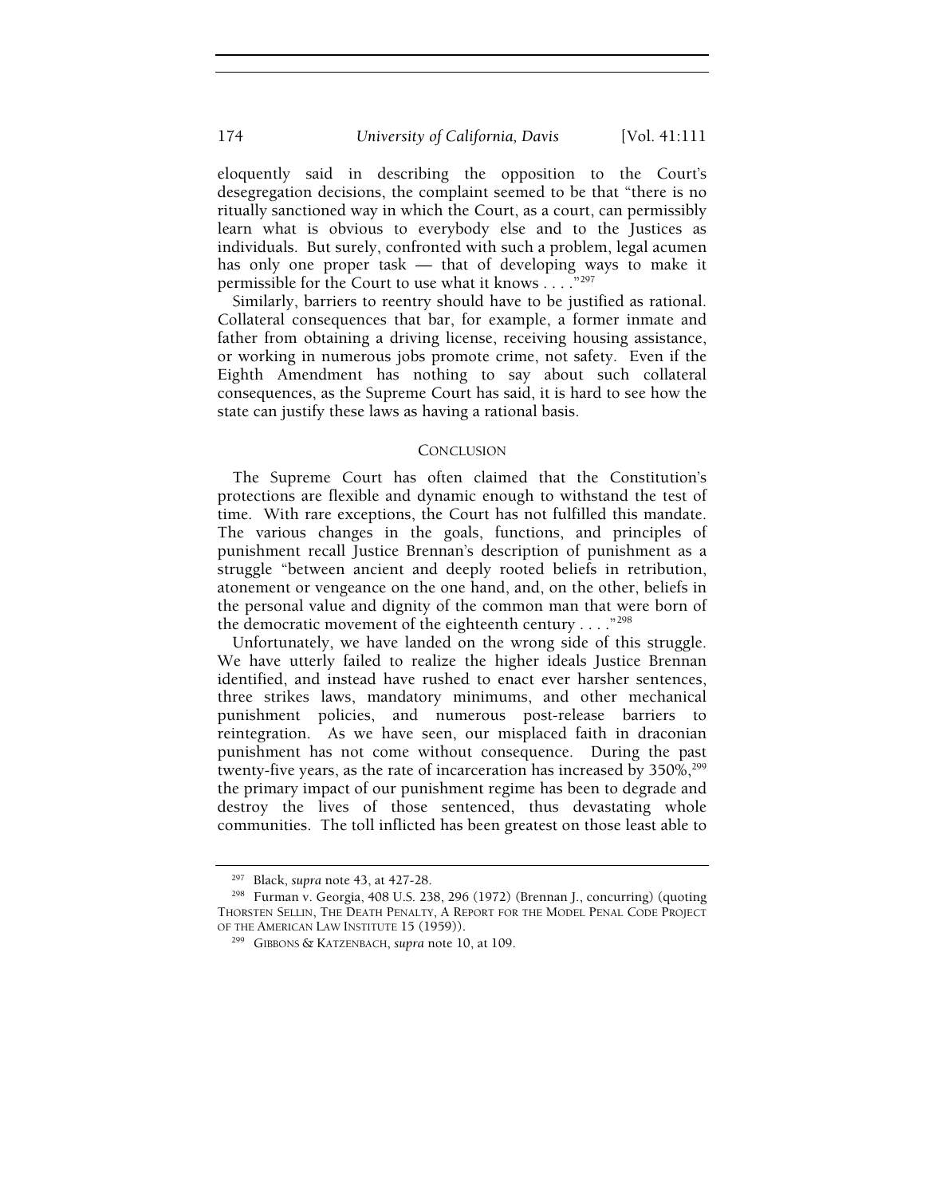eloquently said in describing the opposition to the Court's desegregation decisions, the complaint seemed to be that "there is no ritually sanctioned way in which the Court, as a court, can permissibly learn what is obvious to everybody else and to the Justices as individuals. But surely, confronted with such a problem, legal acumen has only one proper task — that of developing ways to make it permissible for the Court to use what it knows . . . ."[297]

Similarly, barriers to reentry should have to be justified as rational. Collateral consequences that bar, for example, a former inmate and father from obtaining a driving license, receiving housing assistance, or working in numerous jobs promote crime, not safety. Even if the Eighth Amendment has nothing to say about such collateral consequences, as the Supreme Court has said, it is hard to see how the state can justify these laws as having a rational basis.

## CONCLUSION

The Supreme Court has often claimed that the Constitution's protections are flexible and dynamic enough to withstand the test of time. With rare exceptions, the Court has not fulfilled this mandate. The various changes in the goals, functions, and principles of punishment recall Justice Brennan's description of punishment as a struggle "between ancient and deeply rooted beliefs in retribution, atonement or vengeance on the one hand, and, on the other, beliefs in the personal value and dignity of the common man that were born of the democratic movement of the eighteenth century . . . ."[298]

Unfortunately, we have landed on the wrong side of this struggle. We have utterly failed to realize the higher ideals Justice Brennan identified, and instead have rushed to enact ever harsher sentences, three strikes laws, mandatory minimums, and other mechanical punishment policies, and numerous post-release barriers to reintegration. As we have seen, our misplaced faith in draconian punishment has not come without consequence. During the past twenty-five years, as the rate of incarceration has increased by 350%,[299] the primary impact of our punishment regime has been to degrade and destroy the lives of those sentenced, thus devastating whole communities. The toll inflicted has been greatest on those least able to

---

[297] Black, *supra* note 43, at 427-28.

[298] Furman v. Georgia, 408 U.S. 238, 296 (1972) (Brennan J., concurring) (quoting THORSTEN SELLIN, THE DEATH PENALTY, A REPORT FOR THE MODEL PENAL CODE PROJECT OF THE AMERICAN LAW INSTITUTE 15 (1959)).

[299] GIBBONS & KATZENBACH, *supra* note 10, at 109.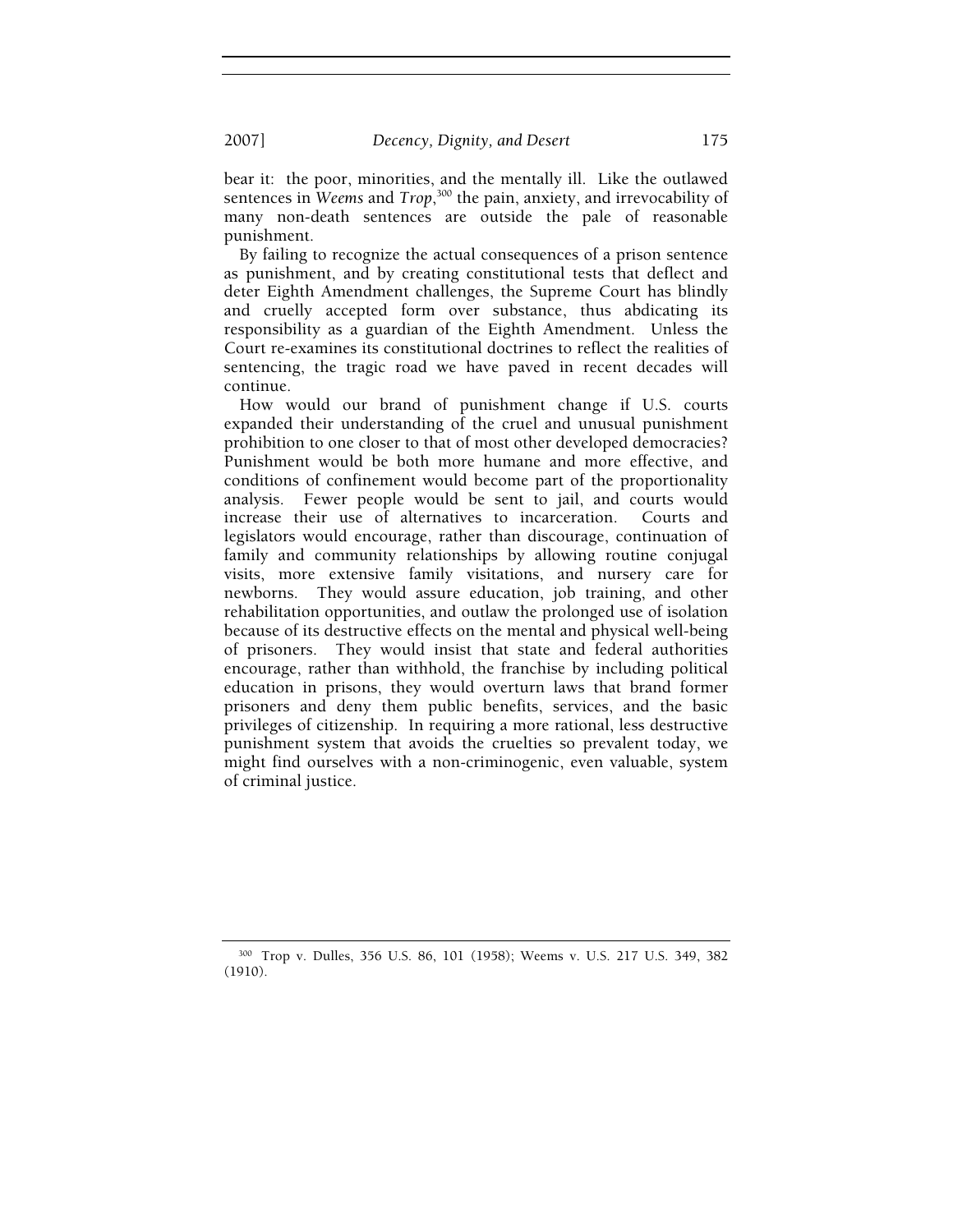bear it: the poor, minorities, and the mentally ill. Like the outlawed sentences in *Weems* and *Trop*,[300] the pain, anxiety, and irrevocability of many non-death sentences are outside the pale of reasonable punishment.

By failing to recognize the actual consequences of a prison sentence as punishment, and by creating constitutional tests that deflect and deter Eighth Amendment challenges, the Supreme Court has blindly and cruelly accepted form over substance, thus abdicating its responsibility as a guardian of the Eighth Amendment. Unless the Court re-examines its constitutional doctrines to reflect the realities of sentencing, the tragic road we have paved in recent decades will continue.

How would our brand of punishment change if U.S. courts expanded their understanding of the cruel and unusual punishment prohibition to one closer to that of most other developed democracies? Punishment would be both more humane and more effective, and conditions of confinement would become part of the proportionality analysis. Fewer people would be sent to jail, and courts would increase their use of alternatives to incarceration. Courts and legislators would encourage, rather than discourage, continuation of family and community relationships by allowing routine conjugal visits, more extensive family visitations, and nursery care for newborns. They would assure education, job training, and other rehabilitation opportunities, and outlaw the prolonged use of isolation because of its destructive effects on the mental and physical well-being of prisoners. They would insist that state and federal authorities encourage, rather than withhold, the franchise by including political education in prisons, they would overturn laws that brand former prisoners and deny them public benefits, services, and the basic privileges of citizenship. In requiring a more rational, less destructive punishment system that avoids the cruelties so prevalent today, we might find ourselves with a non-criminogenic, even valuable, system of criminal justice.

---

[300] Trop v. Dulles, 356 U.S. 86, 101 (1958); Weems v. U.S. 217 U.S. 349, 382 (1910).